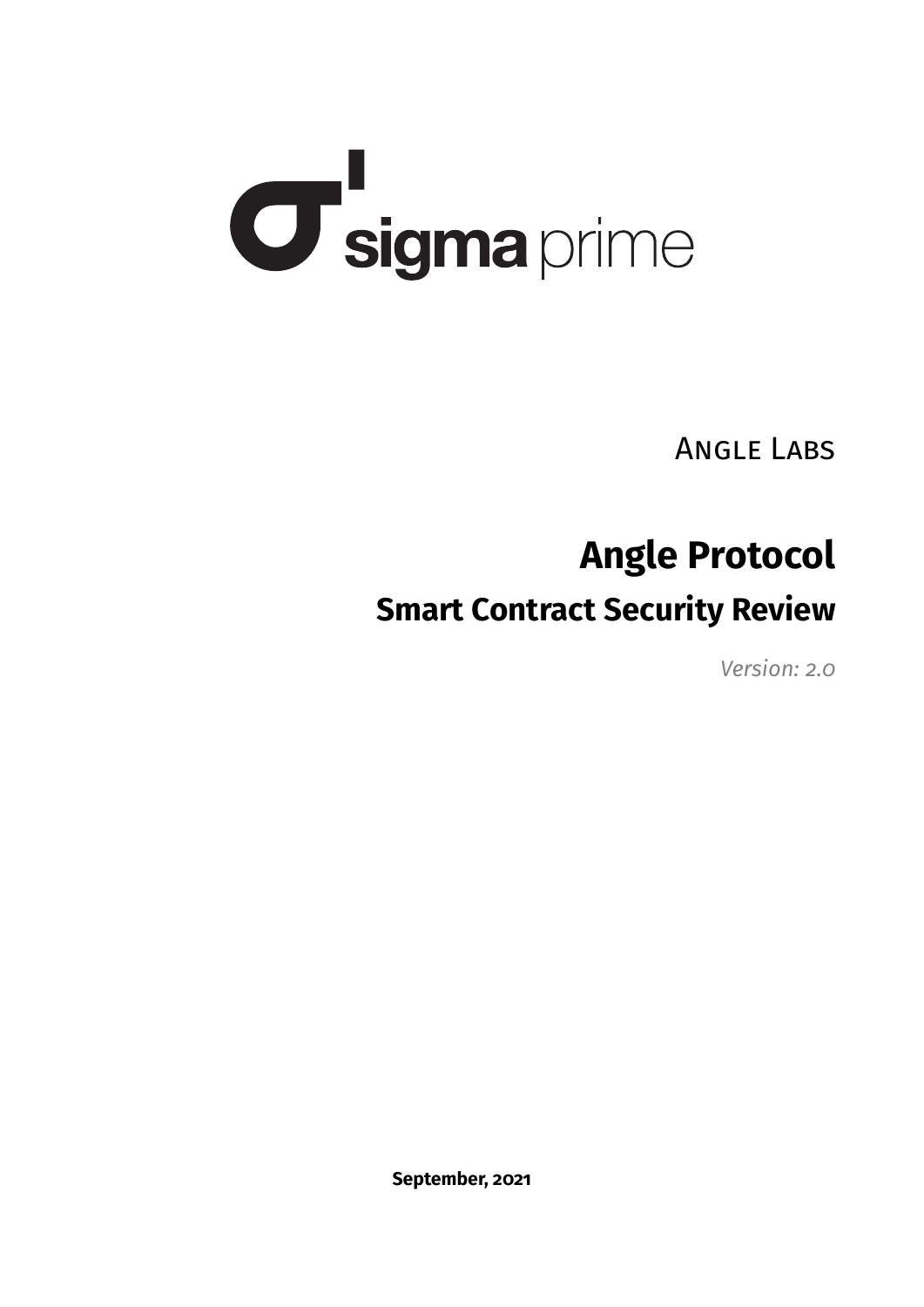sigma prime

Angle Labs

# Angle Protocol

## Smart Contract Security Review

*Version: 2.0*

**September, 2021**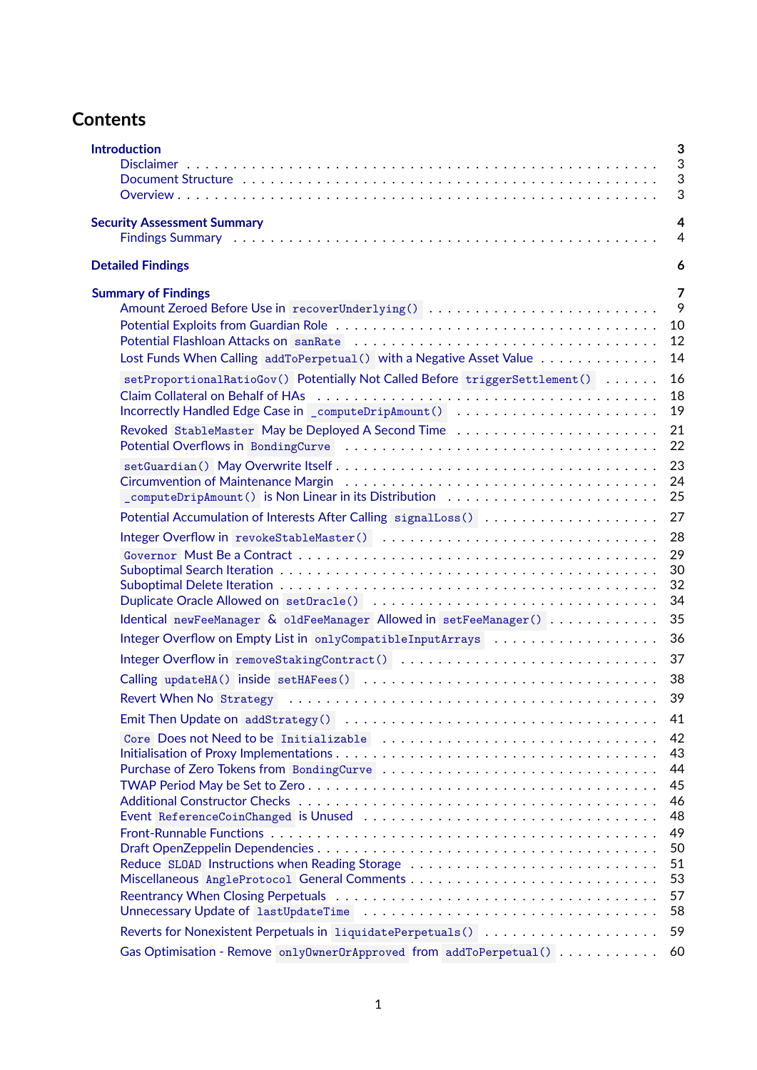# Contents

- **Introduction** 3
  - Disclaimer 3
  - Document Structure 3
  - Overview 3
- **Security Assessment Summary** 4
  - Findings Summary 4
- **Detailed Findings** 6
- **Summary of Findings** 7
  - Amount Zeroed Before Use in `recoverUnderlying()` 9
  - Potential Exploits from Guardian Role 10
  - Potential Flashloan Attacks on `sanRate` 12
  - Lost Funds When Calling `addToPerpetual()` with a Negative Asset Value 14
  - `setProportionalRatioGov()` Potentially Not Called Before `triggerSettlement()` 16
  - Claim Collateral on Behalf of HAs 18
  - Incorrectly Handled Edge Case in `_computeDripAmount()` 19
  - Revoked `StableMaster` May be Deployed A Second Time 21
  - Potential Overflows in `BondingCurve` 22
  - `setGuardian()` May Overwrite Itself 23
  - Circumvention of Maintenance Margin 24
  - `_computeDripAmount()` is Non Linear in its Distribution 25
  - Potential Accumulation of Interests After Calling `signalLoss()` 27
  - Integer Overflow in `revokeStableMaster()` 28
  - `Governor` Must Be a Contract 29
  - Suboptimal Search Iteration 30
  - Suboptimal Delete Iteration 32
  - Duplicate Oracle Allowed on `setOracle()` 34
  - Identical `newFeeManager` & `oldFeeManager` Allowed in `setFeeManager()` 35
  - Integer Overflow on Empty List in `onlyCompatibleInputArrays` 36
  - Integer Overflow in `removeStakingContract()` 37
  - Calling `updateHA()` inside `setHAFees()` 38
  - Revert When No `Strategy` 39
  - Emit Then Update on `addStrategy()` 41
  - `Core` Does not Need to be `Initializable` 42
  - Initialisation of Proxy Implementations 43
  - Purchase of Zero Tokens from `BondingCurve` 44
  - TWAP Period May be Set to Zero 45
  - Additional Constructor Checks 46
  - Event `ReferenceCoinChanged` is Unused 48
  - Front-Runnable Functions 49
  - Draft OpenZeppelin Dependencies 50
  - Reduce `SLOAD` Instructions when Reading Storage 51
  - Miscellaneous `AngleProtocol` General Comments 53
  - Reentrancy When Closing Perpetuals 57
  - Unnecessary Update of `lastUpdateTime` 58
  - Reverts for Nonexistent Perpetuals in `liquidatePerpetuals()` 59
  - Gas Optimisation - Remove `onlyOwnerOrApproved` from `addToPerpetual()` 60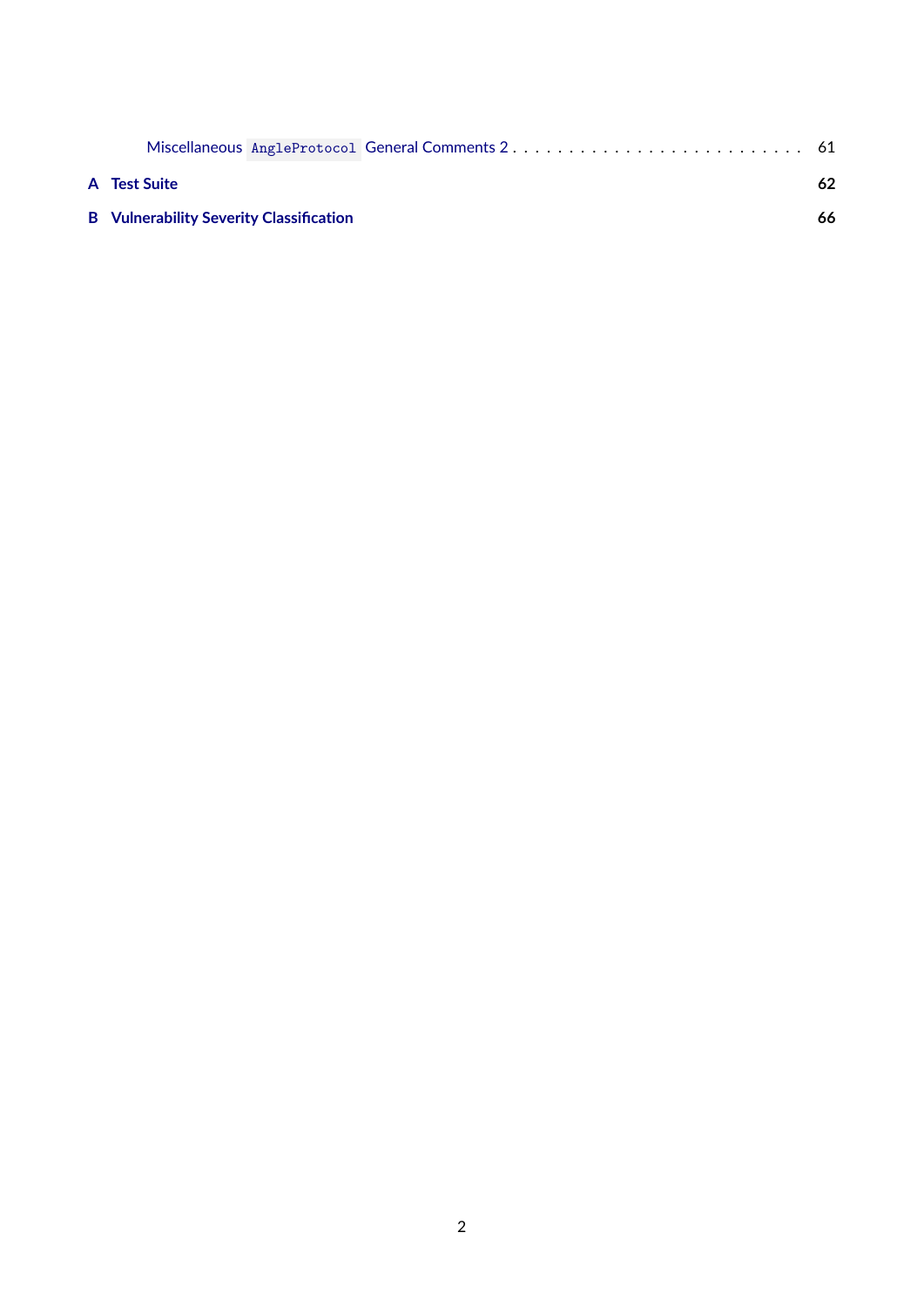Miscellaneous `AngleProtocol` General Comments 2 . . . . . . . . . . . . . . . . . . . . . . . . . 61

**A Test Suite** **62**

**B Vulnerability Severity Classification** **66**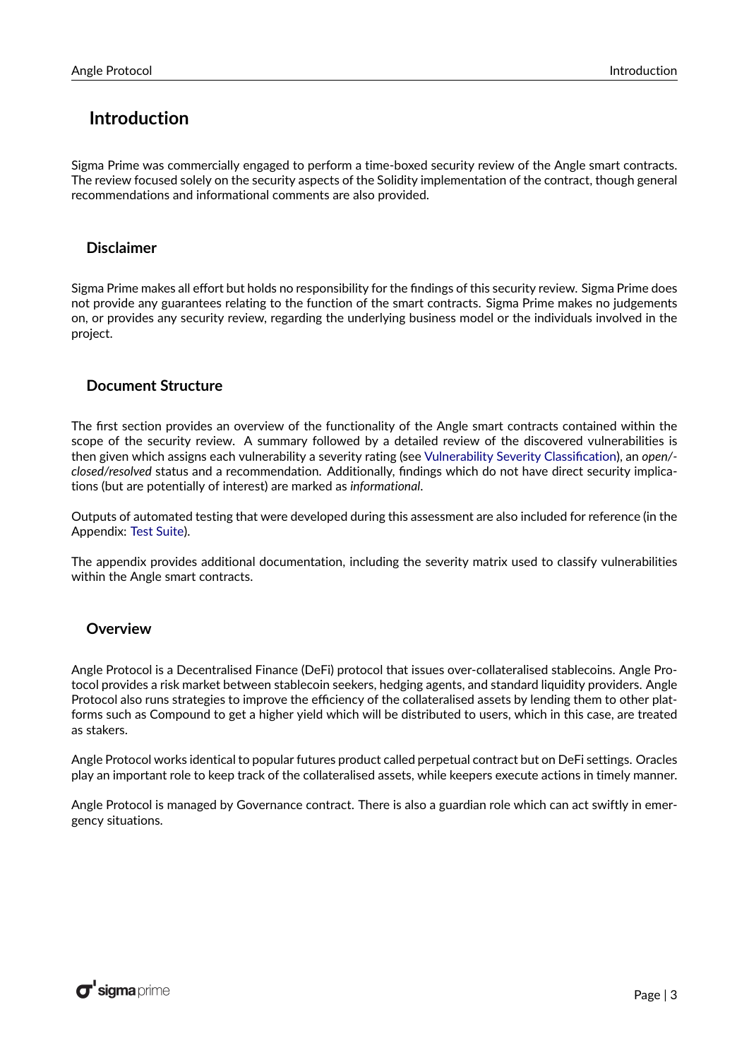# Introduction

Sigma Prime was commercially engaged to perform a time-boxed security review of the Angle smart contracts. The review focused solely on the security aspects of the Solidity implementation of the contract, though general recommendations and informational comments are also provided.

## Disclaimer

Sigma Prime makes all effort but holds no responsibility for the findings of this security review. Sigma Prime does not provide any guarantees relating to the function of the smart contracts. Sigma Prime makes no judgements on, or provides any security review, regarding the underlying business model or the individuals involved in the project.

## Document Structure

The first section provides an overview of the functionality of the Angle smart contracts contained within the scope of the security review. A summary followed by a detailed review of the discovered vulnerabilities is then given which assigns each vulnerability a severity rating (see Vulnerability Severity Classification), an *open/closed/resolved* status and a recommendation. Additionally, findings which do not have direct security implications (but are potentially of interest) are marked as *informational*.

Outputs of automated testing that were developed during this assessment are also included for reference (in the Appendix: Test Suite).

The appendix provides additional documentation, including the severity matrix used to classify vulnerabilities within the Angle smart contracts.

## Overview

Angle Protocol is a Decentralised Finance (DeFi) protocol that issues over-collateralised stablecoins. Angle Protocol provides a risk market between stablecoin seekers, hedging agents, and standard liquidity providers. Angle Protocol also runs strategies to improve the efficiency of the collateralised assets by lending them to other platforms such as Compound to get a higher yield which will be distributed to users, which in this case, are treated as stakers.

Angle Protocol works identical to popular futures product called perpetual contract but on DeFi settings. Oracles play an important role to keep track of the collateralised assets, while keepers execute actions in timely manner.

Angle Protocol is managed by Governance contract. There is also a guardian role which can act swiftly in emergency situations.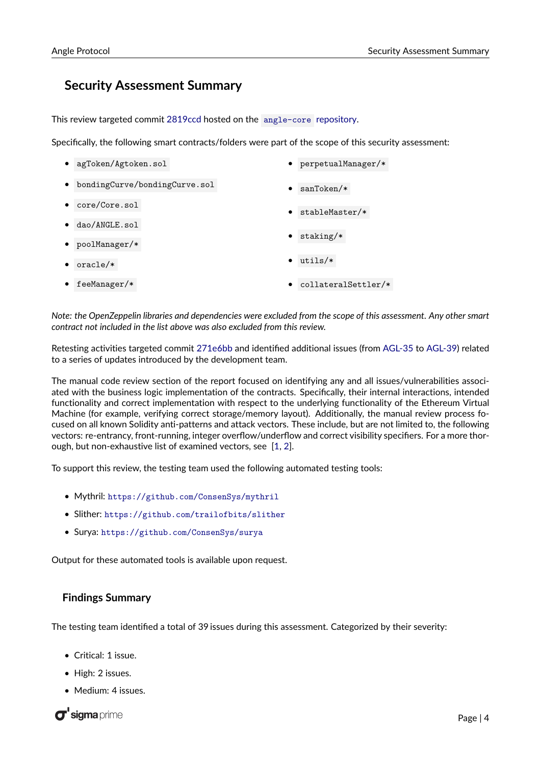## Security Assessment Summary

This review targeted commit 2819ccd hosted on the `angle-core` repository.

Specifically, the following smart contracts/folders were part of the scope of this security assessment:

- `agToken/Agtoken.sol`
- `bondingCurve/bondingCurve.sol`
- `core/Core.sol`
- `dao/ANGLE.sol`
- `poolManager/*`
- `oracle/*`
- `feeManager/*`
- `perpetualManager/*`
- `sanToken/*`
- `stableMaster/*`
- `staking/*`
- `utils/*`
- `collateralSettler/*`

*Note: the OpenZeppelin libraries and dependencies were excluded from the scope of this assessment. Any other smart contract not included in the list above was also excluded from this review.*

Retesting activities targeted commit 271e6bb and identified additional issues (from AGL-35 to AGL-39) related to a series of updates introduced by the development team.

The manual code review section of the report focused on identifying any and all issues/vulnerabilities associated with the business logic implementation of the contracts. Specifically, their internal interactions, intended functionality and correct implementation with respect to the underlying functionality of the Ethereum Virtual Machine (for example, verifying correct storage/memory layout). Additionally, the manual review process focused on all known Solidity anti-patterns and attack vectors. These include, but are not limited to, the following vectors: re-entrancy, front-running, integer overflow/underflow and correct visibility specifiers. For a more thorough, but non-exhaustive list of examined vectors, see [1, 2].

To support this review, the testing team used the following automated testing tools:

- Mythril: `https://github.com/ConsenSys/mythril`
- Slither: `https://github.com/trailofbits/slither`
- Surya: `https://github.com/ConsenSys/surya`

Output for these automated tools is available upon request.

### Findings Summary

The testing team identified a total of 39 issues during this assessment. Categorized by their severity:

- Critical: 1 issue.
- High: 2 issues.
- Medium: 4 issues.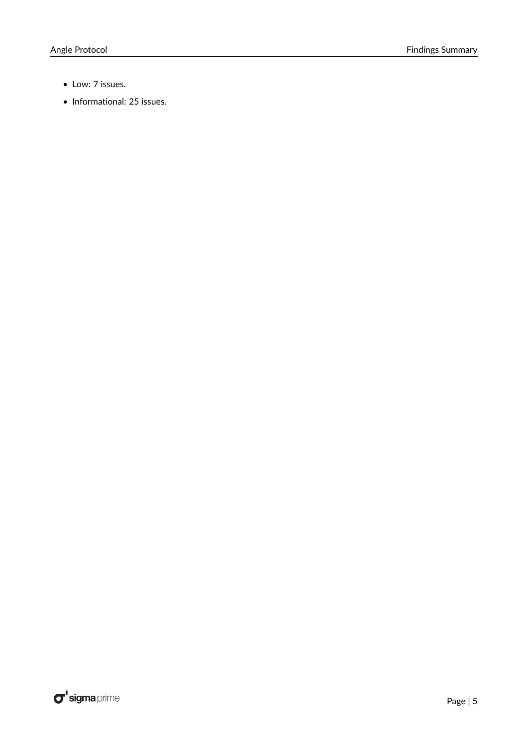- Low: 7 issues.
- Informational: 25 issues.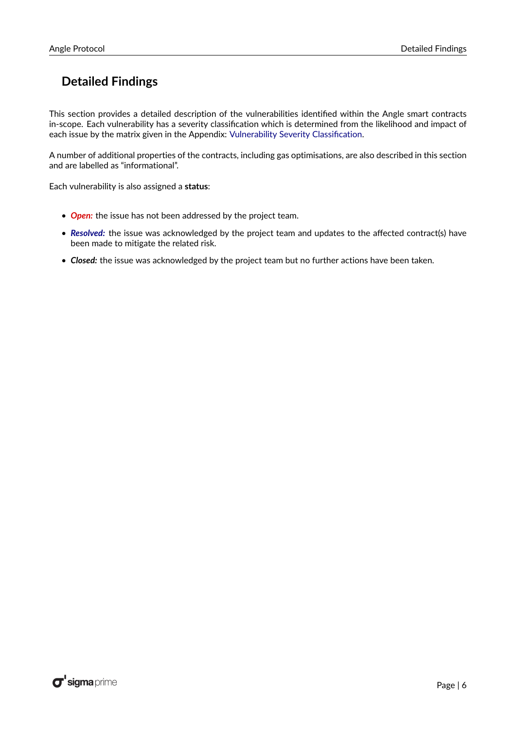# Detailed Findings

This section provides a detailed description of the vulnerabilities identified within the Angle smart contracts in-scope. Each vulnerability has a severity classification which is determined from the likelihood and impact of each issue by the matrix given in the Appendix: Vulnerability Severity Classification.

A number of additional properties of the contracts, including gas optimisations, are also described in this section and are labelled as "informational".

Each vulnerability is also assigned a **status**:

- ***Open:*** the issue has not been addressed by the project team.
- ***Resolved:*** the issue was acknowledged by the project team and updates to the affected contract(s) have been made to mitigate the related risk.
- ***Closed:*** the issue was acknowledged by the project team but no further actions have been taken.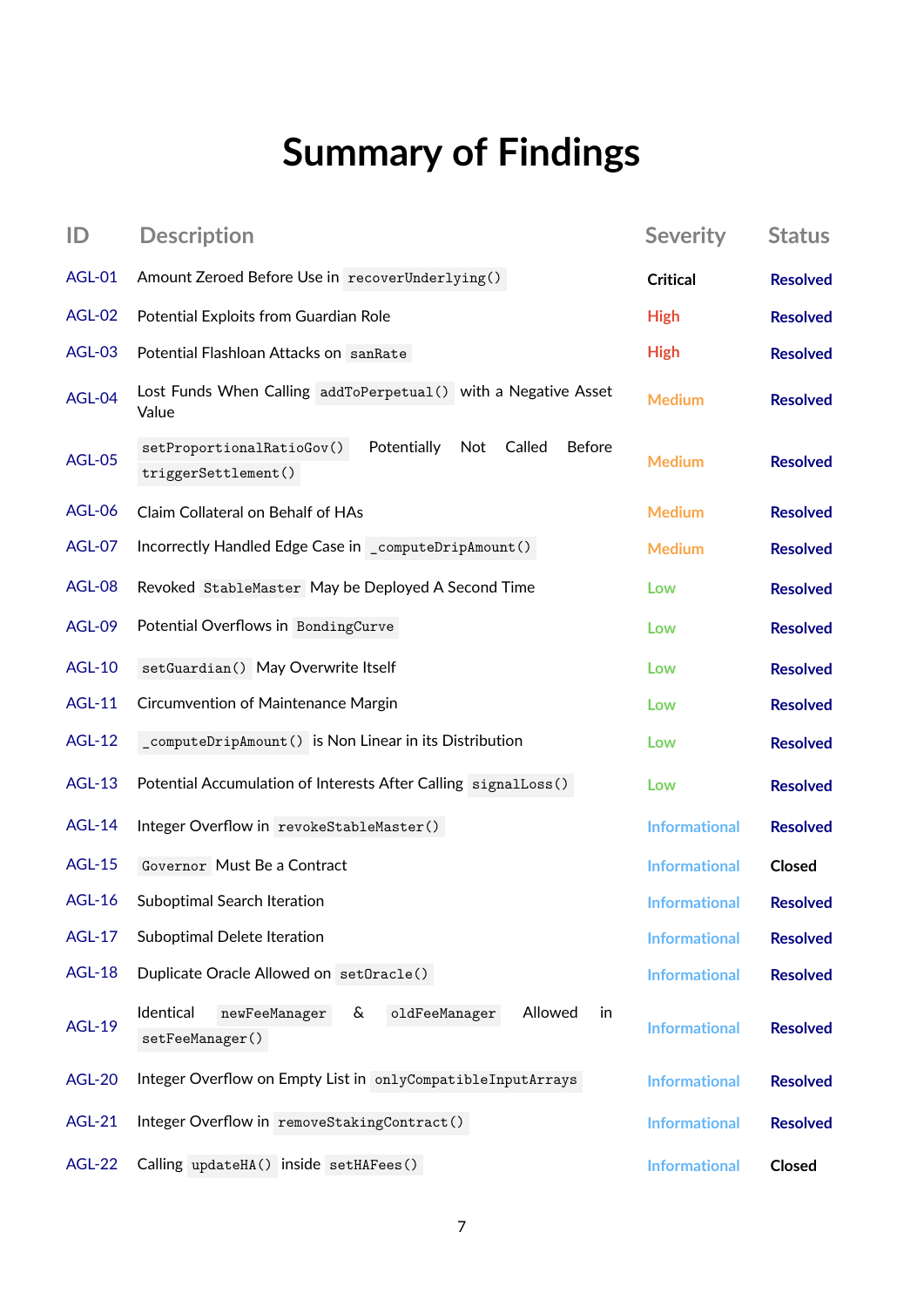# Summary of Findings

| ID | Description | Severity | Status |
|---|---|---|---|
| AGL-01 | Amount Zeroed Before Use in `recoverUnderlying()` | Critical | Resolved |
| AGL-02 | Potential Exploits from Guardian Role | High | Resolved |
| AGL-03 | Potential Flashloan Attacks on `sanRate` | High | Resolved |
| AGL-04 | Lost Funds When Calling `addToPerpetual()` with a Negative Asset Value | Medium | Resolved |
| AGL-05 | `setProportionalRatioGov()` Potentially Not Called Before `triggerSettlement()` | Medium | Resolved |
| AGL-06 | Claim Collateral on Behalf of HAs | Medium | Resolved |
| AGL-07 | Incorrectly Handled Edge Case in `_computeDripAmount()` | Medium | Resolved |
| AGL-08 | Revoked `StableMaster` May be Deployed A Second Time | Low | Resolved |
| AGL-09 | Potential Overflows in `BondingCurve` | Low | Resolved |
| AGL-10 | `setGuardian()` May Overwrite Itself | Low | Resolved |
| AGL-11 | Circumvention of Maintenance Margin | Low | Resolved |
| AGL-12 | `_computeDripAmount()` is Non Linear in its Distribution | Low | Resolved |
| AGL-13 | Potential Accumulation of Interests After Calling `signalLoss()` | Low | Resolved |
| AGL-14 | Integer Overflow in `revokeStableMaster()` | Informational | Resolved |
| AGL-15 | `Governor` Must Be a Contract | Informational | Closed |
| AGL-16 | Suboptimal Search Iteration | Informational | Resolved |
| AGL-17 | Suboptimal Delete Iteration | Informational | Resolved |
| AGL-18 | Duplicate Oracle Allowed on `setOracle()` | Informational | Resolved |
| AGL-19 | Identical `newFeeManager` & `oldFeeManager` Allowed in `setFeeManager()` | Informational | Resolved |
| AGL-20 | Integer Overflow on Empty List in `onlyCompatibleInputArrays` | Informational | Resolved |
| AGL-21 | Integer Overflow in `removeStakingContract()` | Informational | Resolved |
| AGL-22 | Calling `updateHA()` inside `setHAFees()` | Informational | Closed |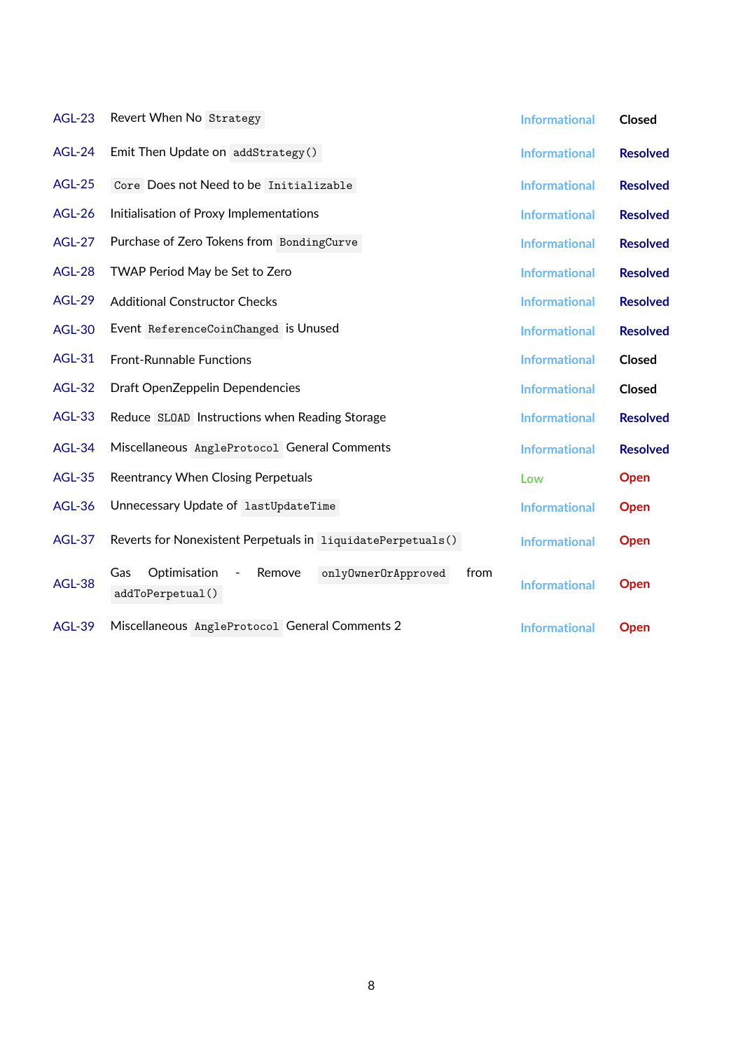| | | | |
|---|---|---|---|
| AGL-23 | Revert When No `Strategy` | Informational | Closed |
| AGL-24 | Emit Then Update on `addStrategy()` | Informational | Resolved |
| AGL-25 | `Core` Does not Need to be `Initializable` | Informational | Resolved |
| AGL-26 | Initialisation of Proxy Implementations | Informational | Resolved |
| AGL-27 | Purchase of Zero Tokens from `BondingCurve` | Informational | Resolved |
| AGL-28 | TWAP Period May be Set to Zero | Informational | Resolved |
| AGL-29 | Additional Constructor Checks | Informational | Resolved |
| AGL-30 | Event `ReferenceCoinChanged` is Unused | Informational | Resolved |
| AGL-31 | Front-Runnable Functions | Informational | Closed |
| AGL-32 | Draft OpenZeppelin Dependencies | Informational | Closed |
| AGL-33 | Reduce `SLOAD` Instructions when Reading Storage | Informational | Resolved |
| AGL-34 | Miscellaneous `AngleProtocol` General Comments | Informational | Resolved |
| AGL-35 | Reentrancy When Closing Perpetuals | Low | Open |
| AGL-36 | Unnecessary Update of `lastUpdateTime` | Informational | Open |
| AGL-37 | Reverts for Nonexistent Perpetuals in `liquidatePerpetuals()` | Informational | Open |
| AGL-38 | Gas Optimisation - Remove `onlyOwnerOrApproved` from `addToPerpetual()` | Informational | Open |
| AGL-39 | Miscellaneous `AngleProtocol` General Comments 2 | Informational | Open |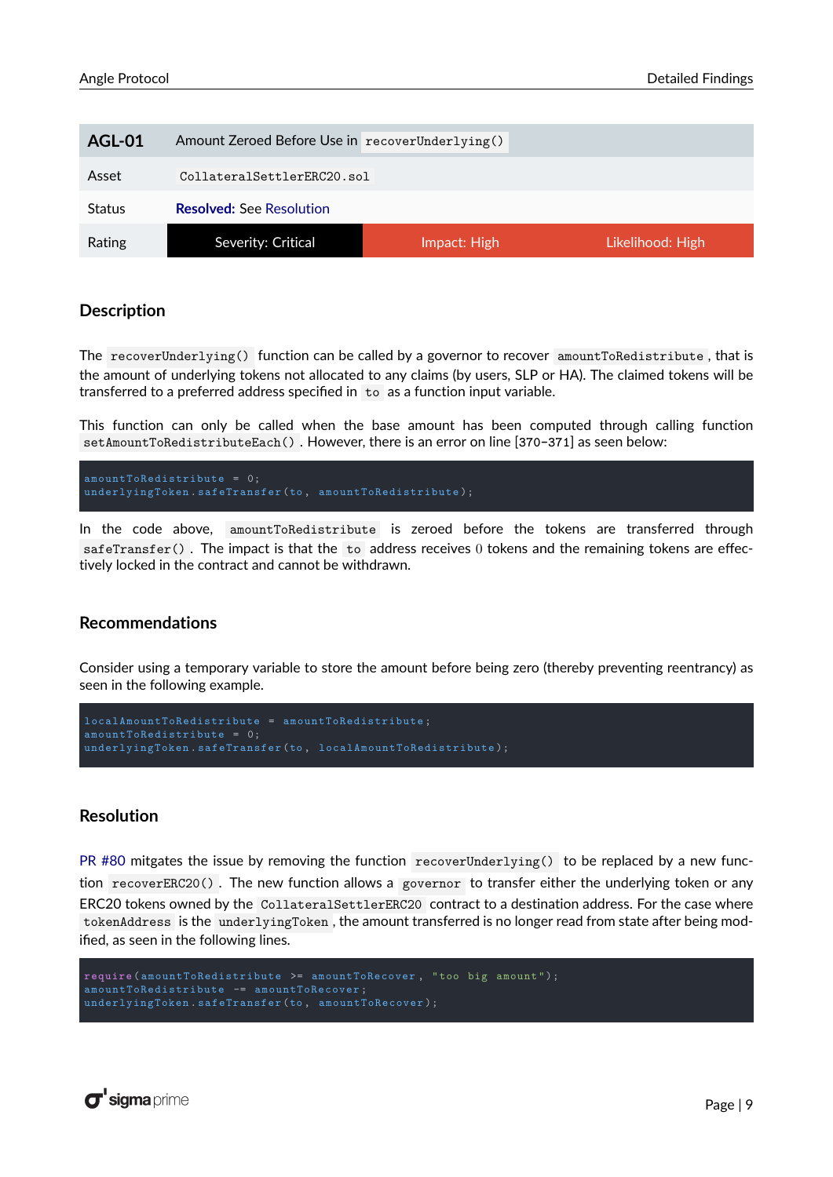| AGL-01 | Amount Zeroed Before Use in `recoverUnderlying()` | | |
|---|---|---|---|
| Asset | `CollateralSettlerERC20.sol` | | |
| Status | **Resolved:** See Resolution | | |
| Rating | Severity: Critical | Impact: High | Likelihood: High |

## Description

The `recoverUnderlying()` function can be called by a governor to recover `amountToRedistribute`, that is the amount of underlying tokens not allocated to any claims (by users, SLP or HA). The claimed tokens will be transferred to a preferred address specified in `to` as a function input variable.

This function can only be called when the base amount has been computed through calling function `setAmountToRedistributeEach()`. However, there is an error on line [370-371] as seen below:

```
amountToRedistribute = 0;
underlyingToken.safeTransfer(to, amountToRedistribute);
```

In the code above, `amountToRedistribute` is zeroed before the tokens are transferred through `safeTransfer()`. The impact is that the `to` address receives 0 tokens and the remaining tokens are effectively locked in the contract and cannot be withdrawn.

## Recommendations

Consider using a temporary variable to store the amount before being zero (thereby preventing reentrancy) as seen in the following example.

```
localAmountToRedistribute = amountToRedistribute;
amountToRedistribute = 0;
underlyingToken.safeTransfer(to, localAmountToRedistribute);
```

## Resolution

PR #80 mitgates the issue by removing the function `recoverUnderlying()` to be replaced by a new function `recoverERC20()`. The new function allows a `governor` to transfer either the underlying token or any ERC20 tokens owned by the `CollateralSettlerERC20` contract to a destination address. For the case where `tokenAddress` is the `underlyingToken`, the amount transferred is no longer read from state after being modified, as seen in the following lines.

```
require(amountToRedistribute >= amountToRecover, "too big amount");
amountToRedistribute -= amountToRecover;
underlyingToken.safeTransfer(to, amountToRecover);
```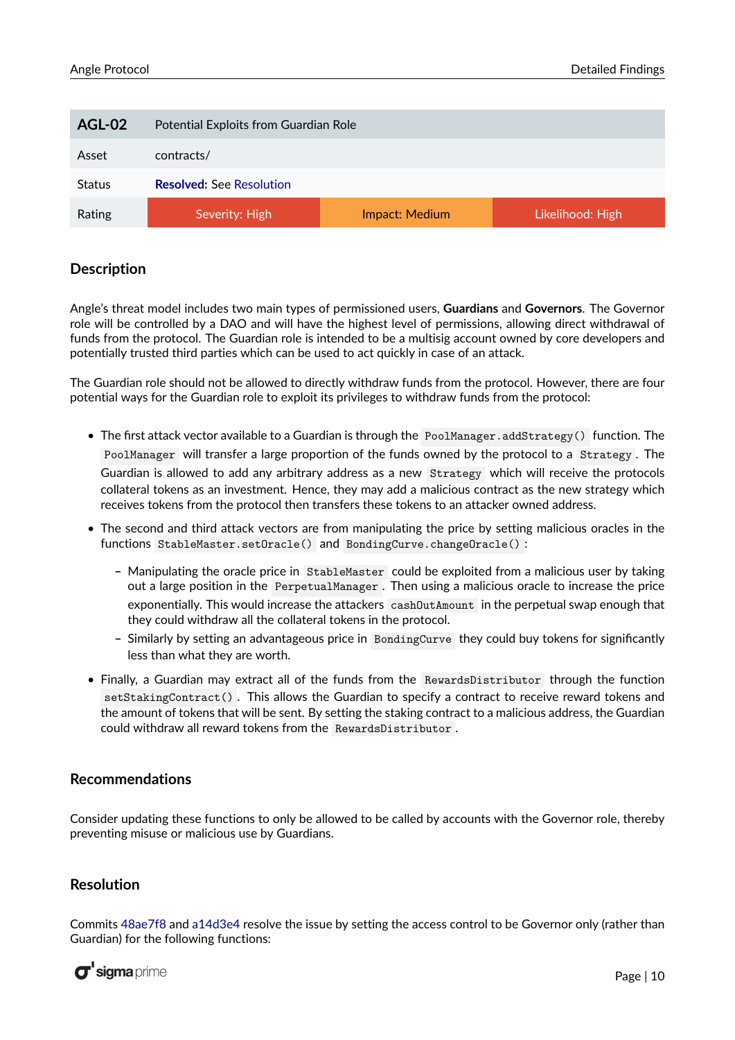| AGL-02 | Potential Exploits from Guardian Role | | |
|---|---|---|---|
| Asset | contracts/ | | |
| Status | **Resolved:** See Resolution | | |
| Rating | Severity: High | Impact: Medium | Likelihood: High |

## Description

Angle's threat model includes two main types of permissioned users, **Guardians** and **Governors**. The Governor role will be controlled by a DAO and will have the highest level of permissions, allowing direct withdrawal of funds from the protocol. The Guardian role is intended to be a multisig account owned by core developers and potentially trusted third parties which can be used to act quickly in case of an attack.

The Guardian role should not be allowed to directly withdraw funds from the protocol. However, there are four potential ways for the Guardian role to exploit its privileges to withdraw funds from the protocol:

- The first attack vector available to a Guardian is through the `PoolManager.addStrategy()` function. The `PoolManager` will transfer a large proportion of the funds owned by the protocol to a `Strategy`. The Guardian is allowed to add any arbitrary address as a new `Strategy` which will receive the protocols collateral tokens as an investment. Hence, they may add a malicious contract as the new strategy which receives tokens from the protocol then transfers these tokens to an attacker owned address.
- The second and third attack vectors are from manipulating the price by setting malicious oracles in the functions `StableMaster.setOracle()` and `BondingCurve.changeOracle()`:
  - Manipulating the oracle price in `StableMaster` could be exploited from a malicious user by taking out a large position in the `PerpetualManager`. Then using a malicious oracle to increase the price exponentially. This would increase the attackers `cashOutAmount` in the perpetual swap enough that they could withdraw all the collateral tokens in the protocol.
  - Similarly by setting an advantageous price in `BondingCurve` they could buy tokens for significantly less than what they are worth.
- Finally, a Guardian may extract all of the funds from the `RewardsDistributor` through the function `setStakingContract()`. This allows the Guardian to specify a contract to receive reward tokens and the amount of tokens that will be sent. By setting the staking contract to a malicious address, the Guardian could withdraw all reward tokens from the `RewardsDistributor`.

## Recommendations

Consider updating these functions to only be allowed to be called by accounts with the Governor role, thereby preventing misuse or malicious use by Guardians.

## Resolution

Commits 48ae7f8 and a14d3e4 resolve the issue by setting the access control to be Governor only (rather than Guardian) for the following functions: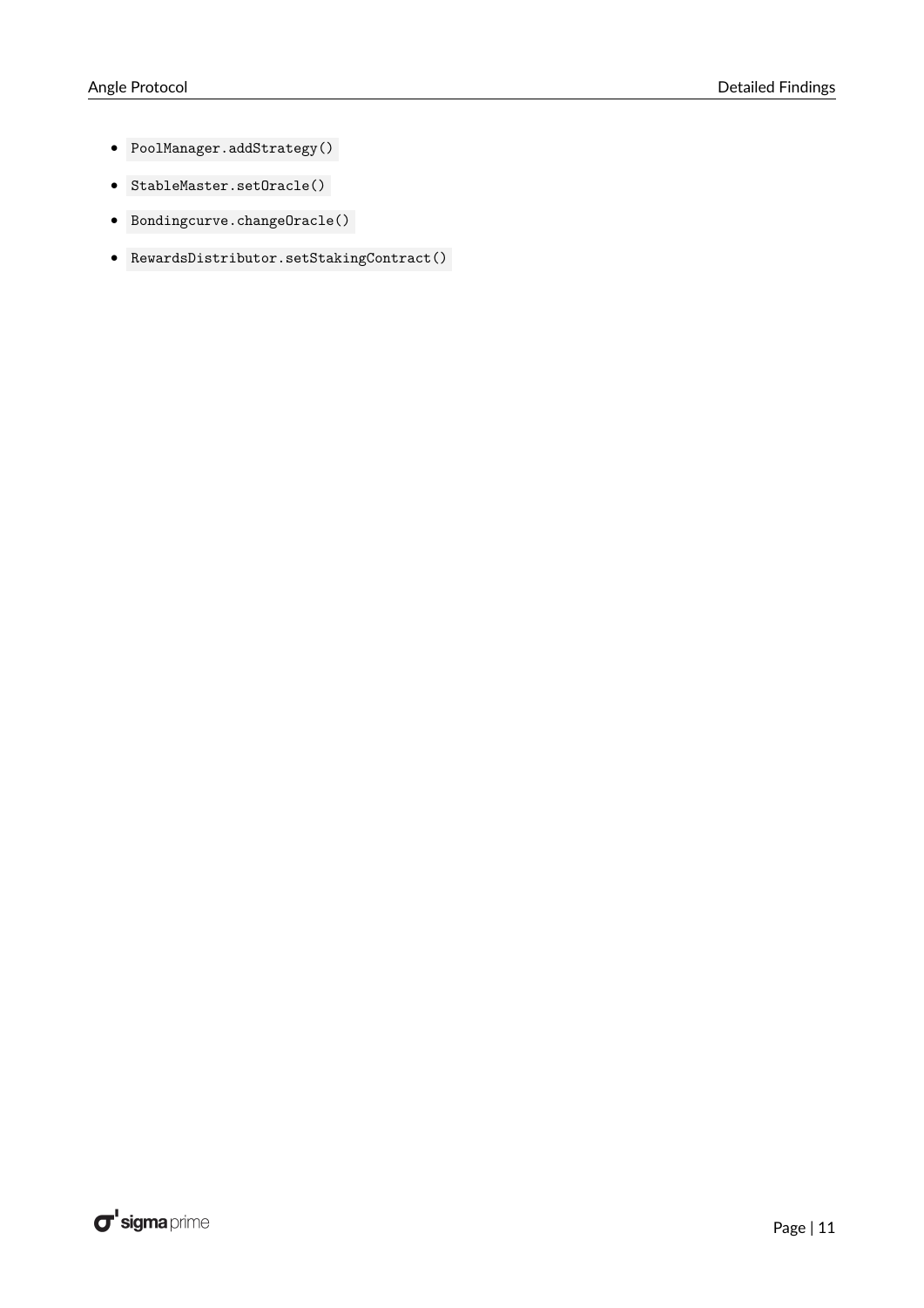- `PoolManager.addStrategy()`
- `StableMaster.setOracle()`
- `Bondingcurve.changeOracle()`
- `RewardsDistributor.setStakingContract()`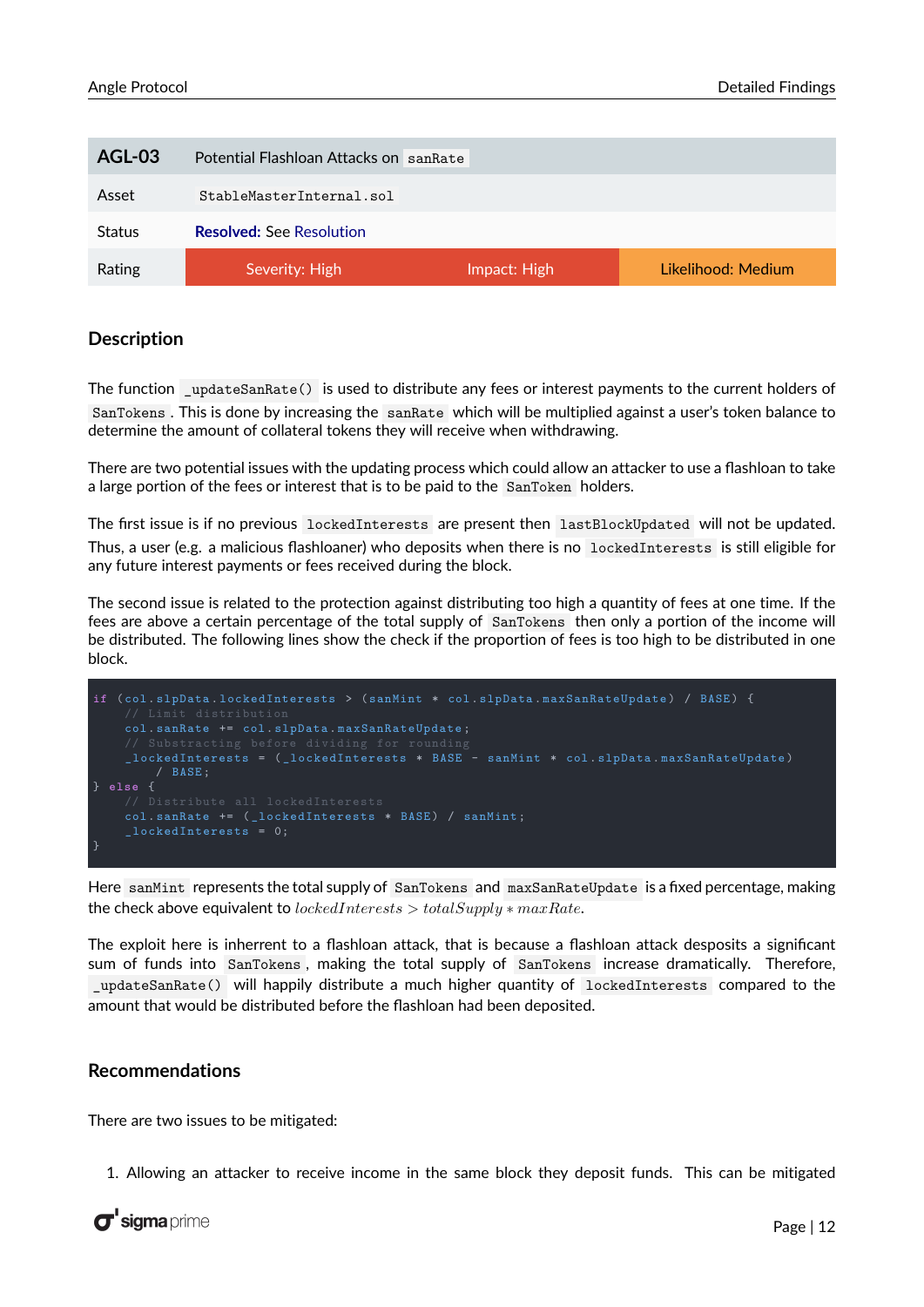| AGL-03 | Potential Flashloan Attacks on `sanRate` | | |
|---|---|---|---|
| Asset | `StableMasterInternal.sol` | | |
| Status | **Resolved:** See Resolution | | |
| Rating | Severity: High | Impact: High | Likelihood: Medium |

## Description

The function `_updateSanRate()` is used to distribute any fees or interest payments to the current holders of `SanTokens`. This is done by increasing the `sanRate` which will be multiplied against a user's token balance to determine the amount of collateral tokens they will receive when withdrawing.

There are two potential issues with the updating process which could allow an attacker to use a flashloan to take a large portion of the fees or interest that is to be paid to the `SanToken` holders.

The first issue is if no previous `lockedInterests` are present then `lastBlockUpdated` will not be updated. Thus, a user (e.g. a malicious flashloaner) who deposits when there is no `lockedInterests` is still eligible for any future interest payments or fees received during the block.

The second issue is related to the protection against distributing too high a quantity of fees at one time. If the fees are above a certain percentage of the total supply of `SanTokens` then only a portion of the income will be distributed. The following lines show the check if the proportion of fees is too high to be distributed in one block.

```
if (col.slpData.lockedInterests > (sanMint * col.slpData.maxSanRateUpdate) / BASE) {
    // Limit distribution
    col.sanRate += col.slpData.maxSanRateUpdate;
    // Substracting before dividing for rounding
    _lockedInterests = (_lockedInterests * BASE - sanMint * col.slpData.maxSanRateUpdate)
       / BASE;
} else {
    // Distribute all lockedInterests
    col.sanRate += (_lockedInterests * BASE) / sanMint;
    _lockedInterests = 0;
}
```

Here `sanMint` represents the total supply of `SanTokens` and `maxSanRateUpdate` is a fixed percentage, making the check above equivalent to $lockedInterests > totalSupply * maxRate$.

The exploit here is inherrent to a flashloan attack, that is because a flashloan attack desposits a significant sum of funds into `SanTokens`, making the total supply of `SanTokens` increase dramatically. Therefore, `_updateSanRate()` will happily distribute a much higher quantity of `lockedInterests` compared to the amount that would be distributed before the flashloan had been deposited.

## Recommendations

There are two issues to be mitigated:

1. Allowing an attacker to receive income in the same block they deposit funds. This can be mitigated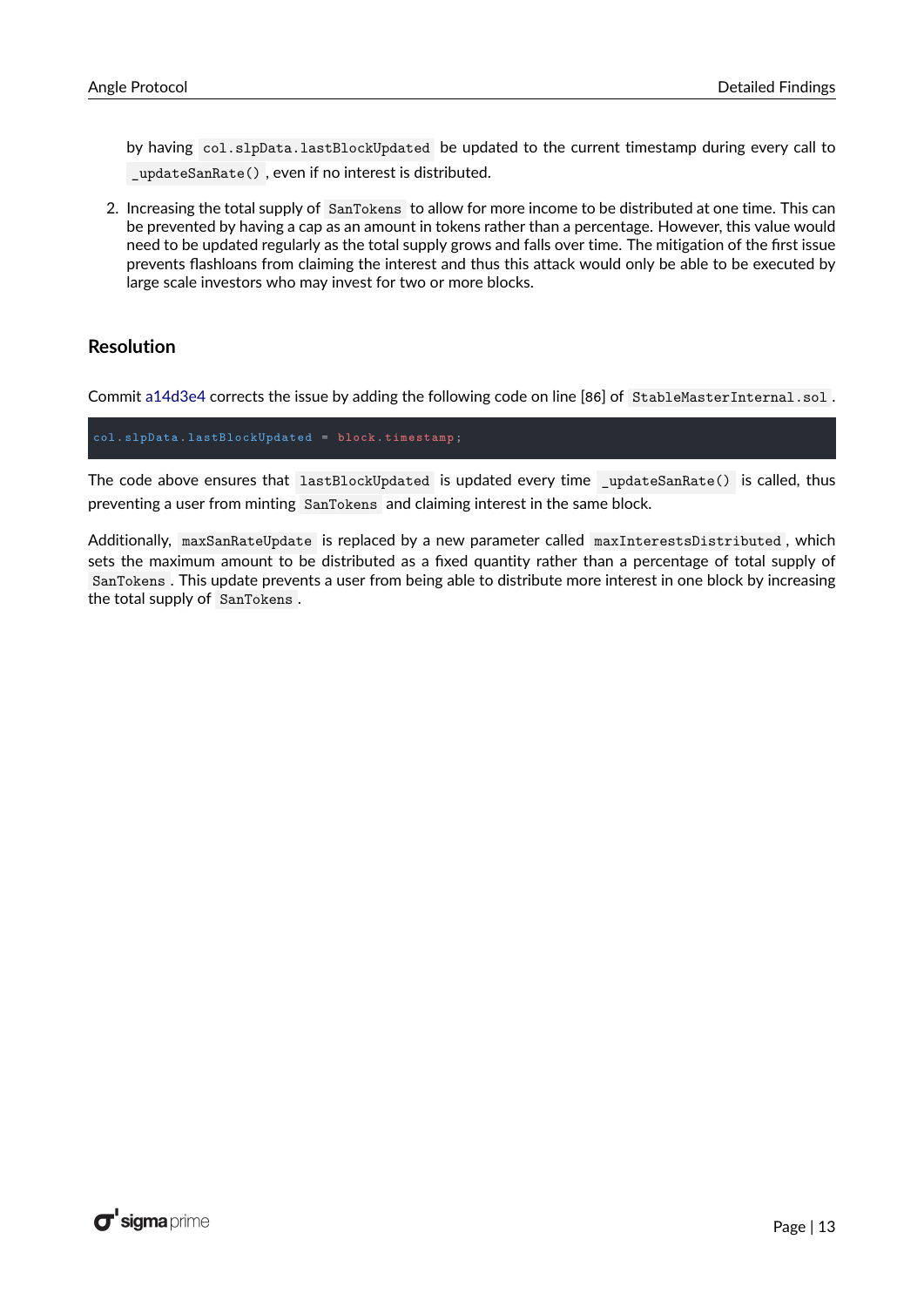by having `col.slpData.lastBlockUpdated` be updated to the current timestamp during every call to `_updateSanRate()`, even if no interest is distributed.

2. Increasing the total supply of `SanTokens` to allow for more income to be distributed at one time. This can be prevented by having a cap as an amount in tokens rather than a percentage. However, this value would need to be updated regularly as the total supply grows and falls over time. The mitigation of the first issue prevents flashloans from claiming the interest and thus this attack would only be able to be executed by large scale investors who may invest for two or more blocks.

## Resolution

Commit a14d3e4 corrects the issue by adding the following code on line [86] of `StableMasterInternal.sol`.

```
col.slpData.lastBlockUpdated = block.timestamp;
```

The code above ensures that `lastBlockUpdated` is updated every time `_updateSanRate()` is called, thus preventing a user from minting `SanTokens` and claiming interest in the same block.

Additionally, `maxSanRateUpdate` is replaced by a new parameter called `maxInterestsDistributed`, which sets the maximum amount to be distributed as a fixed quantity rather than a percentage of total supply of `SanTokens`. This update prevents a user from being able to distribute more interest in one block by increasing the total supply of `SanTokens`.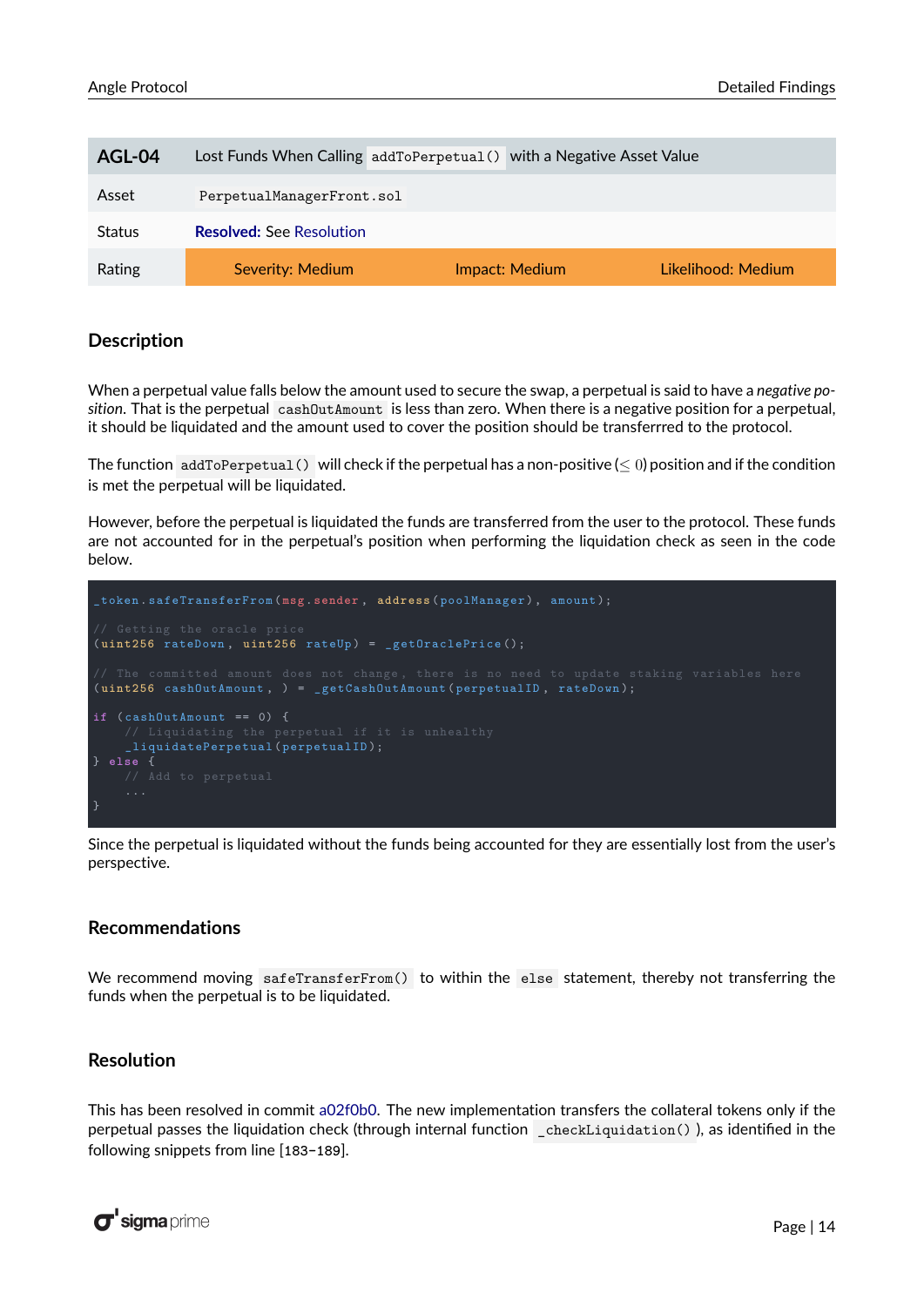| AGL-04 | Lost Funds When Calling `addToPerpetual()` with a Negative Asset Value | | |
|---|---|---|---|
| Asset | `PerpetualManagerFront.sol` | | |
| Status | **Resolved:** See Resolution | | |
| Rating | Severity: Medium | Impact: Medium | Likelihood: Medium |

## Description

When a perpetual value falls below the amount used to secure the swap, a perpetual is said to have a *negative position*. That is the perpetual `cashOutAmount` is less than zero. When there is a negative position for a perpetual, it should be liquidated and the amount used to cover the position should be transferrred to the protocol.

The function `addToPerpetual()` will check if the perpetual has a non-positive ($\leq 0$) position and if the condition is met the perpetual will be liquidated.

However, before the perpetual is liquidated the funds are transferred from the user to the protocol. These funds are not accounted for in the perpetual's position when performing the liquidation check as seen in the code below.

```
_token.safeTransferFrom(msg.sender, address(poolManager), amount);

// Getting the oracle price
(uint256 rateDown, uint256 rateUp) = _getOraclePrice();

// The committed amount does not change, there is no need to update staking variables here
(uint256 cashOutAmount, ) = _getCashOutAmount(perpetualID, rateDown);

if (cashOutAmount == 0) {
    // Liquidating the perpetual if it is unhealthy
    _liquidatePerpetual(perpetualID);
} else {
    // Add to perpetual
    ...
}
```

Since the perpetual is liquidated without the funds being accounted for they are essentially lost from the user's perspective.

## Recommendations

We recommend moving `safeTransferFrom()` to within the `else` statement, thereby not transferring the funds when the perpetual is to be liquidated.

## Resolution

This has been resolved in commit a02f0b0. The new implementation transfers the collateral tokens only if the perpetual passes the liquidation check (through internal function `_checkLiquidation()`), as identified in the following snippets from line [183-189].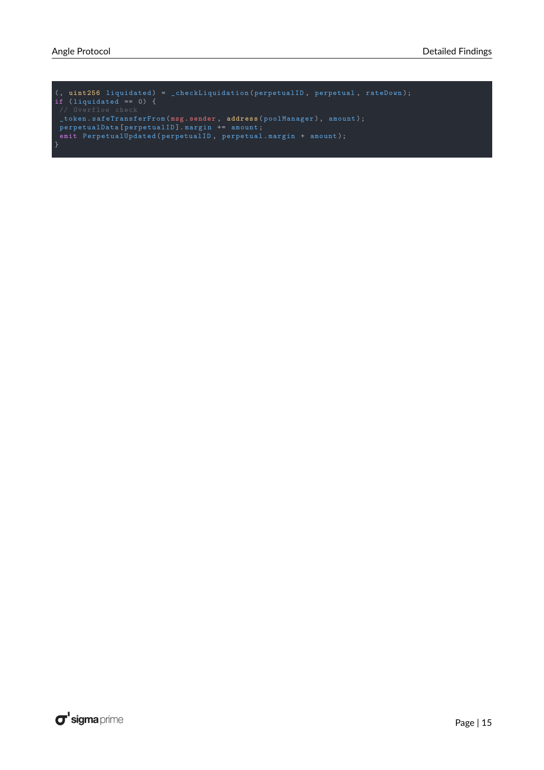```
(, uint256 liquidated) = _checkLiquidation(perpetualID, perpetual, rateDown);
if (liquidated == 0) {
 // Overflow check
 _token.safeTransferFrom(msg.sender, address(poolManager), amount);
 perpetualData[perpetualID].margin += amount;
 emit PerpetualUpdated(perpetualID, perpetual.margin + amount);
}
```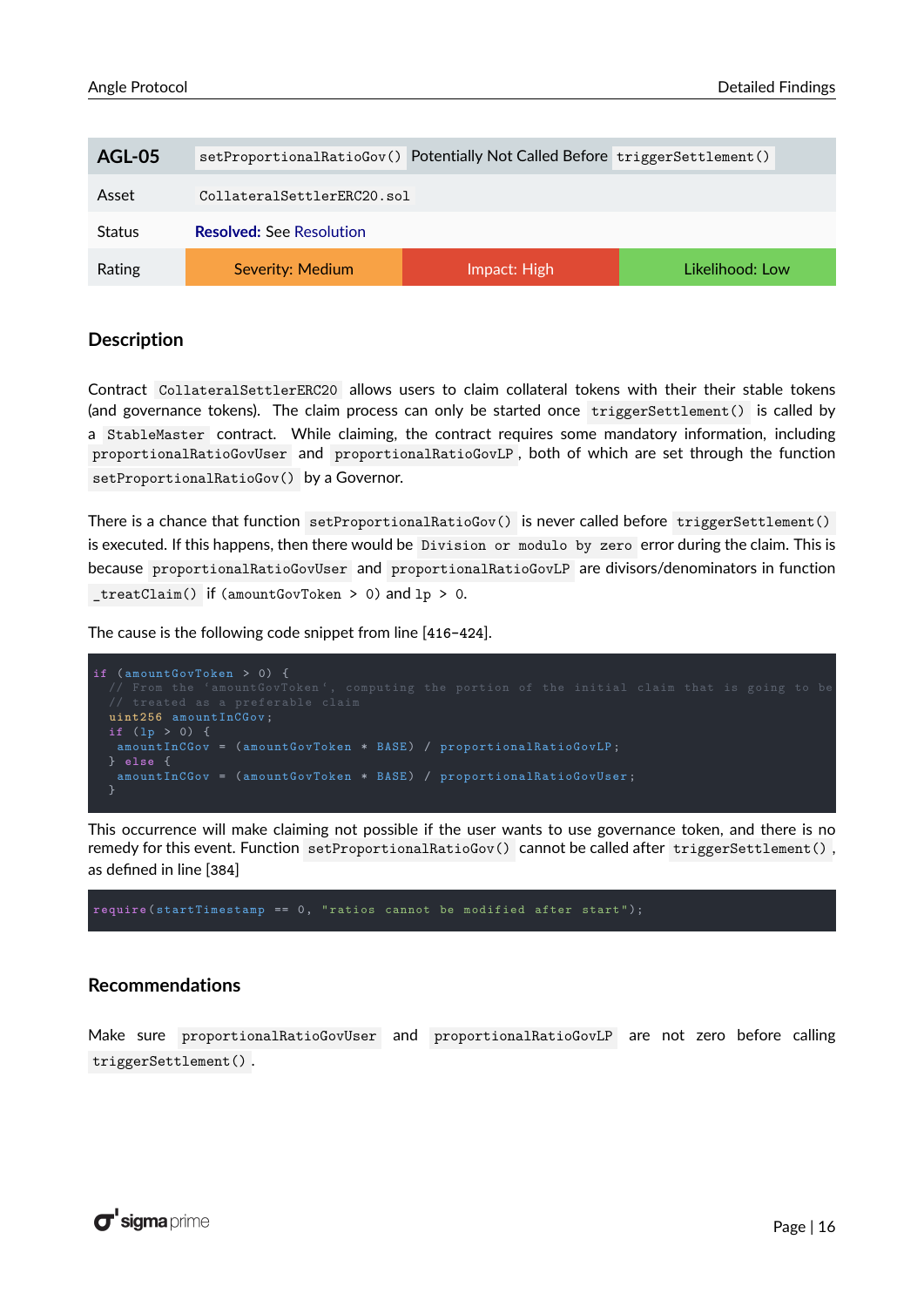| AGL-05 | `setProportionalRatioGov()` Potentially Not Called Before `triggerSettlement()` | | |
|---|---|---|---|
| Asset | `CollateralSettlerERC20.sol` | | |
| Status | **Resolved:** See Resolution | | |
| Rating | Severity: Medium | Impact: High | Likelihood: Low |

## Description

Contract `CollateralSettlerERC20` allows users to claim collateral tokens with their their stable tokens (and governance tokens). The claim process can only be started once `triggerSettlement()` is called by a `StableMaster` contract. While claiming, the contract requires some mandatory information, including `proportionalRatioGovUser` and `proportionalRatioGovLP`, both of which are set through the function `setProportionalRatioGov()` by a Governor.

There is a chance that function `setProportionalRatioGov()` is never called before `triggerSettlement()` is executed. If this happens, then there would be `Division or modulo by zero` error during the claim. This is because `proportionalRatioGovUser` and `proportionalRatioGovLP` are divisors/denominators in function `_treatClaim()` if `(amountGovToken > 0)` and `lp > 0`.

The cause is the following code snippet from line [416-424].

```
if (amountGovToken > 0) {
  // From the 'amountGovToken', computing the portion of the initial claim that is going to be
  // treated as a preferable claim
  uint256 amountInCGov;
  if (lp > 0) {
   amountInCGov = (amountGovToken * BASE) / proportionalRatioGovLP;
  } else {
   amountInCGov = (amountGovToken * BASE) / proportionalRatioGovUser;
  }
```

This occurrence will make claiming not possible if the user wants to use governance token, and there is no remedy for this event. Function `setProportionalRatioGov()` cannot be called after `triggerSettlement()`, as defined in line [384]

```
require(startTimestamp == 0, "ratios cannot be modified after start");
```

## Recommendations

Make sure `proportionalRatioGovUser` and `proportionalRatioGovLP` are not zero before calling `triggerSettlement()`.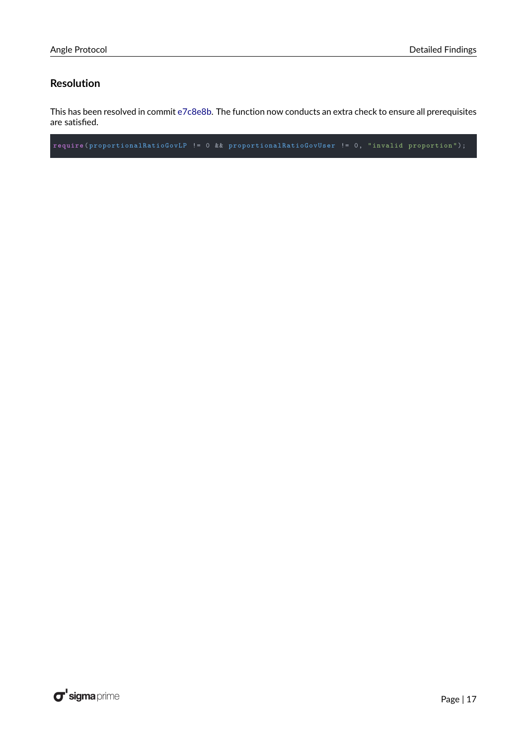### Resolution

This has been resolved in commit e7c8e8b. The function now conducts an extra check to ensure all prerequisites are satisfied.

```
require(proportionalRatioGovLP != 0 && proportionalRatioGovUser != 0, "invalid proportion");
```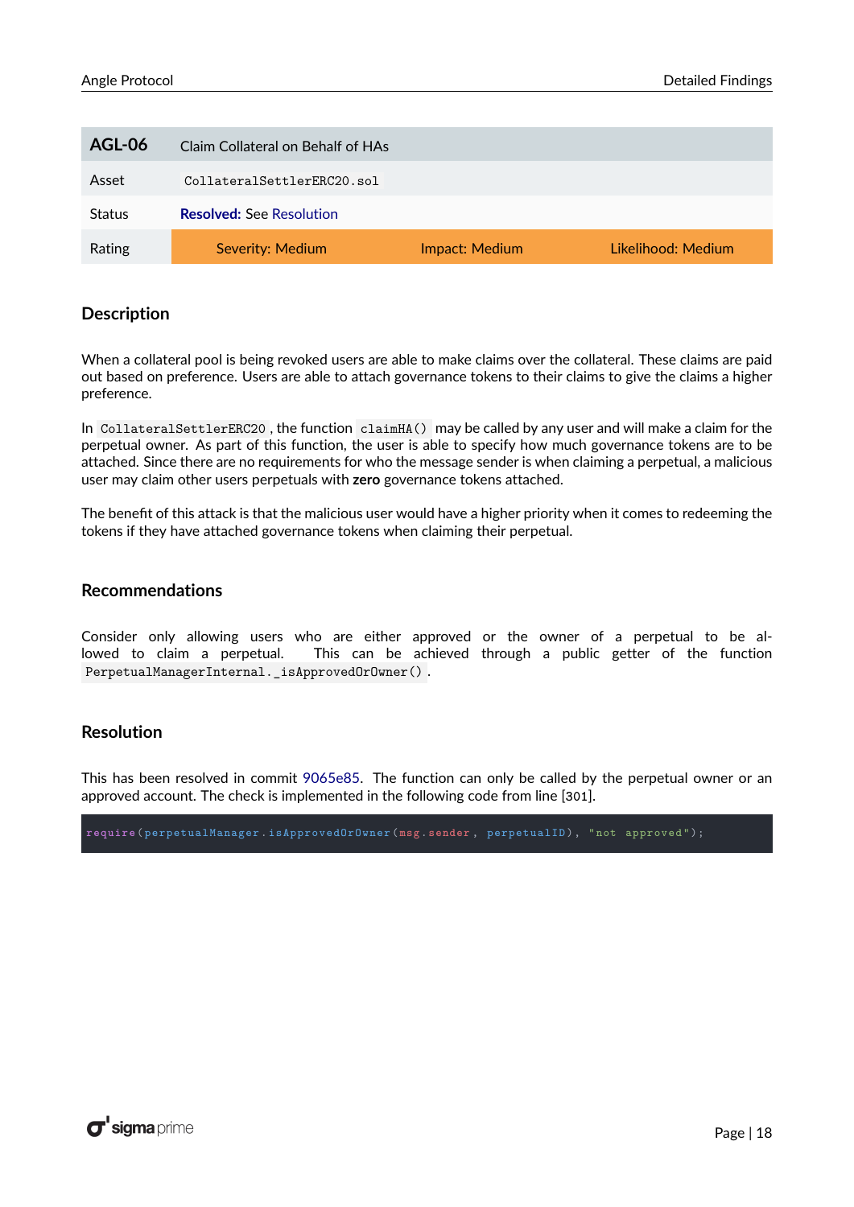| AGL-06 | Claim Collateral on Behalf of HAs | | |
|---|---|---|---|
| Asset | `CollateralSettlerERC20.sol` | | |
| Status | **Resolved:** See Resolution | | |
| Rating | Severity: Medium | Impact: Medium | Likelihood: Medium |

## Description

When a collateral pool is being revoked users are able to make claims over the collateral. These claims are paid out based on preference. Users are able to attach governance tokens to their claims to give the claims a higher preference.

In `CollateralSettlerERC20`, the function `claimHA()` may be called by any user and will make a claim for the perpetual owner. As part of this function, the user is able to specify how much governance tokens are to be attached. Since there are no requirements for who the message sender is when claiming a perpetual, a malicious user may claim other users perpetuals with **zero** governance tokens attached.

The benefit of this attack is that the malicious user would have a higher priority when it comes to redeeming the tokens if they have attached governance tokens when claiming their perpetual.

## Recommendations

Consider only allowing users who are either approved or the owner of a perpetual to be allowed to claim a perpetual. This can be achieved through a public getter of the function `PerpetualManagerInternal._isApprovedOrOwner()`.

## Resolution

This has been resolved in commit 9065e85. The function can only be called by the perpetual owner or an approved account. The check is implemented in the following code from line [301].

```
require(perpetualManager.isApprovedOrOwner(msg.sender, perpetualID), "not approved");
```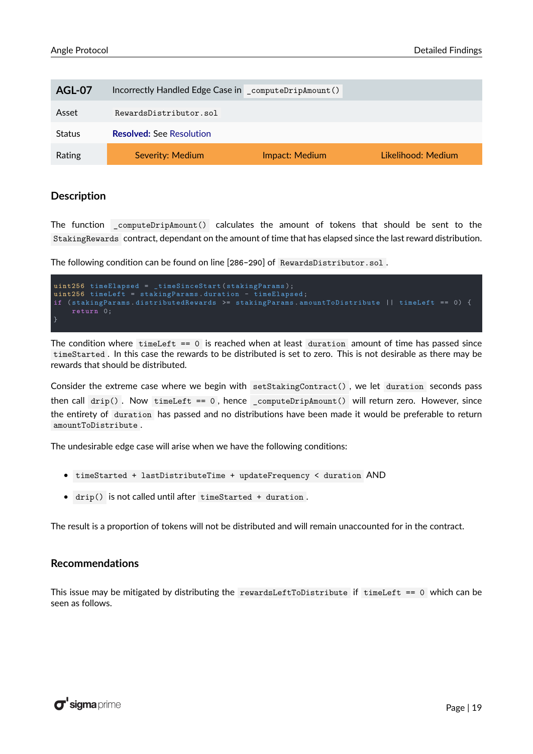| AGL-07 | Incorrectly Handled Edge Case in `_computeDripAmount()` | | |
|---|---|---|---|
| Asset | `RewardsDistributor.sol` | | |
| Status | **Resolved:** See Resolution | | |
| Rating | Severity: Medium | Impact: Medium | Likelihood: Medium |

## Description

The function `_computeDripAmount()` calculates the amount of tokens that should be sent to the `StakingRewards` contract, dependant on the amount of time that has elapsed since the last reward distribution.

The following condition can be found on line [286-290] of `RewardsDistributor.sol`.

```
uint256 timeElapsed = _timeSinceStart(stakingParams);
uint256 timeLeft = stakingParams.duration - timeElapsed;
if (stakingParams.distributedRewards >= stakingParams.amountToDistribute || timeLeft == 0) {
    return 0;
}
```

The condition where `timeLeft == 0` is reached when at least `duration` amount of time has passed since `timeStarted`. In this case the rewards to be distributed is set to zero. This is not desirable as there may be rewards that should be distributed.

Consider the extreme case where we begin with `setStakingContract()`, we let `duration` seconds pass then call `drip()`. Now `timeLeft == 0`, hence `_computeDripAmount()` will return zero. However, since the entirety of `duration` has passed and no distributions have been made it would be preferable to return `amountToDistribute`.

The undesirable edge case will arise when we have the following conditions:

- `timeStarted + lastDistributeTime + updateFrequency < duration` AND
- `drip()` is not called until after `timeStarted + duration`.

The result is a proportion of tokens will not be distributed and will remain unaccounted for in the contract.

## Recommendations

This issue may be mitigated by distributing the `rewardsLeftToDistribute` if `timeLeft == 0` which can be seen as follows.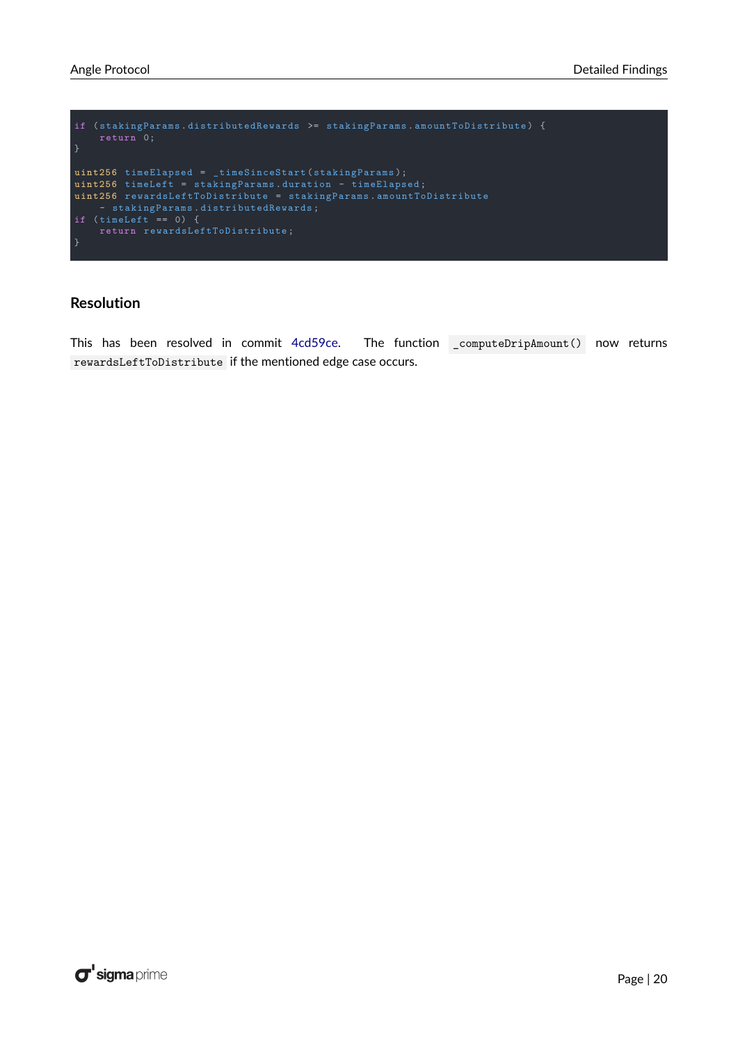```
if (stakingParams.distributedRewards >= stakingParams.amountToDistribute) {
    return 0;
}

uint256 timeElapsed = _timeSinceStart(stakingParams);
uint256 timeLeft = stakingParams.duration - timeElapsed;
uint256 rewardsLeftToDistribute = stakingParams.amountToDistribute
    - stakingParams.distributedRewards;
if (timeLeft == 0) {
    return rewardsLeftToDistribute;
}
```

### Resolution

This has been resolved in commit 4cd59ce. The function `_computeDripAmount()` now returns `rewardsLeftToDistribute` if the mentioned edge case occurs.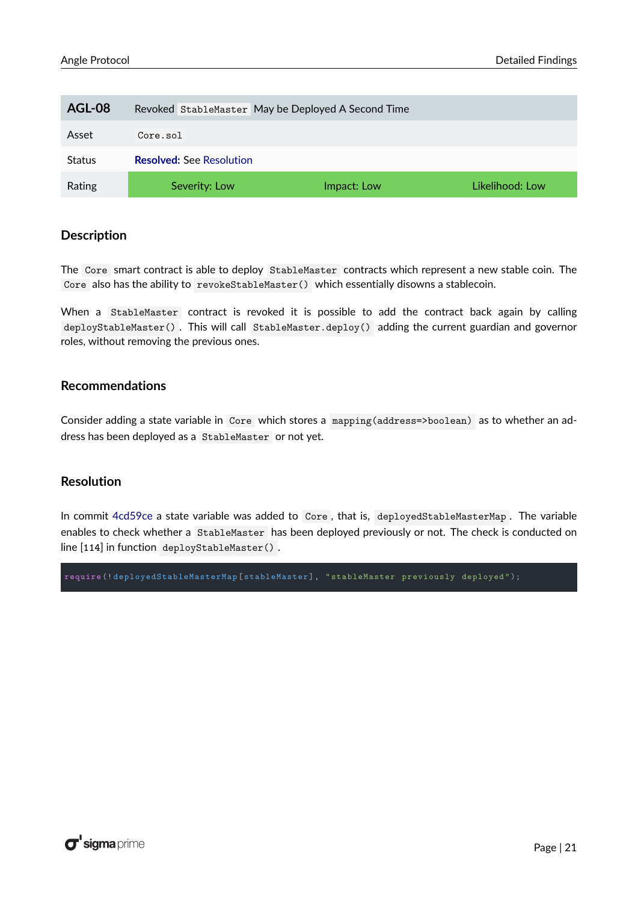| AGL-08 | Revoked `StableMaster` May be Deployed A Second Time | | |
|---|---|---|---|
| Asset | `Core.sol` | | |
| Status | **Resolved:** See Resolution | | |
| Rating | Severity: Low | Impact: Low | Likelihood: Low |

## Description

The `Core` smart contract is able to deploy `StableMaster` contracts which represent a new stable coin. The `Core` also has the ability to `revokeStableMaster()` which essentially disowns a stablecoin.

When a `StableMaster` contract is revoked it is possible to add the contract back again by calling `deployStableMaster()`. This will call `StableMaster.deploy()` adding the current guardian and governor roles, without removing the previous ones.

## Recommendations

Consider adding a state variable in `Core` which stores a `mapping(address=>boolean)` as to whether an address has been deployed as a `StableMaster` or not yet.

## Resolution

In commit 4cd59ce a state variable was added to `Core`, that is, `deployedStableMasterMap`. The variable enables to check whether a `StableMaster` has been deployed previously or not. The check is conducted on line [114] in function `deployStableMaster()`.

```
require(!deployedStableMasterMap[stableMaster], "stableMaster previously deployed");
```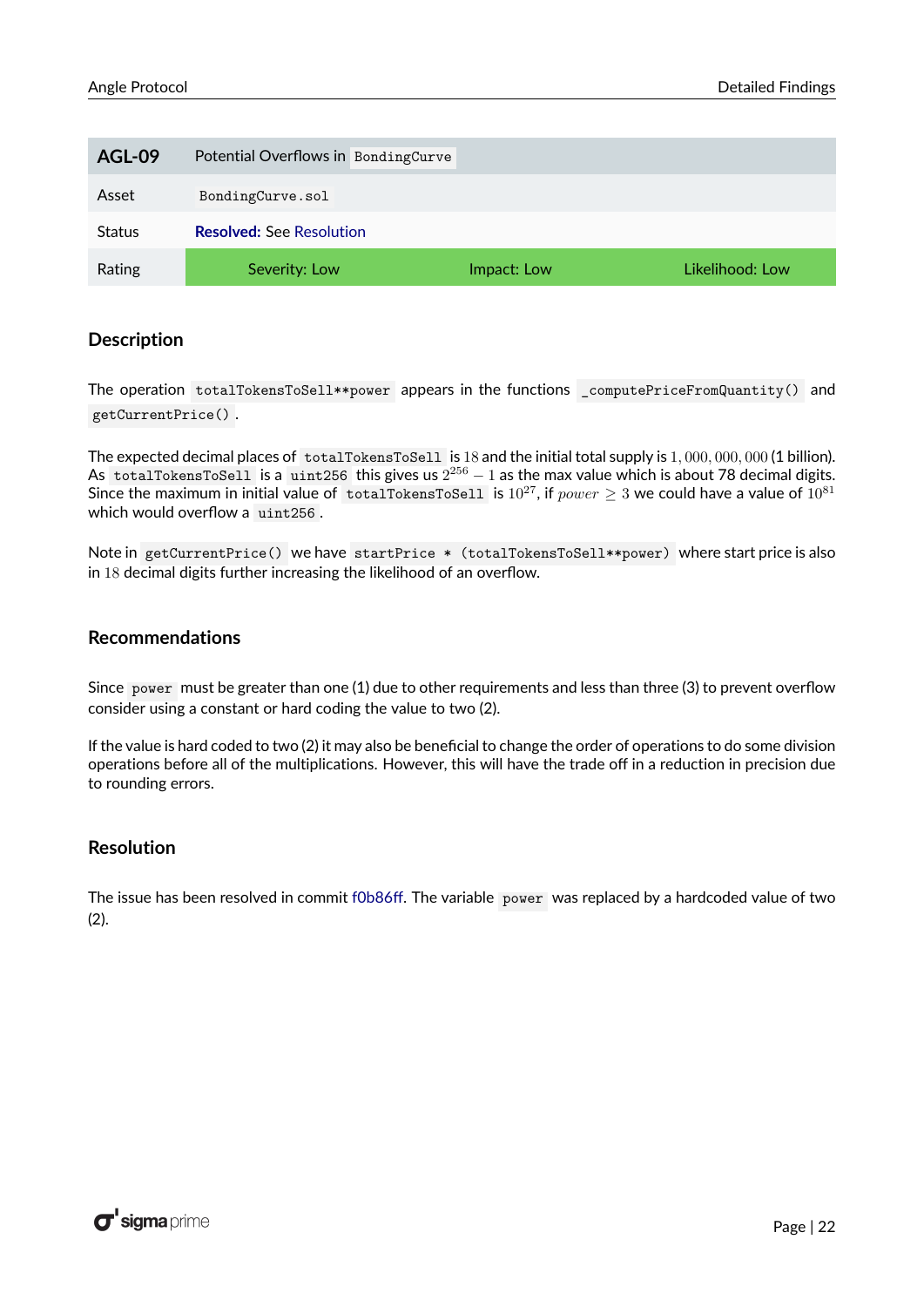| AGL-09 | Potential Overflows in `BondingCurve` | | |
|---|---|---|---|
| Asset | `BondingCurve.sol` | | |
| Status | **Resolved:** See Resolution | | |
| Rating | Severity: Low | Impact: Low | Likelihood: Low |

## Description

The operation `totalTokensToSell**power` appears in the functions `_computePriceFromQuantity()` and `getCurrentPrice()`.

The expected decimal places of `totalTokensToSell` is $18$ and the initial total supply is $1,000,000,000$ (1 billion). As `totalTokensToSell` is a `uint256` this gives us $2^{256} - 1$ as the max value which is about 78 decimal digits. Since the maximum in initial value of `totalTokensToSell` is $10^{27}$, if $power \geq 3$ we could have a value of $10^{81}$ which would overflow a `uint256`.

Note in `getCurrentPrice()` we have `startPrice * (totalTokensToSell**power)` where start price is also in $18$ decimal digits further increasing the likelihood of an overflow.

## Recommendations

Since `power` must be greater than one (1) due to other requirements and less than three (3) to prevent overflow consider using a constant or hard coding the value to two (2).

If the value is hard coded to two (2) it may also be beneficial to change the order of operations to do some division operations before all of the multiplications. However, this will have the trade off in a reduction in precision due to rounding errors.

## Resolution

The issue has been resolved in commit f0b86ff. The variable `power` was replaced by a hardcoded value of two (2).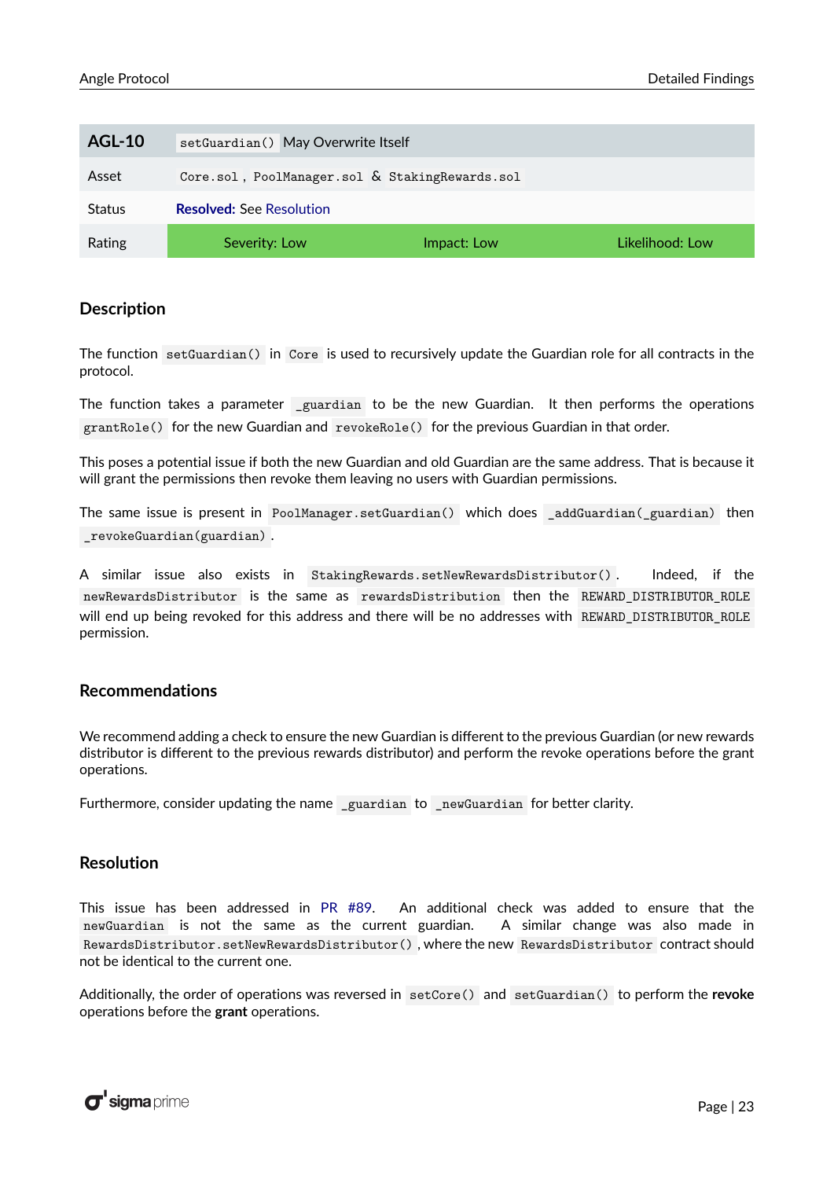| AGL-10 | `setGuardian()` May Overwrite Itself | |
|---|---|---|
| Asset | `Core.sol`, `PoolManager.sol` & `StakingRewards.sol` | |
| Status | **Resolved:** See Resolution | |
| Rating | Severity: Low | Impact: Low | Likelihood: Low |

## Description

The function `setGuardian()` in `Core` is used to recursively update the Guardian role for all contracts in the protocol.

The function takes a parameter `_guardian` to be the new Guardian. It then performs the operations `grantRole()` for the new Guardian and `revokeRole()` for the previous Guardian in that order.

This poses a potential issue if both the new Guardian and old Guardian are the same address. That is because it will grant the permissions then revoke them leaving no users with Guardian permissions.

The same issue is present in `PoolManager.setGuardian()` which does `_addGuardian(_guardian)` then `_revokeGuardian(guardian)`.

A similar issue also exists in `StakingRewards.setNewRewardsDistributor()`. Indeed, if the `newRewardsDistributor` is the same as `rewardsDistribution` then the `REWARD_DISTRIBUTOR_ROLE` will end up being revoked for this address and there will be no addresses with `REWARD_DISTRIBUTOR_ROLE` permission.

## Recommendations

We recommend adding a check to ensure the new Guardian is different to the previous Guardian (or new rewards distributor is different to the previous rewards distributor) and perform the revoke operations before the grant operations.

Furthermore, consider updating the name `_guardian` to `_newGuardian` for better clarity.

## Resolution

This issue has been addressed in PR #89. An additional check was added to ensure that the `newGuardian` is not the same as the current guardian. A similar change was also made in `RewardsDistributor.setNewRewardsDistributor()`, where the new `RewardsDistributor` contract should not be identical to the current one.

Additionally, the order of operations was reversed in `setCore()` and `setGuardian()` to perform the **revoke** operations before the **grant** operations.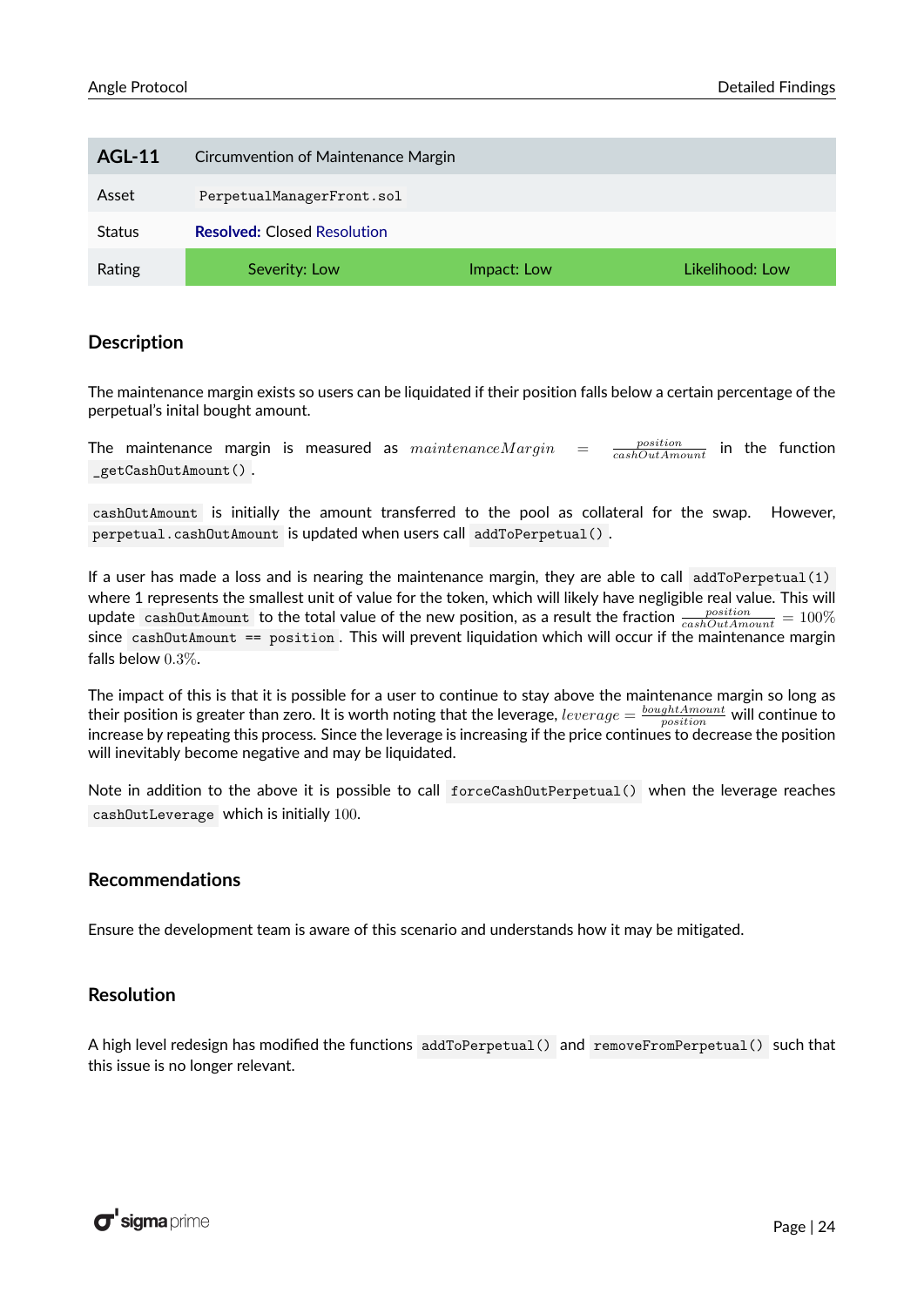| AGL-11 | Circumvention of Maintenance Margin | | |
|---|---|---|---|
| Asset | PerpetualManagerFront.sol | | |
| Status | **Resolved:** Closed Resolution | | |
| Rating | Severity: Low | Impact: Low | Likelihood: Low |

## Description

The maintenance margin exists so users can be liquidated if their position falls below a certain percentage of the perpetual's inital bought amount.

The maintenance margin is measured as $maintenanceMargin = \frac{position}{cashOutAmount}$ in the function `_getCashOutAmount()`.

`cashOutAmount` is initially the amount transferred to the pool as collateral for the swap. However, `perpetual.cashOutAmount` is updated when users call `addToPerpetual()`.

If a user has made a loss and is nearing the maintenance margin, they are able to call `addToPerpetual(1)` where 1 represents the smallest unit of value for the token, which will likely have negligible real value. This will update `cashOutAmount` to the total value of the new position, as a result the fraction $\frac{position}{cashOutAmount} = 100\%$ since `cashOutAmount == position`. This will prevent liquidation which will occur if the maintenance margin falls below $0.3\%$.

The impact of this is that it is possible for a user to continue to stay above the maintenance margin so long as their position is greater than zero. It is worth noting that the leverage, $leverage = \frac{boughtAmount}{position}$ will continue to increase by repeating this process. Since the leverage is increasing if the price continues to decrease the position will inevitably become negative and may be liquidated.

Note in addition to the above it is possible to call `forceCashOutPerpetual()` when the leverage reaches `cashOutLeverage` which is initially $100$.

## Recommendations

Ensure the development team is aware of this scenario and understands how it may be mitigated.

## Resolution

A high level redesign has modified the functions `addToPerpetual()` and `removeFromPerpetual()` such that this issue is no longer relevant.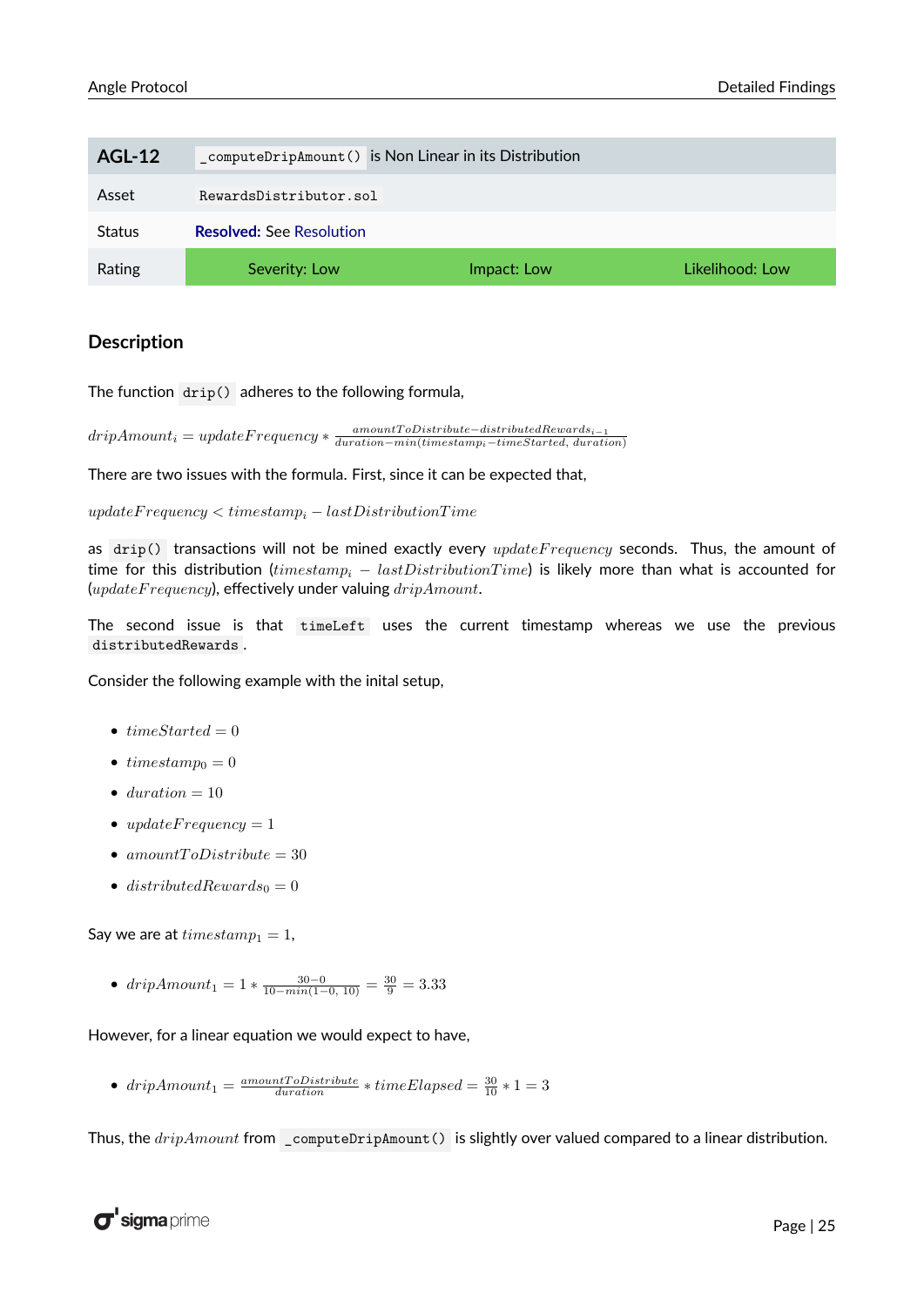| AGL-12 | `_computeDripAmount()` is Non Linear in its Distribution | | |
|---|---|---|---|
| Asset | `RewardsDistributor.sol` | | |
| Status | **Resolved:** See Resolution | | |
| Rating | Severity: Low | Impact: Low | Likelihood: Low |

## Description

The function `drip()` adheres to the following formula,

$$dripAmount_i = updateFrequency * \frac{amountToDistribute - distributedRewards_{i-1}}{duration - min(timestamp_i - timeStarted,\ duration)}$$

There are two issues with the formula. First, since it can be expected that,

$$updateFrequency < timestamp_i - lastDistributionTime$$

as `drip()` transactions will not be mined exactly every $updateFrequency$ seconds. Thus, the amount of time for this distribution ($timestamp_i - lastDistributionTime$) is likely more than what is accounted for ($updateFrequency$), effectively under valuing $dripAmount$.

The second issue is that `timeLeft` uses the current timestamp whereas we use the previous `distributedRewards`.

Consider the following example with the inital setup,

- $timeStarted = 0$
- $timestamp_0 = 0$
- $duration = 10$
- $updateFrequency = 1$
- $amountToDistribute = 30$
- $distributedRewards_0 = 0$

Say we are at $timestamp_1 = 1$,

- $dripAmount_1 = 1 * \frac{30-0}{10-min(1-0,\ 10)} = \frac{30}{9} = 3.33$

However, for a linear equation we would expect to have,

- $dripAmount_1 = \frac{amountToDistribute}{duration} * timeElapsed = \frac{30}{10} * 1 = 3$

Thus, the $dripAmount$ from `_computeDripAmount()` is slightly over valued compared to a linear distribution.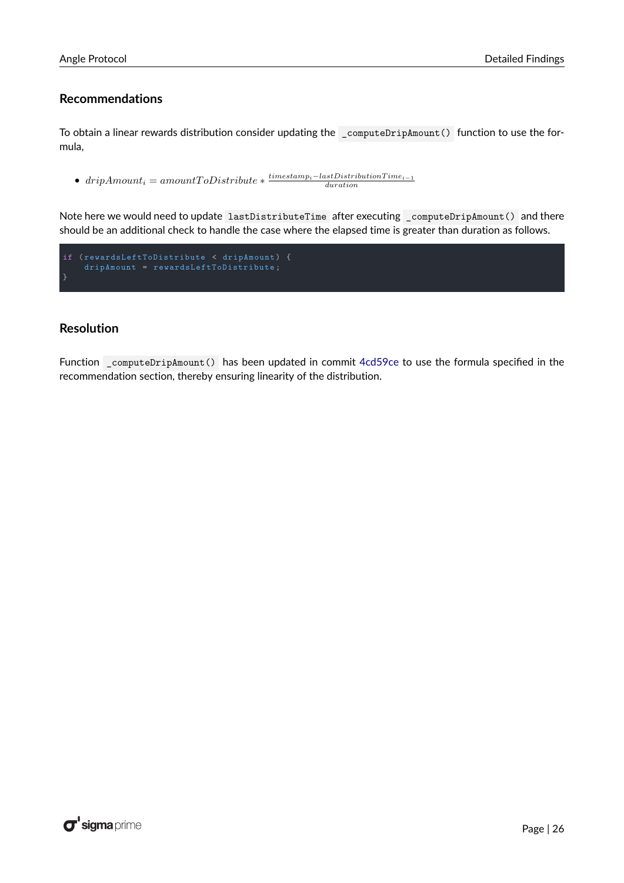### Recommendations

To obtain a linear rewards distribution consider updating the `_computeDripAmount()` function to use the formula,

- $dripAmount_i = amountToDistribute * \frac{timestamp_i - lastDistributionTime_{i-1}}{duration}$

Note here we would need to update `lastDistributeTime` after executing `_computeDripAmount()` and there should be an additional check to handle the case where the elapsed time is greater than duration as follows.

```
if (rewardsLeftToDistribute < dripAmount) {
    dripAmount = rewardsLeftToDistribute;
}
```

### Resolution

Function `_computeDripAmount()` has been updated in commit 4cd59ce to use the formula specified in the recommendation section, thereby ensuring linearity of the distribution.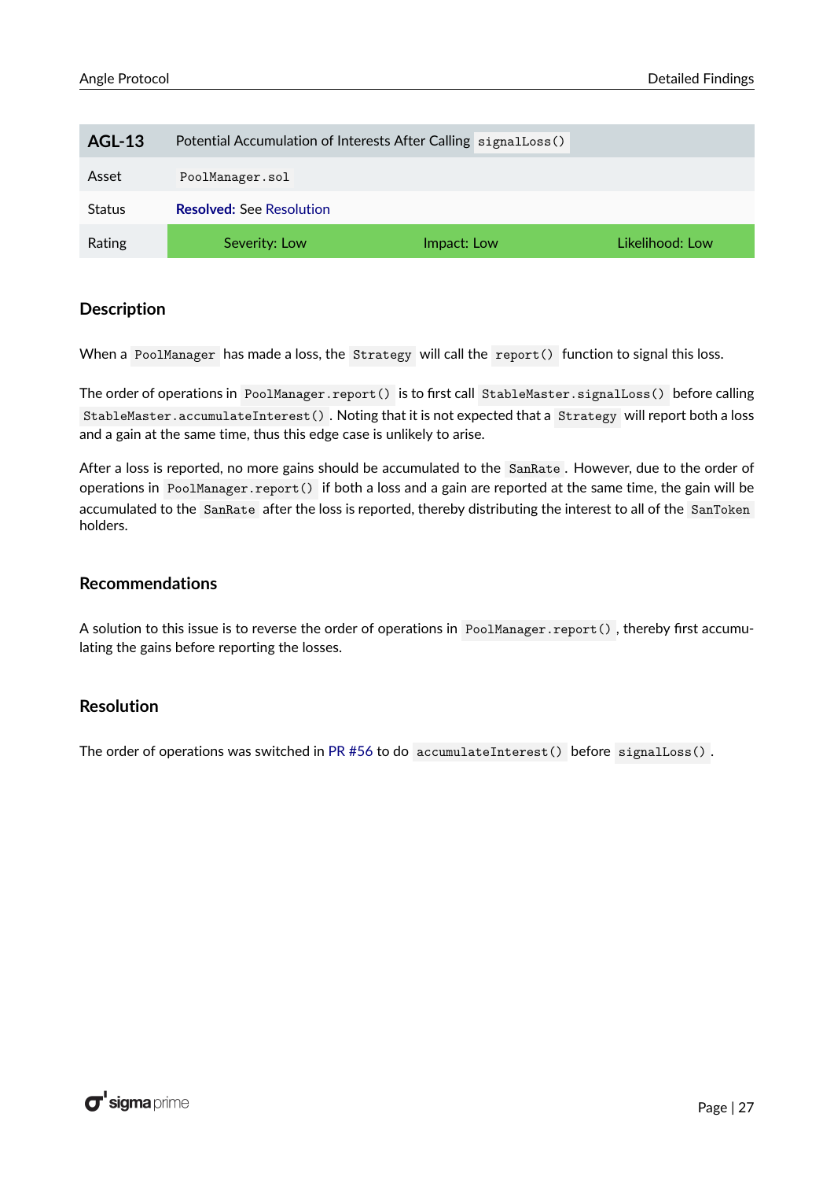| AGL-13 | Potential Accumulation of Interests After Calling `signalLoss()` | | |
|---|---|---|---|
| Asset | `PoolManager.sol` | | |
| Status | **Resolved:** See Resolution | | |
| Rating | Severity: Low | Impact: Low | Likelihood: Low |

## Description

When a `PoolManager` has made a loss, the `Strategy` will call the `report()` function to signal this loss.

The order of operations in `PoolManager.report()` is to first call `StableMaster.signalLoss()` before calling `StableMaster.accumulateInterest()`. Noting that it is not expected that a `Strategy` will report both a loss and a gain at the same time, thus this edge case is unlikely to arise.

After a loss is reported, no more gains should be accumulated to the `SanRate`. However, due to the order of operations in `PoolManager.report()` if both a loss and a gain are reported at the same time, the gain will be accumulated to the `SanRate` after the loss is reported, thereby distributing the interest to all of the `SanToken` holders.

## Recommendations

A solution to this issue is to reverse the order of operations in `PoolManager.report()`, thereby first accumulating the gains before reporting the losses.

## Resolution

The order of operations was switched in PR #56 to do `accumulateInterest()` before `signalLoss()`.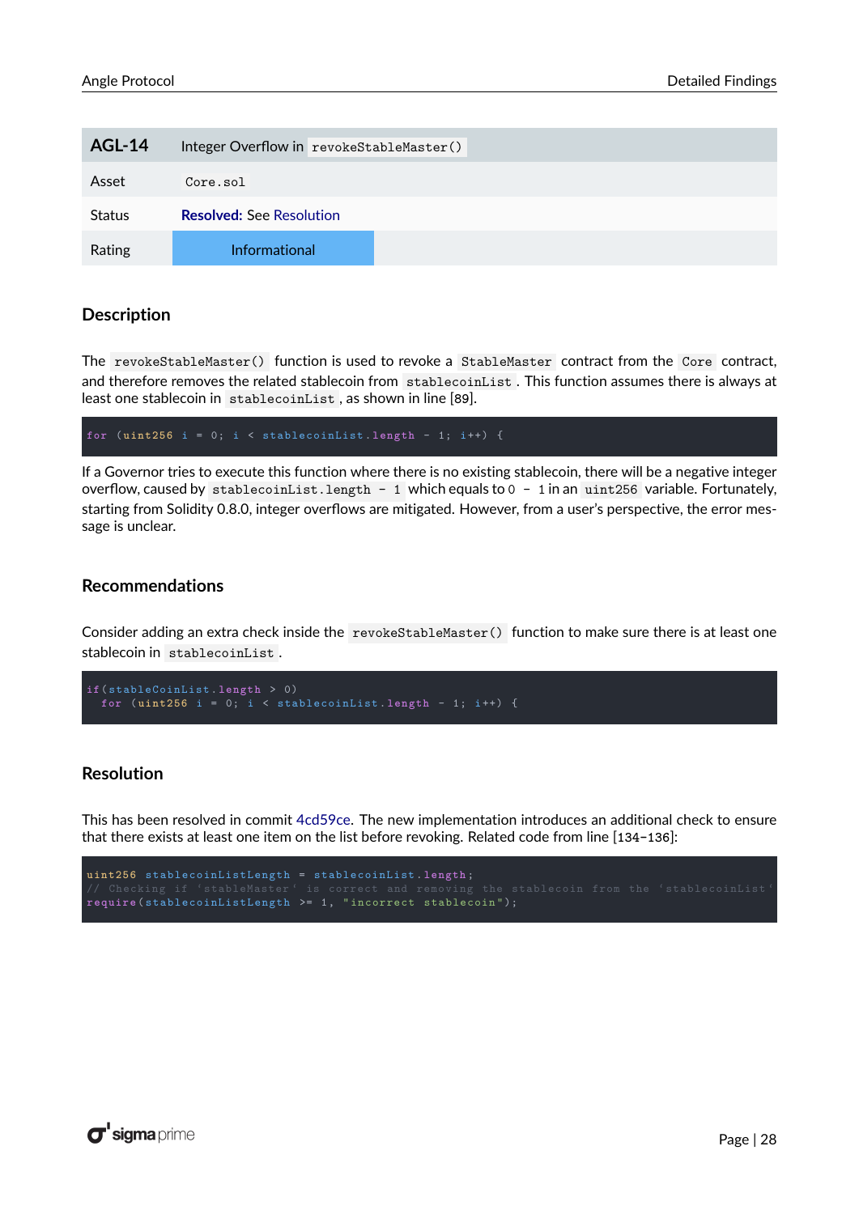| AGL-14 | Integer Overflow in `revokeStableMaster()` |
|---|---|
| Asset | `Core.sol` |
| Status | **Resolved:** See Resolution |
| Rating | Informational |

## Description

The `revokeStableMaster()` function is used to revoke a `StableMaster` contract from the `Core` contract, and therefore removes the related stablecoin from `stablecoinList`. This function assumes there is always at least one stablecoin in `stablecoinList`, as shown in line [89].

```
for (uint256 i = 0; i < stablecoinList.length - 1; i++) {
```

If a Governor tries to execute this function where there is no existing stablecoin, there will be a negative integer overflow, caused by `stablecoinList.length - 1` which equals to `0 - 1` in an `uint256` variable. Fortunately, starting from Solidity 0.8.0, integer overflows are mitigated. However, from a user's perspective, the error message is unclear.

## Recommendations

Consider adding an extra check inside the `revokeStableMaster()` function to make sure there is at least one stablecoin in `stablecoinList`.

```
if(stableCoinList.length > 0)
  for (uint256 i = 0; i < stablecoinList.length - 1; i++) {
```

## Resolution

This has been resolved in commit 4cd59ce. The new implementation introduces an additional check to ensure that there exists at least one item on the list before revoking. Related code from line [134-136]:

```
uint256 stablecoinListLength = stablecoinList.length;
// Checking if `stableMaster` is correct and removing the stablecoin from the `stablecoinList`
require(stablecoinListLength >= 1, "incorrect stablecoin");
```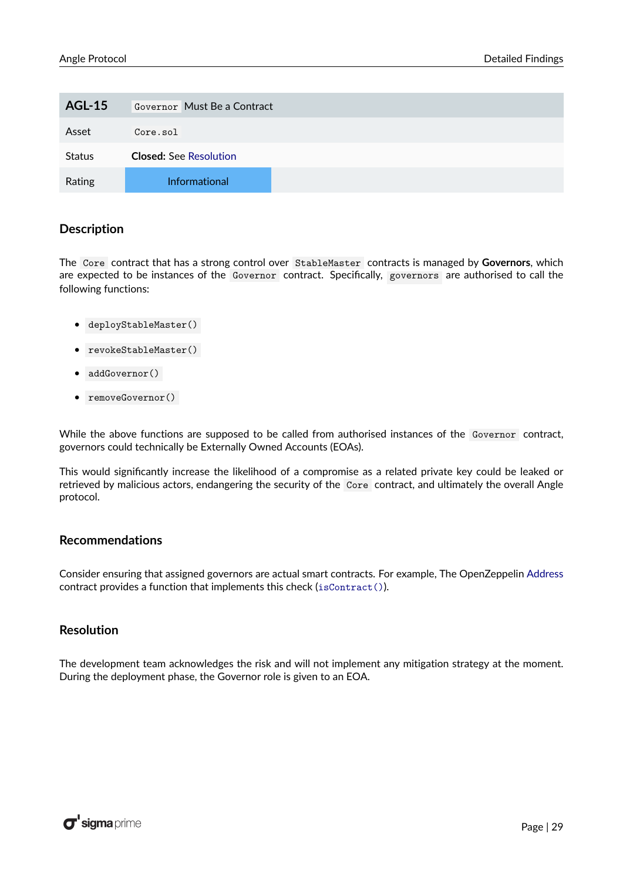| AGL-15 | `Governor` Must Be a Contract |
|---|---|
| Asset | `Core.sol` |
| Status | **Closed:** See Resolution |
| Rating | Informational |

### Description

The `Core` contract that has a strong control over `StableMaster` contracts is managed by **Governors**, which are expected to be instances of the `Governor` contract. Specifically, `governors` are authorised to call the following functions:

- `deployStableMaster()`
- `revokeStableMaster()`
- `addGovernor()`
- `removeGovernor()`

While the above functions are supposed to be called from authorised instances of the `Governor` contract, governors could technically be Externally Owned Accounts (EOAs).

This would significantly increase the likelihood of a compromise as a related private key could be leaked or retrieved by malicious actors, endangering the security of the `Core` contract, and ultimately the overall Angle protocol.

### Recommendations

Consider ensuring that assigned governors are actual smart contracts. For example, The OpenZeppelin Address contract provides a function that implements this check (`isContract()`).

### Resolution

The development team acknowledges the risk and will not implement any mitigation strategy at the moment. During the deployment phase, the Governor role is given to an EOA.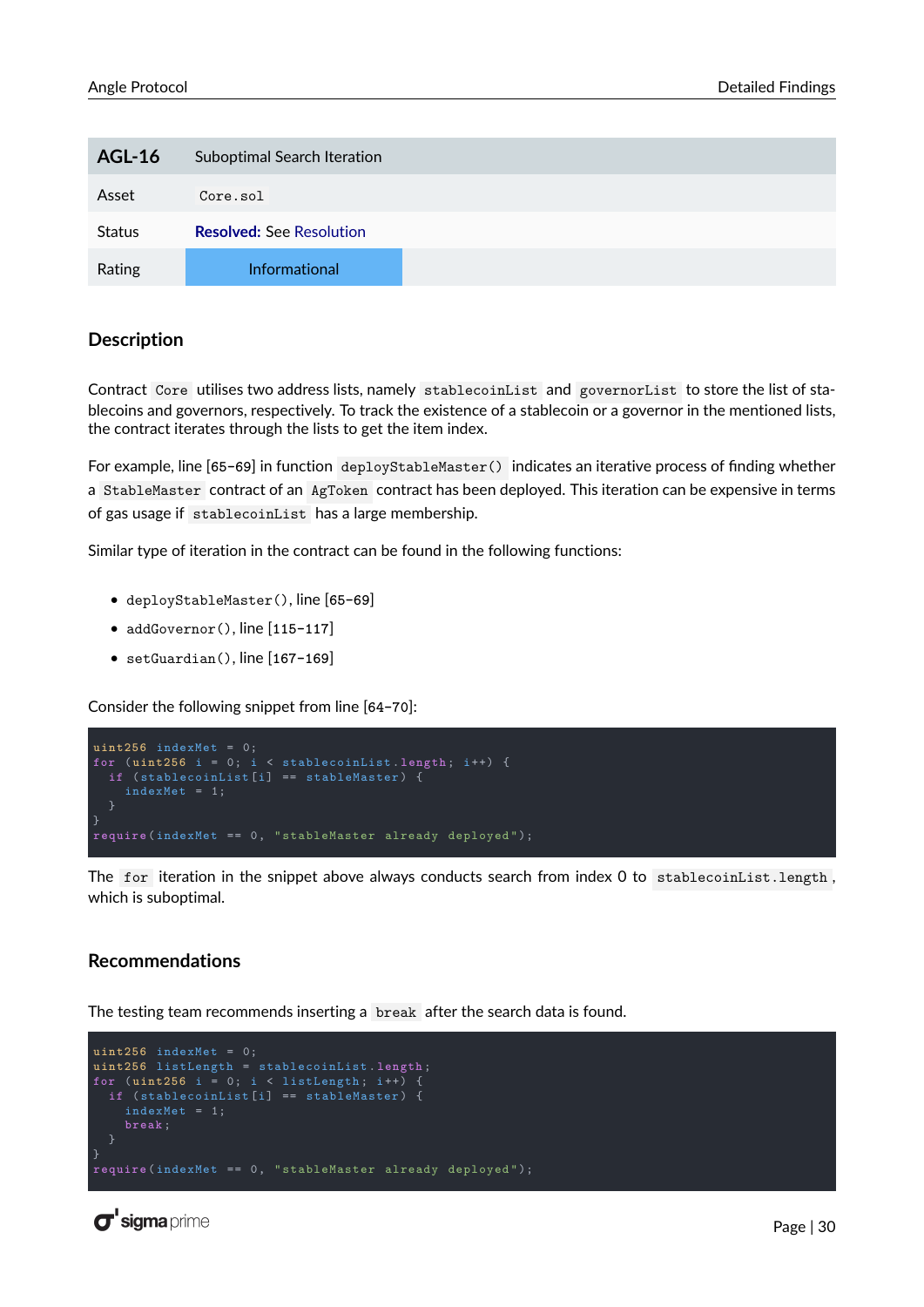| AGL-16 | Suboptimal Search Iteration |
| --- | --- |
| Asset | `Core.sol` |
| Status | **Resolved:** See Resolution |
| Rating | Informational |

### Description

Contract `Core` utilises two address lists, namely `stablecoinList` and `governorList` to store the list of stablecoins and governors, respectively. To track the existence of a stablecoin or a governor in the mentioned lists, the contract iterates through the lists to get the item index.

For example, line [65-69] in function `deployStableMaster()` indicates an iterative process of finding whether a `StableMaster` contract of an `AgToken` contract has been deployed. This iteration can be expensive in terms of gas usage if `stablecoinList` has a large membership.

Similar type of iteration in the contract can be found in the following functions:

- `deployStableMaster()`, line [65-69]
- `addGovernor()`, line [115-117]
- `setGuardian()`, line [167-169]

Consider the following snippet from line [64-70]:

```
uint256 indexMet = 0;
for (uint256 i = 0; i < stablecoinList.length; i++) {
  if (stablecoinList[i] == stableMaster) {
    indexMet = 1;
  }
}
require(indexMet == 0, "stableMaster already deployed");
```

The `for` iteration in the snippet above always conducts search from index 0 to `stablecoinList.length`, which is suboptimal.

### Recommendations

The testing team recommends inserting a `break` after the search data is found.

```
uint256 indexMet = 0;
uint256 listLength = stablecoinList.length;
for (uint256 i = 0; i < listLength; i++) {
  if (stablecoinList[i] == stableMaster) {
    indexMet = 1;
    break;
  }
}
require(indexMet == 0, "stableMaster already deployed");
```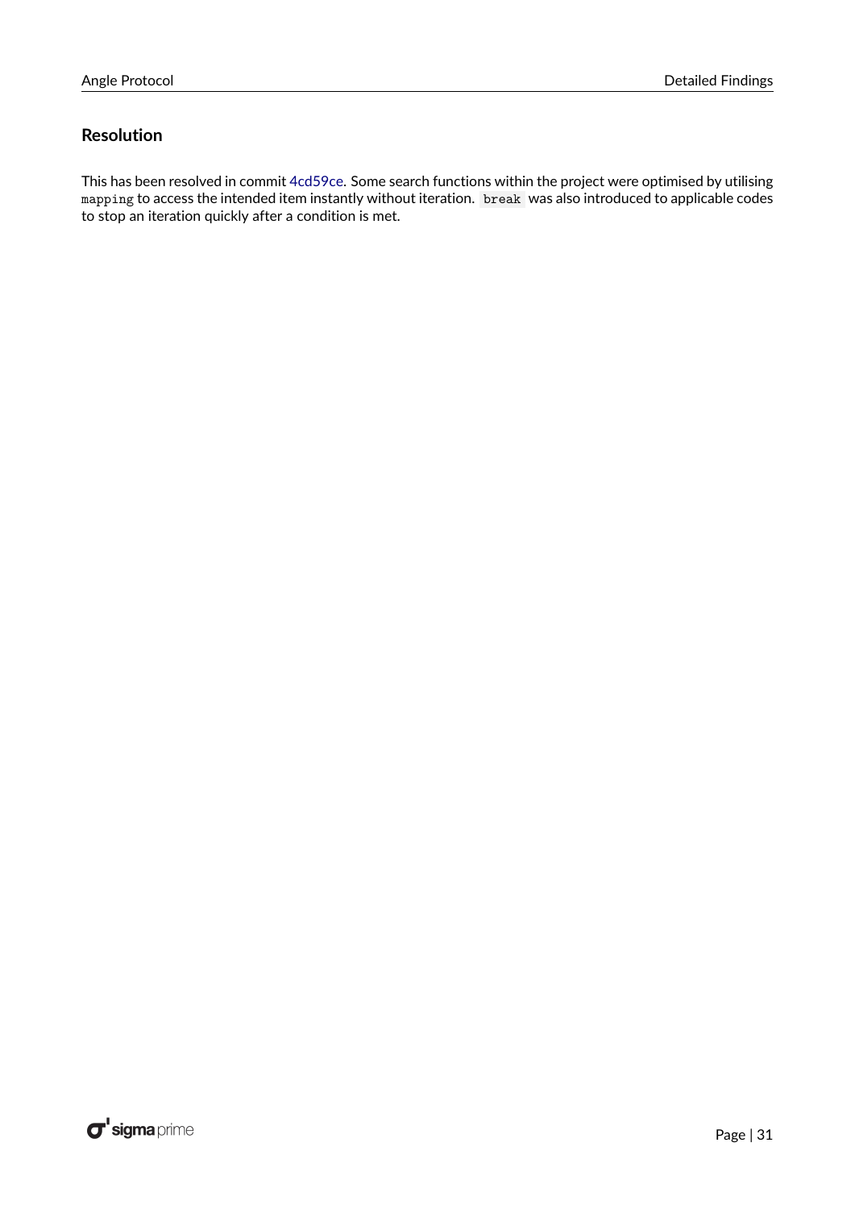### Resolution

This has been resolved in commit 4cd59ce. Some search functions within the project were optimised by utilising `mapping` to access the intended item instantly without iteration. `break` was also introduced to applicable codes to stop an iteration quickly after a condition is met.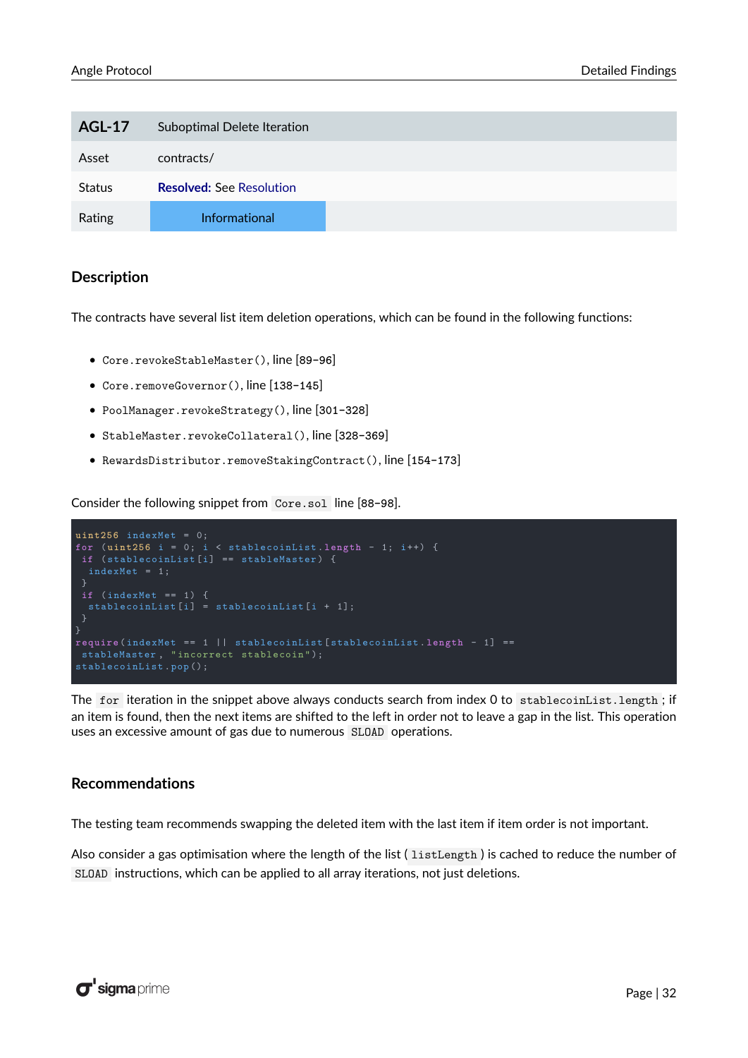| AGL-17 | Suboptimal Delete Iteration |
| --- | --- |
| Asset | contracts/ |
| Status | **Resolved:** See Resolution |
| Rating | Informational |

### Description

The contracts have several list item deletion operations, which can be found in the following functions:

- `Core.revokeStableMaster()`, line [89-96]
- `Core.removeGovernor()`, line [138-145]
- `PoolManager.revokeStrategy()`, line [301-328]
- `StableMaster.revokeCollateral()`, line [328-369]
- `RewardsDistributor.removeStakingContract()`, line [154-173]

Consider the following snippet from `Core.sol` line [88-98].

```
uint256 indexMet = 0;
for (uint256 i = 0; i < stablecoinList.length - 1; i++) {
 if (stablecoinList[i] == stableMaster) {
  indexMet = 1;
 }
 if (indexMet == 1) {
  stablecoinList[i] = stablecoinList[i + 1];
 }
}
require(indexMet == 1 || stablecoinList[stablecoinList.length - 1] ==
 stableMaster, "incorrect stablecoin");
stablecoinList.pop();
```

The `for` iteration in the snippet above always conducts search from index 0 to `stablecoinList.length`; if an item is found, then the next items are shifted to the left in order not to leave a gap in the list. This operation uses an excessive amount of gas due to numerous `SLOAD` operations.

### Recommendations

The testing team recommends swapping the deleted item with the last item if item order is not important.

Also consider a gas optimisation where the length of the list ( `listLength` ) is cached to reduce the number of `SLOAD` instructions, which can be applied to all array iterations, not just deletions.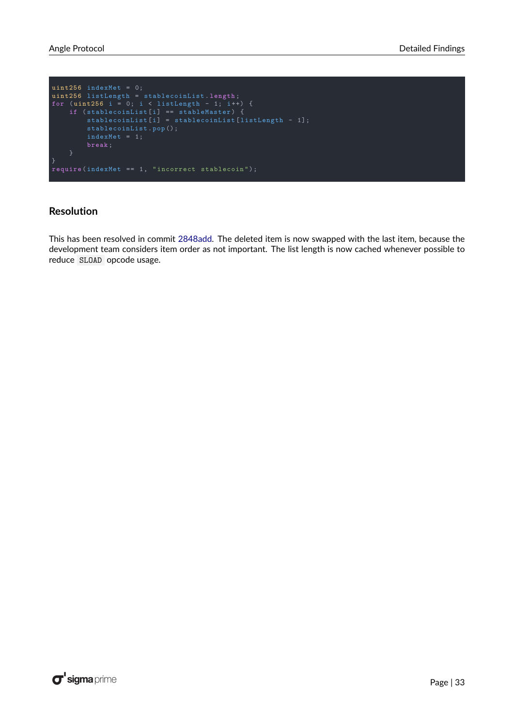```
uint256 indexMet = 0;
uint256 listLength = stablecoinList.length;
for (uint256 i = 0; i < listLength - 1; i++) {
    if (stablecoinList[i] == stableMaster) {
        stablecoinList[i] = stablecoinList[listLength - 1];
        stablecoinList.pop();
        indexMet = 1;
        break;
    }
}
require(indexMet == 1, "incorrect stablecoin");
```

### Resolution

This has been resolved in commit 2848add. The deleted item is now swapped with the last item, because the development team considers item order as not important. The list length is now cached whenever possible to reduce `SLOAD` opcode usage.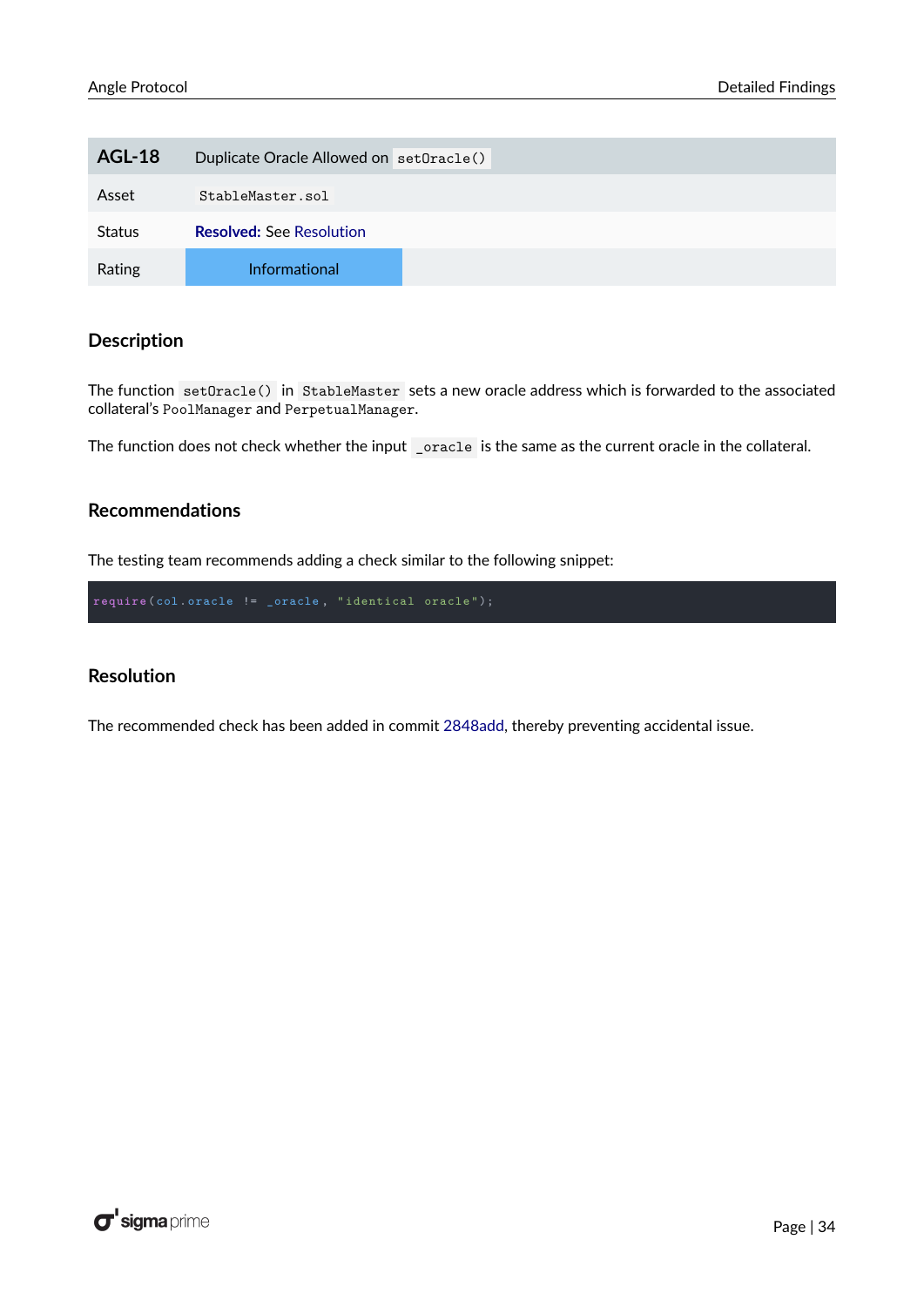| AGL-18 | Duplicate Oracle Allowed on `setOracle()` |
| --- | --- |
| Asset | `StableMaster.sol` |
| Status | **Resolved:** See Resolution |
| Rating | Informational |

## Description

The function `setOracle()` in `StableMaster` sets a new oracle address which is forwarded to the associated collateral's `PoolManager` and `PerpetualManager`.

The function does not check whether the input `_oracle` is the same as the current oracle in the collateral.

## Recommendations

The testing team recommends adding a check similar to the following snippet:

```
require(col.oracle != _oracle, "identical oracle");
```

## Resolution

The recommended check has been added in commit 2848add, thereby preventing accidental issue.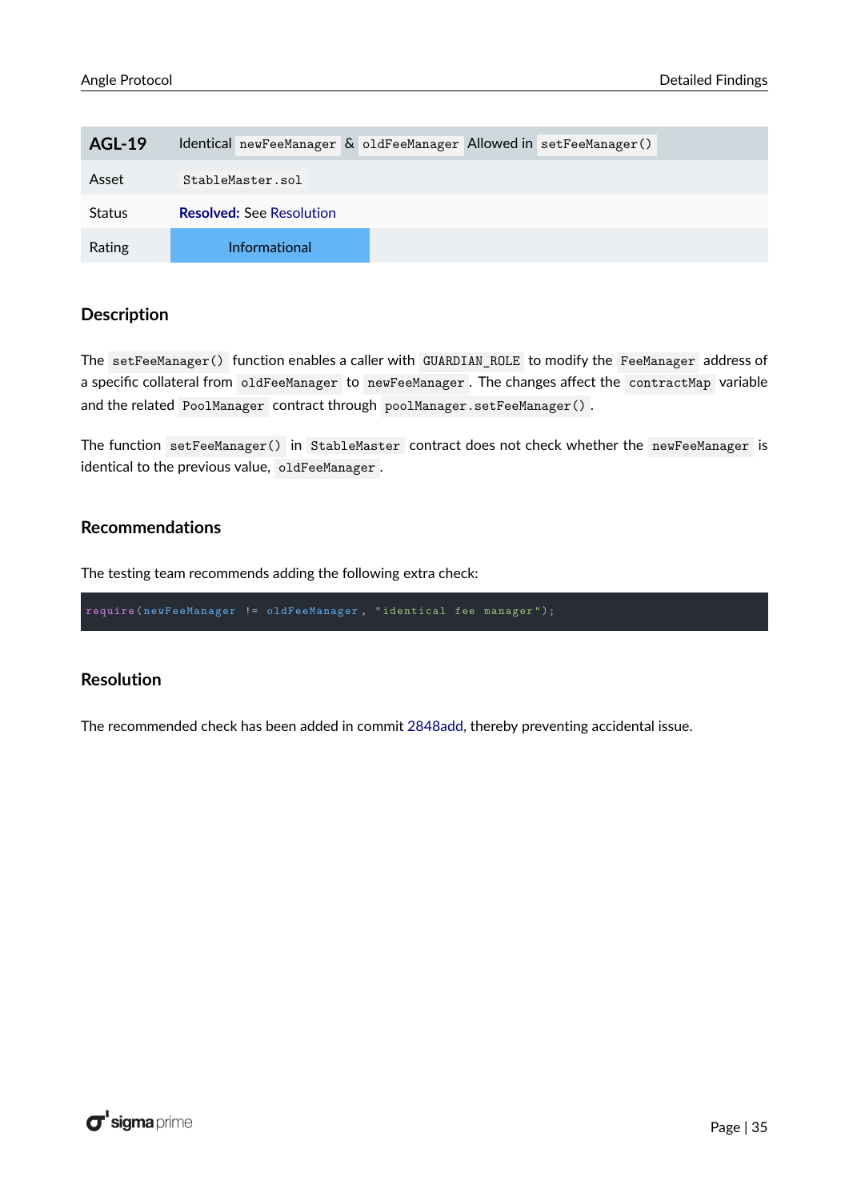| AGL-19 | Identical `newFeeManager` & `oldFeeManager` Allowed in `setFeeManager()` |
| --- | --- |
| Asset | `StableMaster.sol` |
| Status | **Resolved:** See Resolution |
| Rating | Informational |

### Description

The `setFeeManager()` function enables a caller with `GUARDIAN_ROLE` to modify the `FeeManager` address of a specific collateral from `oldFeeManager` to `newFeeManager`. The changes affect the `contractMap` variable and the related `PoolManager` contract through `poolManager.setFeeManager()`.

The function `setFeeManager()` in `StableMaster` contract does not check whether the `newFeeManager` is identical to the previous value, `oldFeeManager`.

### Recommendations

The testing team recommends adding the following extra check:

```
require(newFeeManager != oldFeeManager, "identical fee manager");
```

### Resolution

The recommended check has been added in commit 2848add, thereby preventing accidental issue.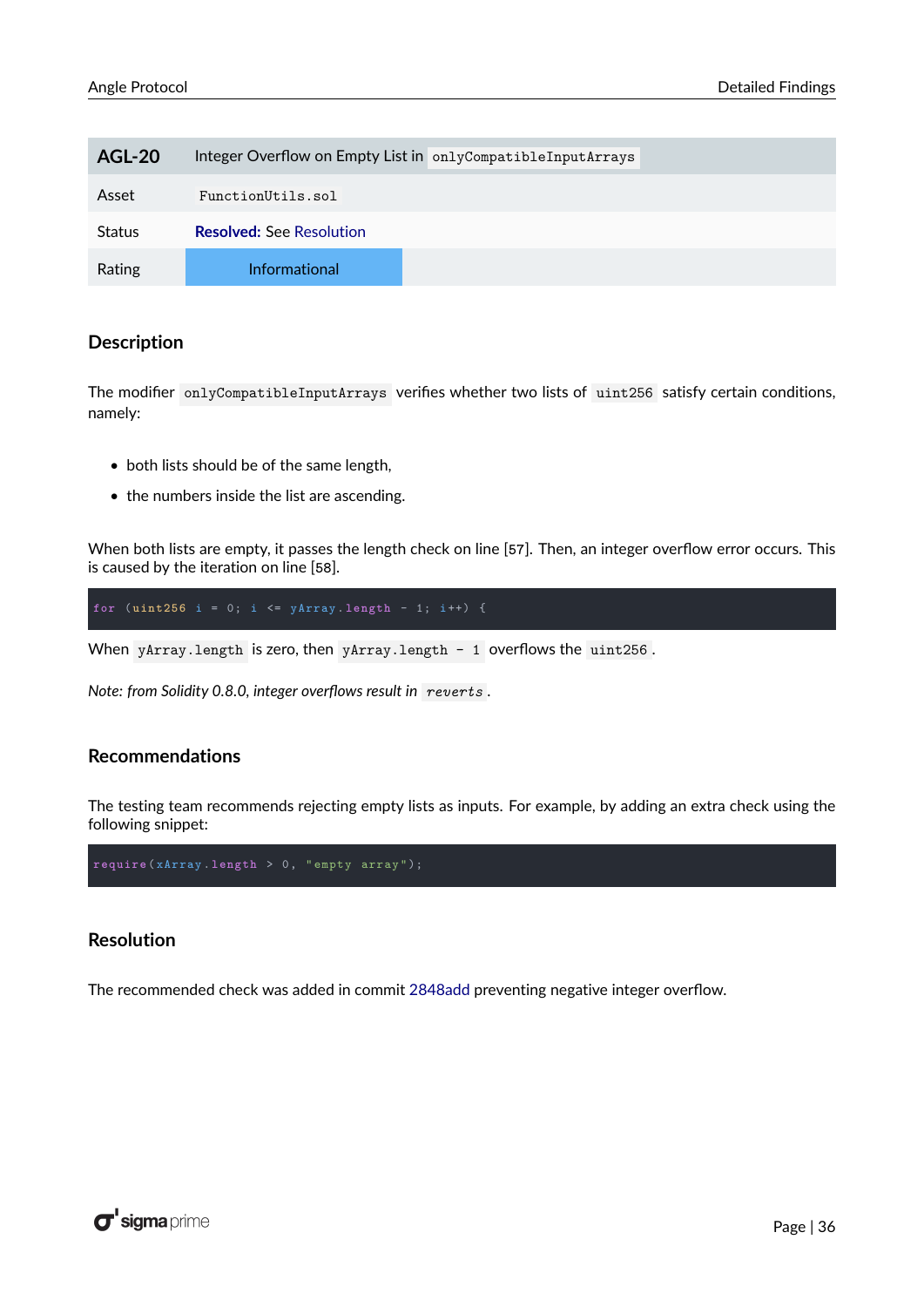| AGL-20 | Integer Overflow on Empty List in `onlyCompatibleInputArrays` |
| --- | --- |
| Asset | `FunctionUtils.sol` |
| Status | **Resolved:** See Resolution |
| Rating | Informational |

### Description

The modifier `onlyCompatibleInputArrays` verifies whether two lists of `uint256` satisfy certain conditions, namely:

- both lists should be of the same length,
- the numbers inside the list are ascending.

When both lists are empty, it passes the length check on line [57]. Then, an integer overflow error occurs. This is caused by the iteration on line [58].

```
for (uint256 i = 0; i <= yArray.length - 1; i++) {
```

When `yArray.length` is zero, then `yArray.length - 1` overflows the `uint256`.

*Note: from Solidity 0.8.0, integer overflows result in* `reverts`.

### Recommendations

The testing team recommends rejecting empty lists as inputs. For example, by adding an extra check using the following snippet:

```
require(xArray.length > 0, "empty array");
```

### Resolution

The recommended check was added in commit 2848add preventing negative integer overflow.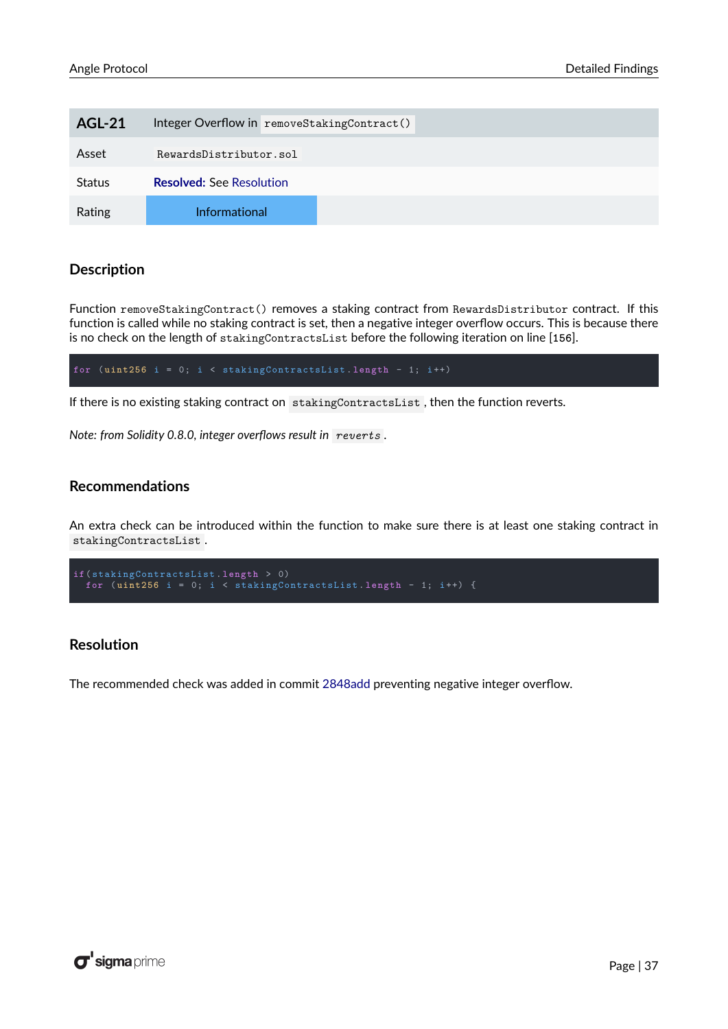| AGL-21 | Integer Overflow in `removeStakingContract()` |
| --- | --- |
| Asset | `RewardsDistributor.sol` |
| Status | **Resolved:** See Resolution |
| Rating | Informational |

## Description

Function `removeStakingContract()` removes a staking contract from `RewardsDistributor` contract. If this function is called while no staking contract is set, then a negative integer overflow occurs. This is because there is no check on the length of `stakingContractsList` before the following iteration on line [156].

```
for (uint256 i = 0; i < stakingContractsList.length - 1; i++)
```

If there is no existing staking contract on `stakingContractsList`, then the function reverts.

*Note: from Solidity 0.8.0, integer overflows result in* `reverts`.

## Recommendations

An extra check can be introduced within the function to make sure there is at least one staking contract in `stakingContractsList`.

```
if(stakingContractsList.length > 0)
  for (uint256 i = 0; i < stakingContractsList.length - 1; i++) {
```

## Resolution

The recommended check was added in commit 2848add preventing negative integer overflow.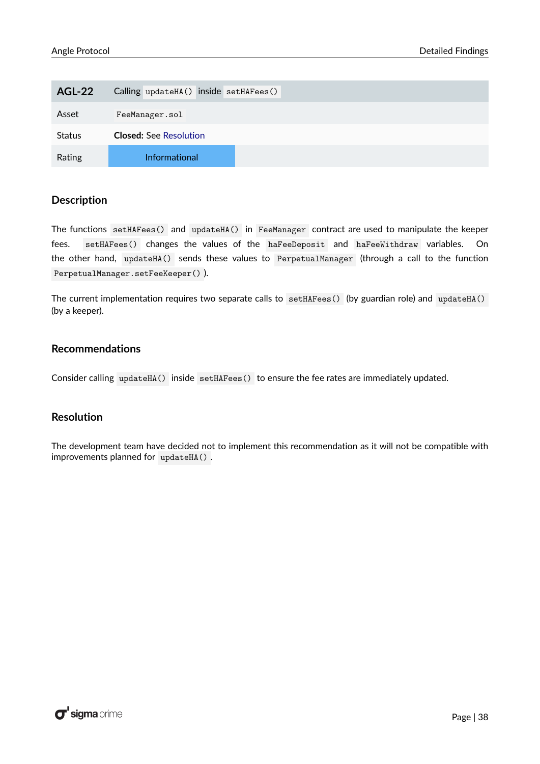| AGL-22 | Calling `updateHA()` inside `setHAFees()` |
| --- | --- |
| Asset | `FeeManager.sol` |
| Status | **Closed:** See Resolution |
| Rating | Informational |

### Description

The functions `setHAFees()` and `updateHA()` in `FeeManager` contract are used to manipulate the keeper fees. `setHAFees()` changes the values of the `haFeeDeposit` and `haFeeWithdraw` variables. On the other hand, `updateHA()` sends these values to `PerpetualManager` (through a call to the function `PerpetualManager.setFeeKeeper()`).

The current implementation requires two separate calls to `setHAFees()` (by guardian role) and `updateHA()` (by a keeper).

### Recommendations

Consider calling `updateHA()` inside `setHAFees()` to ensure the fee rates are immediately updated.

### Resolution

The development team have decided not to implement this recommendation as it will not be compatible with improvements planned for `updateHA()`.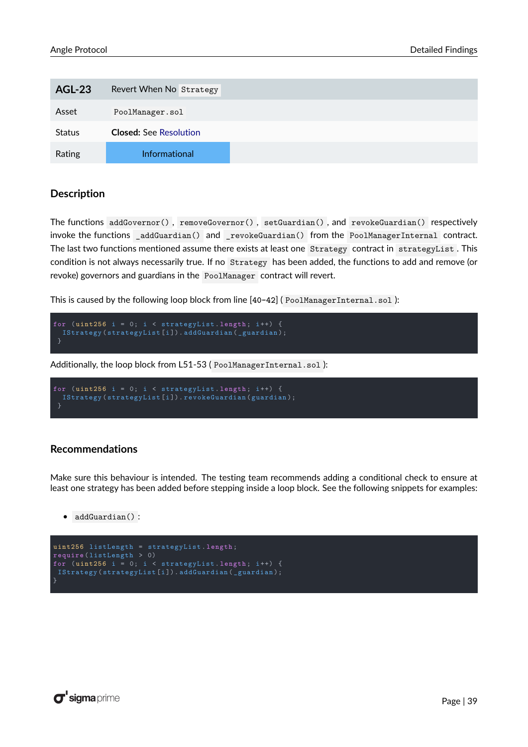| AGL-23 | Revert When No `Strategy` |
| --- | --- |
| Asset | `PoolManager.sol` |
| Status | **Closed:** See Resolution |
| Rating | Informational |

### Description

The functions `addGovernor()`, `removeGovernor()`, `setGuardian()`, and `revokeGuardian()` respectively invoke the functions `_addGuardian()` and `_revokeGuardian()` from the `PoolManagerInternal` contract. The last two functions mentioned assume there exists at least one `Strategy` contract in `strategyList`. This condition is not always necessarily true. If no `Strategy` has been added, the functions to add and remove (or revoke) governors and guardians in the `PoolManager` contract will revert.

This is caused by the following loop block from line [40-42] ( `PoolManagerInternal.sol` ):

```
for (uint256 i = 0; i < strategyList.length; i++) {
  IStrategy(strategyList[i]).addGuardian(_guardian);
}
```

Additionally, the loop block from L51-53 ( `PoolManagerInternal.sol` ):

```
for (uint256 i = 0; i < strategyList.length; i++) {
  IStrategy(strategyList[i]).revokeGuardian(guardian);
}
```

### Recommendations

Make sure this behaviour is intended. The testing team recommends adding a conditional check to ensure at least one strategy has been added before stepping inside a loop block. See the following snippets for examples:

- `addGuardian()`:

```
uint256 listLength = strategyList.length;
require(listLength > 0)
for (uint256 i = 0; i < strategyList.length; i++) {
 IStrategy(strategyList[i]).addGuardian(_guardian);
}
```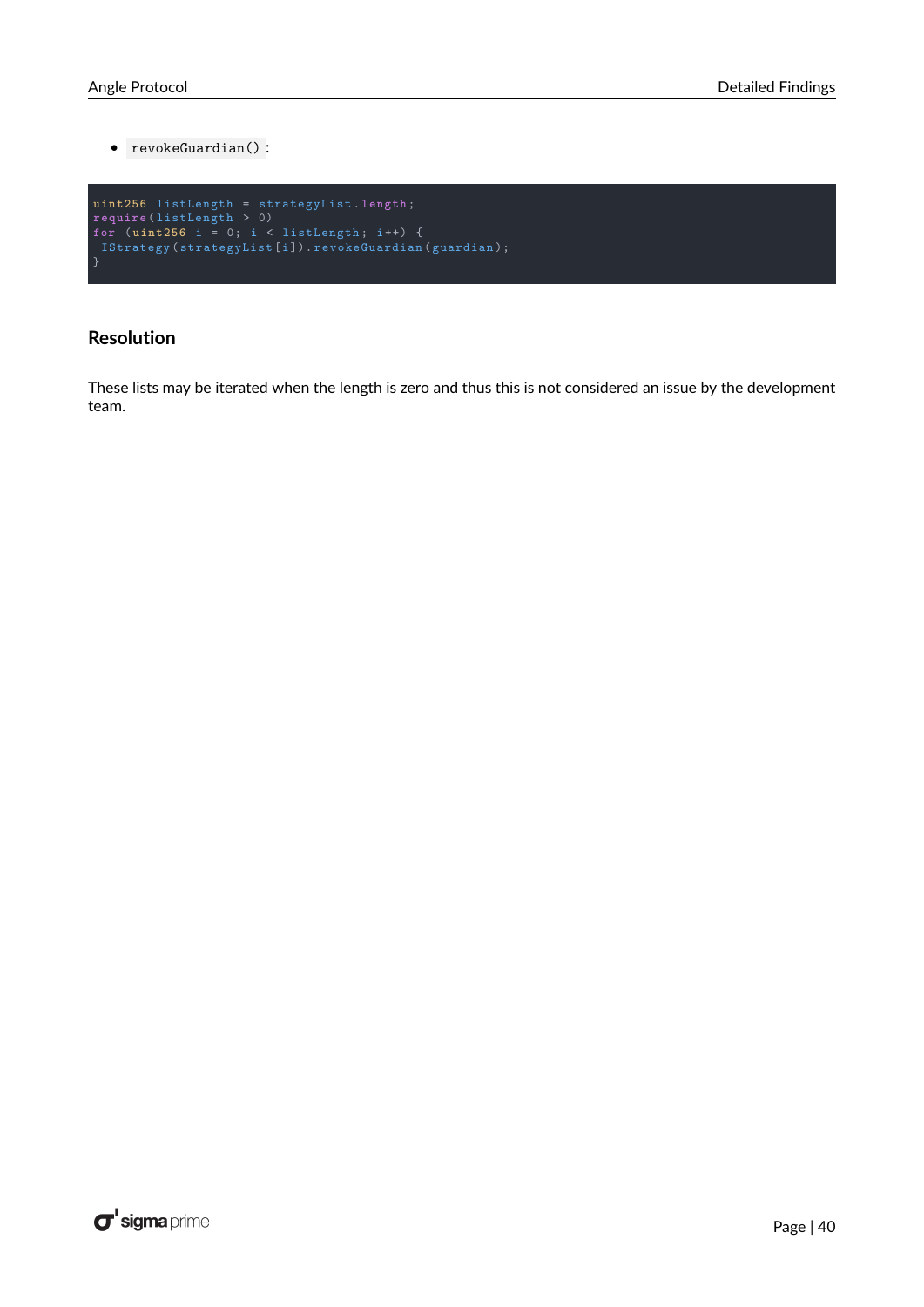- `revokeGuardian()` :

```
uint256 listLength = strategyList.length;
require(listLength > 0)
for (uint256 i = 0; i < listLength; i++) {
 IStrategy(strategyList[i]).revokeGuardian(guardian);
}
```

### Resolution

These lists may be iterated when the length is zero and thus this is not considered an issue by the development team.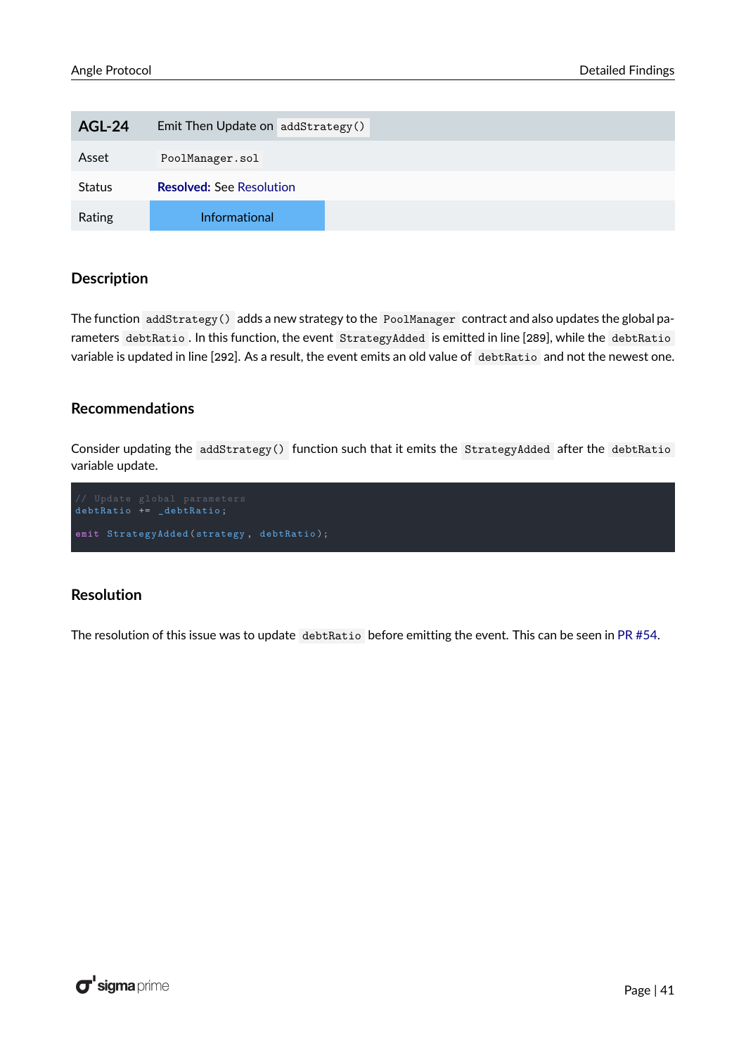| AGL-24 | Emit Then Update on `addStrategy()` |
| --- | --- |
| Asset | `PoolManager.sol` |
| Status | **Resolved:** See Resolution |
| Rating | Informational |

### Description

The function `addStrategy()` adds a new strategy to the `PoolManager` contract and also updates the global parameters `debtRatio`. In this function, the event `StrategyAdded` is emitted in line [289], while the `debtRatio` variable is updated in line [292]. As a result, the event emits an old value of `debtRatio` and not the newest one.

### Recommendations

Consider updating the `addStrategy()` function such that it emits the `StrategyAdded` after the `debtRatio` variable update.

```
// Update global parameters
debtRatio += _debtRatio;

emit StrategyAdded(strategy, debtRatio);
```

### Resolution

The resolution of this issue was to update `debtRatio` before emitting the event. This can be seen in PR #54.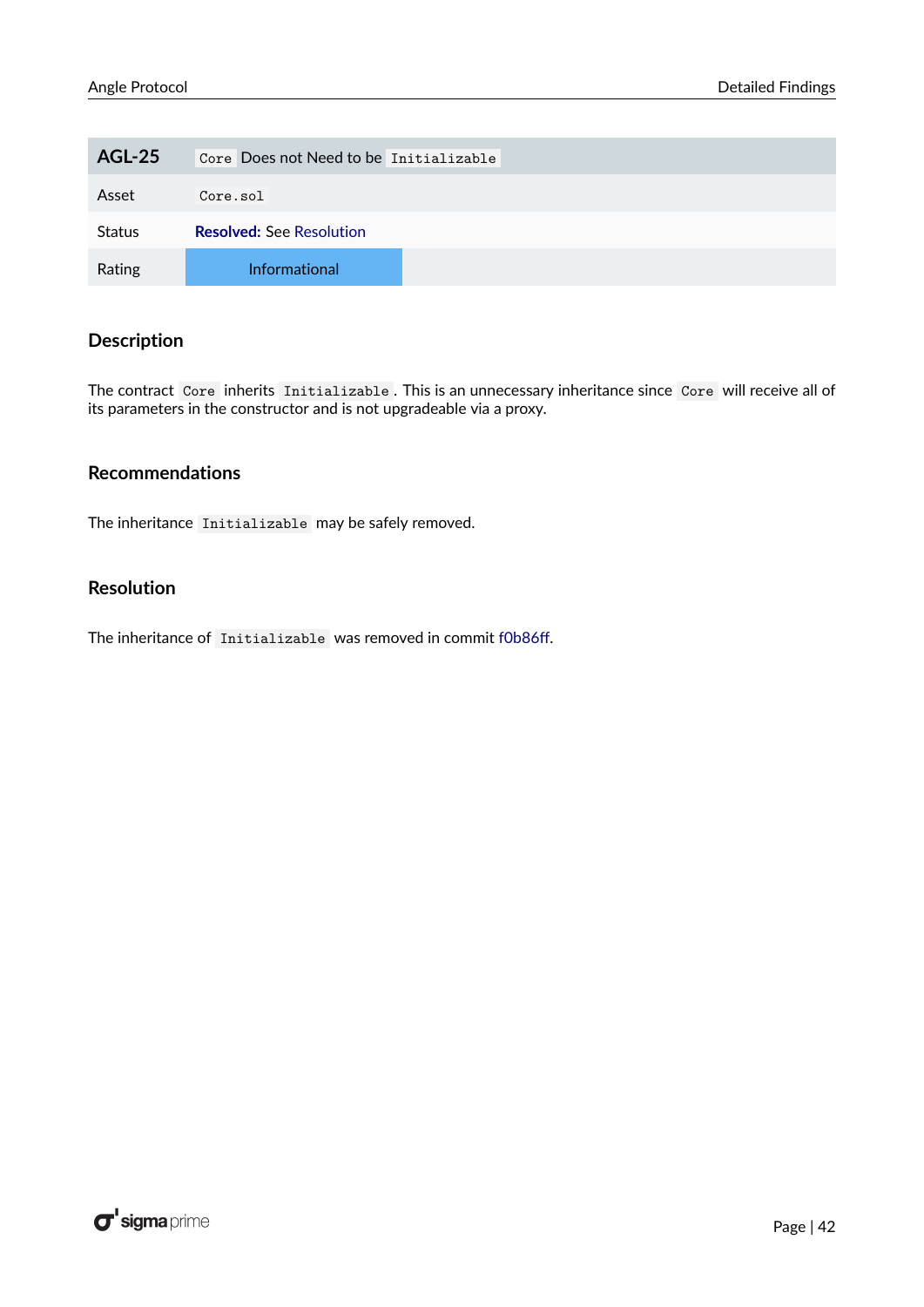| AGL-25 | `Core` Does not Need to be `Initializable` |
| --- | --- |
| Asset | `Core.sol` |
| Status | **Resolved:** See Resolution |
| Rating | Informational |

### Description

The contract `Core` inherits `Initializable`. This is an unnecessary inheritance since `Core` will receive all of its parameters in the constructor and is not upgradeable via a proxy.

### Recommendations

The inheritance `Initializable` may be safely removed.

### Resolution

The inheritance of `Initializable` was removed in commit f0b86ff.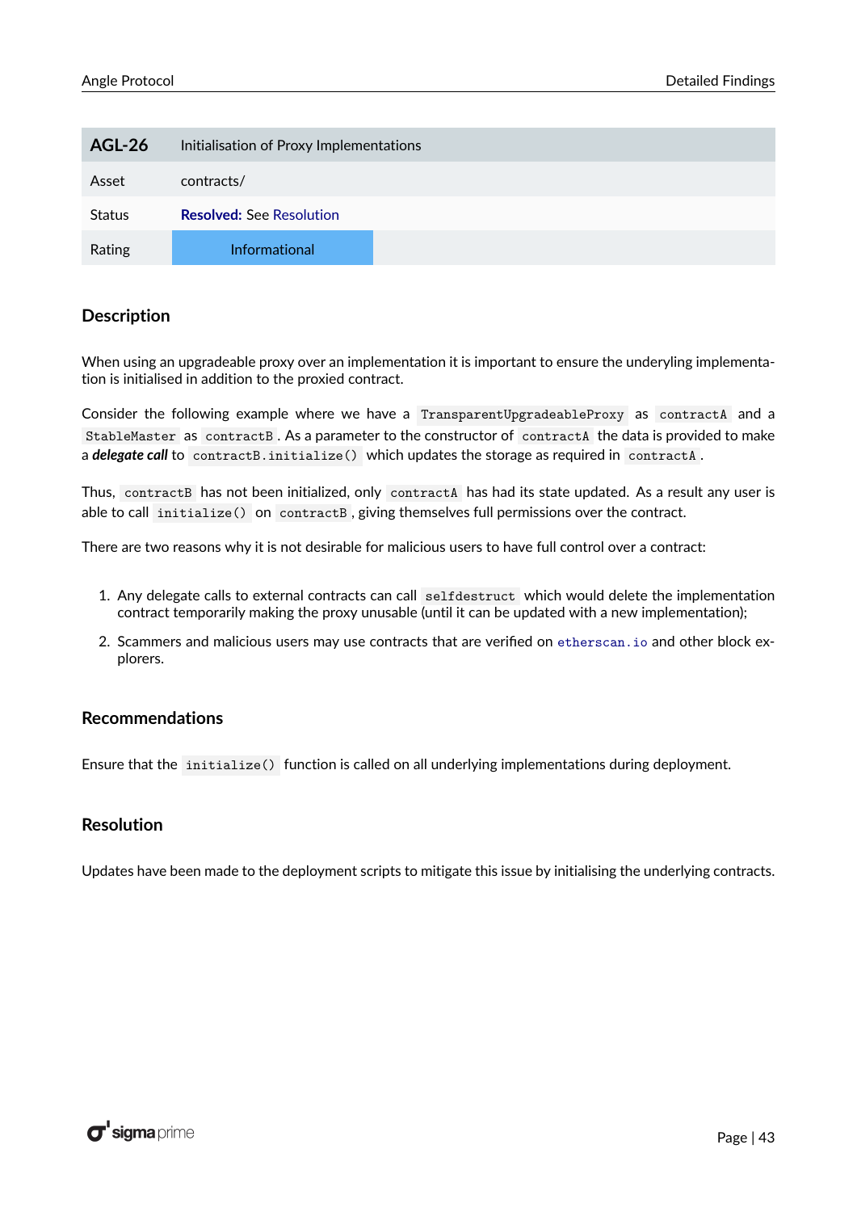| AGL-26 | Initialisation of Proxy Implementations |
|---|---|
| Asset | contracts/ |
| Status | **Resolved:** See Resolution |
| Rating | Informational |

## Description

When using an upgradeable proxy over an implementation it is important to ensure the underlying implementation is initialised in addition to the proxied contract.

Consider the following example where we have a `TransparentUpgradeableProxy` as `contractA` and a `StableMaster` as `contractB`. As a parameter to the constructor of `contractA` the data is provided to make a ***delegate call*** to `contractB.initialize()` which updates the storage as required in `contractA`.

Thus, `contractB` has not been initialized, only `contractA` has had its state updated. As a result any user is able to call `initialize()` on `contractB`, giving themselves full permissions over the contract.

There are two reasons why it is not desirable for malicious users to have full control over a contract:

1. Any delegate calls to external contracts can call `selfdestruct` which would delete the implementation contract temporarily making the proxy unusable (until it can be updated with a new implementation);
2. Scammers and malicious users may use contracts that are verified on etherscan.io and other block explorers.

## Recommendations

Ensure that the `initialize()` function is called on all underlying implementations during deployment.

## Resolution

Updates have been made to the deployment scripts to mitigate this issue by initialising the underlying contracts.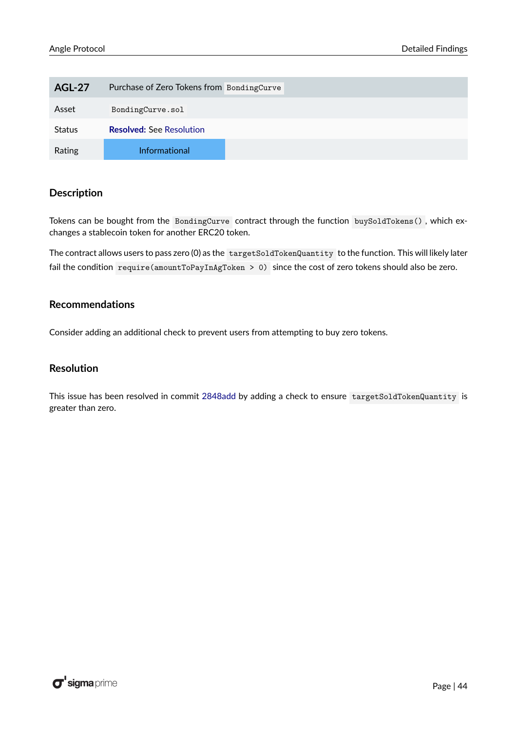| AGL-27 | Purchase of Zero Tokens from `BondingCurve` |
|---|---|
| Asset | `BondingCurve.sol` |
| Status | **Resolved:** See Resolution |
| Rating | Informational |

### Description

Tokens can be bought from the `BondingCurve` contract through the function `buySoldTokens()`, which exchanges a stablecoin token for another ERC20 token.

The contract allows users to pass zero (0) as the `targetSoldTokenQuantity` to the function. This will likely later fail the condition `require(amountToPayInAgToken > 0)` since the cost of zero tokens should also be zero.

### Recommendations

Consider adding an additional check to prevent users from attempting to buy zero tokens.

### Resolution

This issue has been resolved in commit 2848add by adding a check to ensure `targetSoldTokenQuantity` is greater than zero.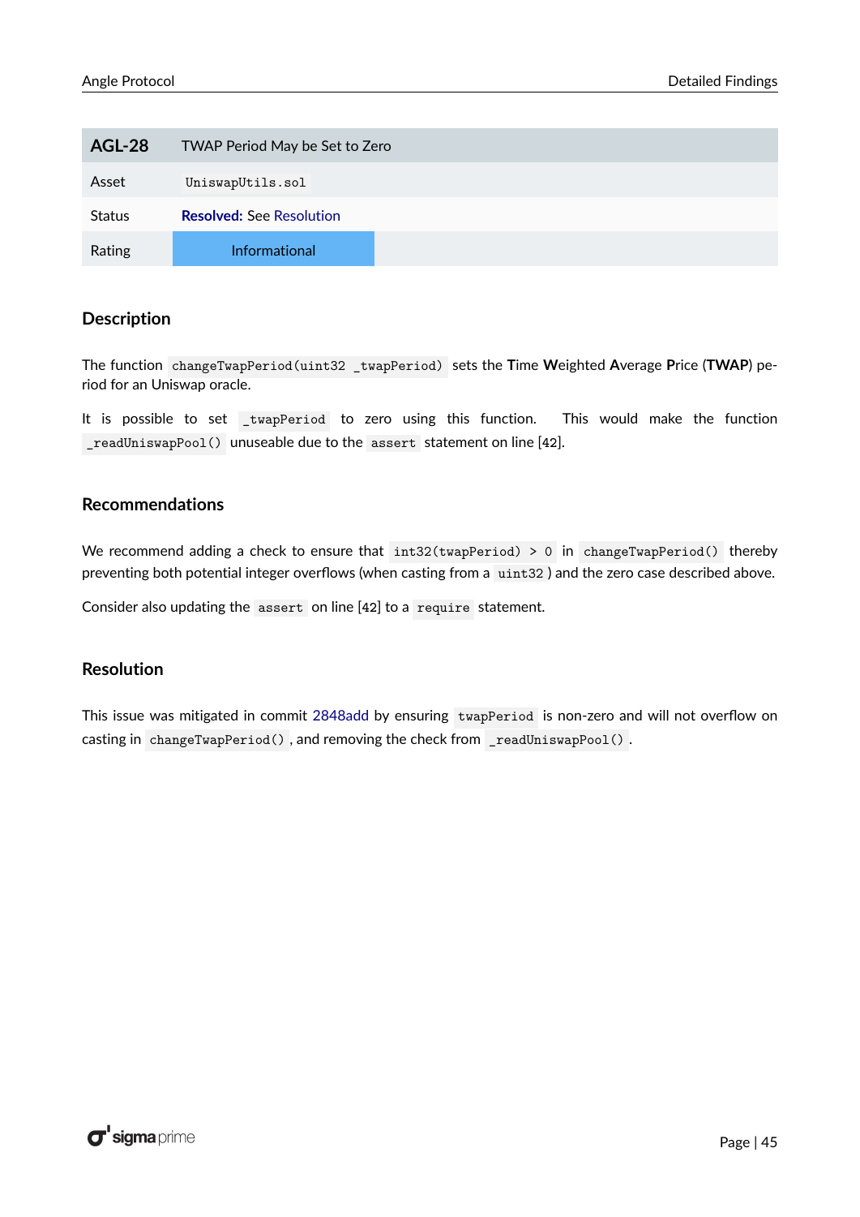| AGL-28 | TWAP Period May be Set to Zero |
|---|---|
| Asset | `UniswapUtils.sol` |
| Status | **Resolved:** See Resolution |
| Rating | Informational |

## Description

The function `changeTwapPeriod(uint32 _twapPeriod)` sets the **T**ime **W**eighted **A**verage **P**rice (**TWAP**) period for an Uniswap oracle.

It is possible to set `_twapPeriod` to zero using this function. This would make the function `_readUniswapPool()` unuseable due to the `assert` statement on line [42].

## Recommendations

We recommend adding a check to ensure that `int32(twapPeriod) > 0` in `changeTwapPeriod()` thereby preventing both potential integer overflows (when casting from a `uint32`) and the zero case described above.

Consider also updating the `assert` on line [42] to a `require` statement.

## Resolution

This issue was mitigated in commit 2848add by ensuring `twapPeriod` is non-zero and will not overflow on casting in `changeTwapPeriod()`, and removing the check from `_readUniswapPool()`.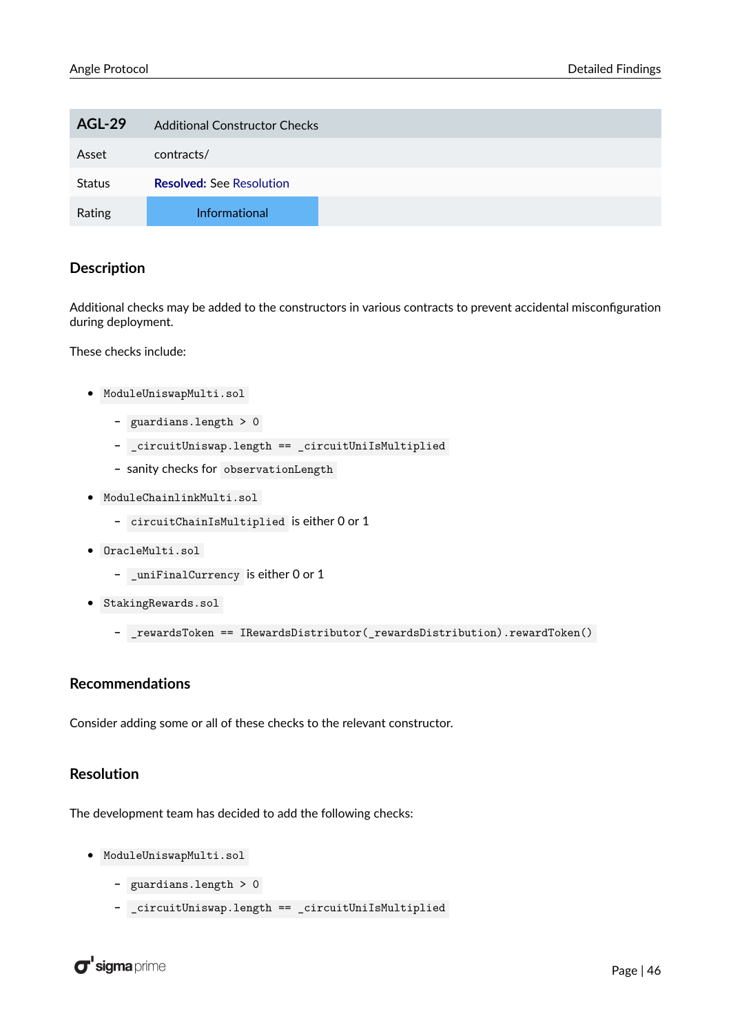| AGL-29 | Additional Constructor Checks |
| --- | --- |
| Asset | contracts/ |
| Status | **Resolved:** See Resolution |
| Rating | Informational |

### Description

Additional checks may be added to the constructors in various contracts to prevent accidental misconfiguration during deployment.

These checks include:

- `ModuleUniswapMulti.sol`
  - `guardians.length > 0`
  - `_circuitUniswap.length == _circuitUniIsMultiplied`
  - sanity checks for `observationLength`
- `ModuleChainlinkMulti.sol`
  - `circuitChainIsMultiplied` is either 0 or 1
- `OracleMulti.sol`
  - `_uniFinalCurrency` is either 0 or 1
- `StakingRewards.sol`
  - `_rewardsToken == IRewardsDistributor(_rewardsDistribution).rewardToken()`

### Recommendations

Consider adding some or all of these checks to the relevant constructor.

### Resolution

The development team has decided to add the following checks:

- `ModuleUniswapMulti.sol`
  - `guardians.length > 0`
  - `_circuitUniswap.length == _circuitUniIsMultiplied`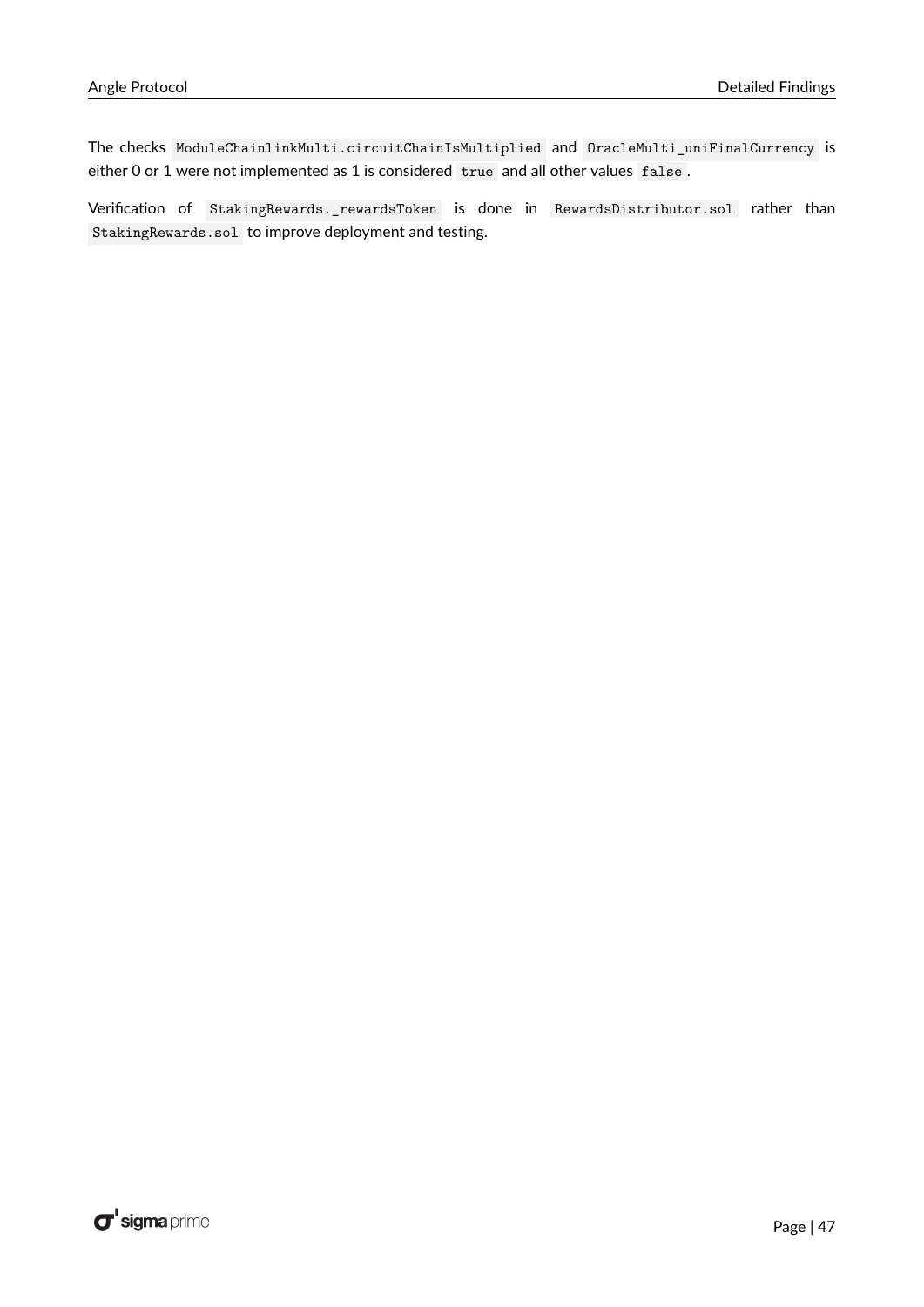The checks `ModuleChainlinkMulti.circuitChainIsMultiplied` and `OracleMulti_uniFinalCurrency` is either 0 or 1 were not implemented as 1 is considered `true` and all other values `false`.

Verification of `StakingRewards._rewardsToken` is done in `RewardsDistributor.sol` rather than `StakingRewards.sol` to improve deployment and testing.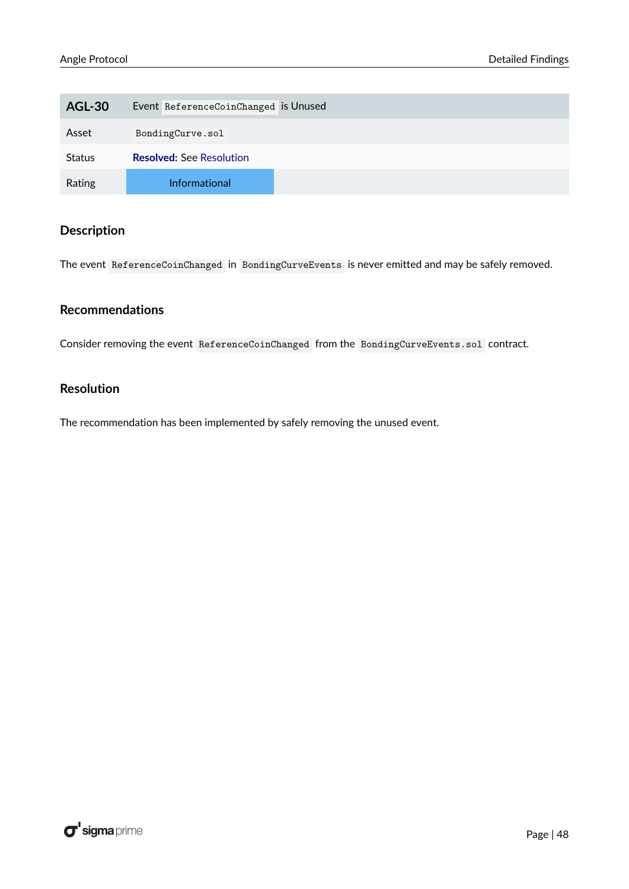| AGL-30 | Event `ReferenceCoinChanged` is Unused |
| --- | --- |
| Asset | `BondingCurve.sol` |
| Status | **Resolved:** See Resolution |
| Rating | Informational |

### Description

The event `ReferenceCoinChanged` in `BondingCurveEvents` is never emitted and may be safely removed.

### Recommendations

Consider removing the event `ReferenceCoinChanged` from the `BondingCurveEvents.sol` contract.

### Resolution

The recommendation has been implemented by safely removing the unused event.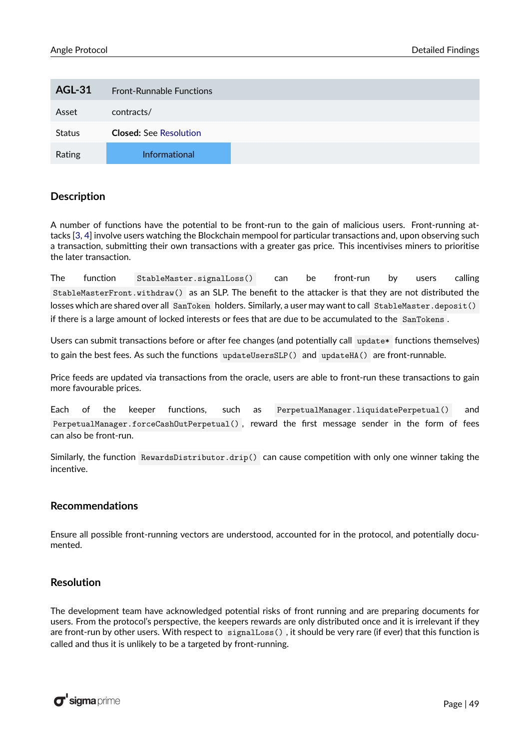| AGL-31 | Front-Runnable Functions |
|---|---|
| Asset | contracts/ |
| Status | **Closed:** See Resolution |
| Rating | Informational |

## Description

A number of functions have the potential to be front-run to the gain of malicious users. Front-running attacks [3, 4] involve users watching the Blockchain mempool for particular transactions and, upon observing such a transaction, submitting their own transactions with a greater gas price. This incentivises miners to prioritise the later transaction.

The function `StableMaster.signalLoss()` can be front-run by users calling `StableMasterFront.withdraw()` as an SLP. The benefit to the attacker is that they are not distributed the losses which are shared over all `SanToken` holders. Similarly, a user may want to call `StableMaster.deposit()` if there is a large amount of locked interests or fees that are due to be accumulated to the `SanTokens`.

Users can submit transactions before or after fee changes (and potentially call `update*` functions themselves) to gain the best fees. As such the functions `updateUsersSLP()` and `updateHA()` are front-runnable.

Price feeds are updated via transactions from the oracle, users are able to front-run these transactions to gain more favourable prices.

Each of the keeper functions, such as `PerpetualManager.liquidatePerpetual()` and `PerpetualManager.forceCashOutPerpetual()`, reward the first message sender in the form of fees can also be front-run.

Similarly, the function `RewardsDistributor.drip()` can cause competition with only one winner taking the incentive.

## Recommendations

Ensure all possible front-running vectors are understood, accounted for in the protocol, and potentially documented.

## Resolution

The development team have acknowledged potential risks of front running and are preparing documents for users. From the protocol's perspective, the keepers rewards are only distributed once and it is irrelevant if they are front-run by other users. With respect to `signalLoss()`, it should be very rare (if ever) that this function is called and thus it is unlikely to be a targeted by front-running.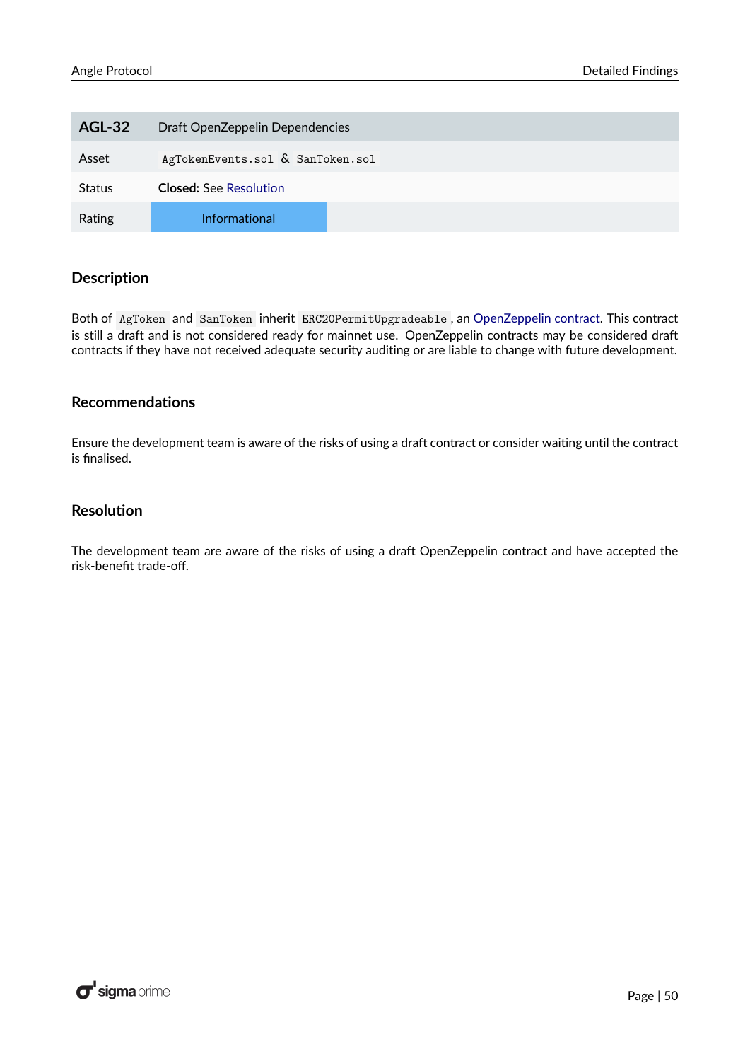| AGL-32 | Draft OpenZeppelin Dependencies |
|---|---|
| Asset | `AgTokenEvents.sol` & `SanToken.sol` |
| Status | **Closed:** See Resolution |
| Rating | Informational |

### Description

Both of `AgToken` and `SanToken` inherit `ERC20PermitUpgradeable`, an OpenZeppelin contract. This contract is still a draft and is not considered ready for mainnet use. OpenZeppelin contracts may be considered draft contracts if they have not received adequate security auditing or are liable to change with future development.

### Recommendations

Ensure the development team is aware of the risks of using a draft contract or consider waiting until the contract is finalised.

### Resolution

The development team are aware of the risks of using a draft OpenZeppelin contract and have accepted the risk-benefit trade-off.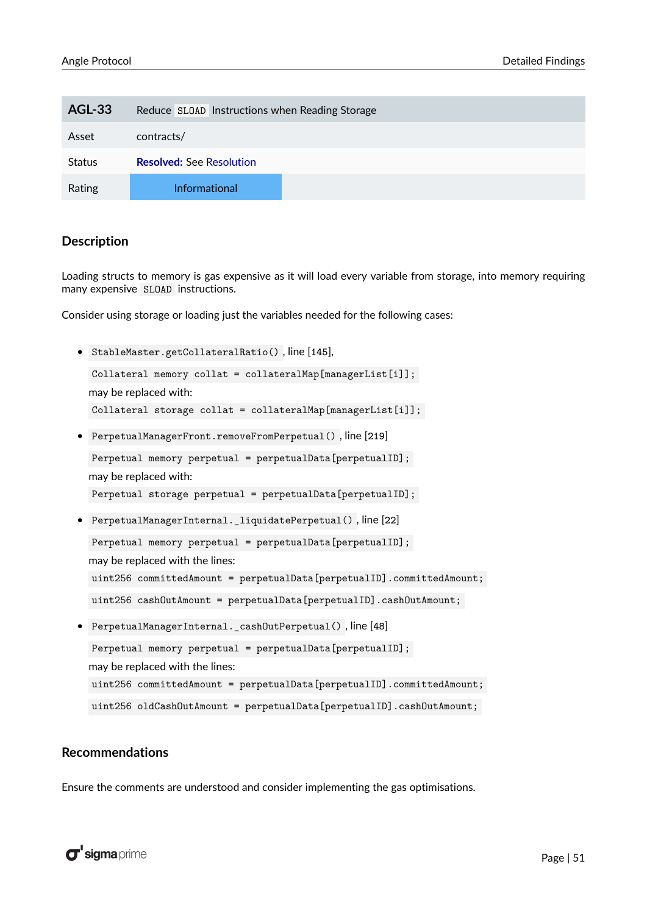| AGL-33 | Reduce `SLOAD` Instructions when Reading Storage |
| --- | --- |
| Asset | contracts/ |
| Status | **Resolved:** See Resolution |
| Rating | Informational |

## Description

Loading structs to memory is gas expensive as it will load every variable from storage, into memory requiring many expensive `SLOAD` instructions.

Consider using storage or loading just the variables needed for the following cases:

- `StableMaster.getCollateralRatio()`, line [145],

  `Collateral memory collat = collateralMap[managerList[i]];`

  may be replaced with:

  `Collateral storage collat = collateralMap[managerList[i]];`

- `PerpetualManagerFront.removeFromPerpetual()`, line [219]

  `Perpetual memory perpetual = perpetualData[perpetualID];`

  may be replaced with:

  `Perpetual storage perpetual = perpetualData[perpetualID];`

- `PerpetualManagerInternal._liquidatePerpetual()`, line [22]

  `Perpetual memory perpetual = perpetualData[perpetualID];`

  may be replaced with the lines:

  `uint256 committedAmount = perpetualData[perpetualID].committedAmount;`

  `uint256 cashOutAmount = perpetualData[perpetualID].cashOutAmount;`

- `PerpetualManagerInternal._cashOutPerpetual()`, line [48]

  `Perpetual memory perpetual = perpetualData[perpetualID];`

  may be replaced with the lines:

  `uint256 committedAmount = perpetualData[perpetualID].committedAmount;`

  `uint256 oldCashOutAmount = perpetualData[perpetualID].cashOutAmount;`

## Recommendations

Ensure the comments are understood and consider implementing the gas optimisations.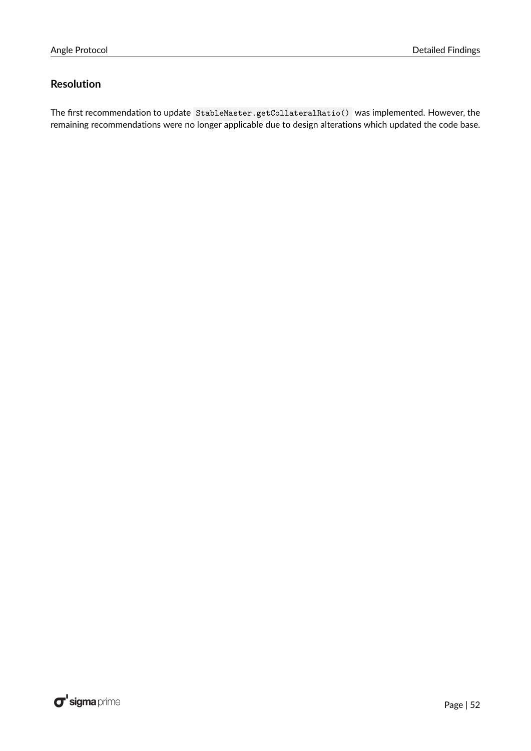### Resolution

The first recommendation to update `StableMaster.getCollateralRatio()` was implemented. However, the remaining recommendations were no longer applicable due to design alterations which updated the code base.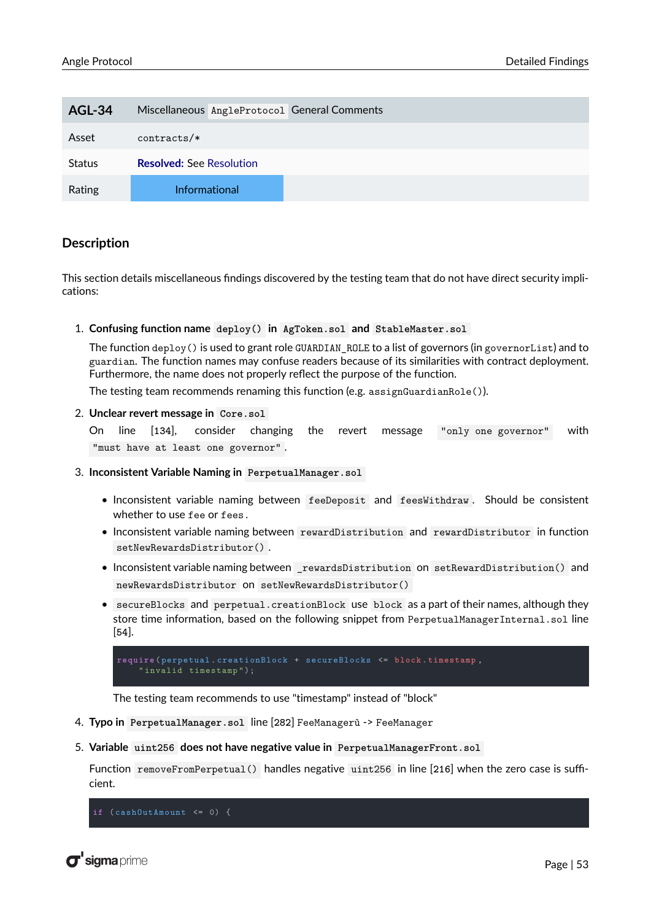| AGL-34 | Miscellaneous `AngleProtocol` General Comments |
| --- | --- |
| Asset | `contracts/*` |
| Status | **Resolved:** See Resolution |
| Rating | Informational |

## Description

This section details miscellaneous findings discovered by the testing team that do not have direct security implications:

1. **Confusing function name `deploy()` in `AgToken.sol` and `StableMaster.sol`**

   The function `deploy()` is used to grant role `GUARDIAN_ROLE` to a list of governors (in `governorList`) and to `guardian`. The function names may confuse readers because of its similarities with contract deployment. Furthermore, the name does not properly reflect the purpose of the function.

   The testing team recommends renaming this function (e.g. `assignGuardianRole()`).

2. **Unclear revert message in `Core.sol`**

   On line [134], consider changing the revert message `"only one governor"` with `"must have at least one governor"`.

3. **Inconsistent Variable Naming in `PerpetualManager.sol`**

   - Inconsistent variable naming between `feeDeposit` and `feesWithdraw`. Should be consistent whether to use `fee` or `fees`.
   - Inconsistent variable naming between `rewardDistribution` and `rewardDistributor` in function `setNewRewardsDistributor()`.
   - Inconsistent variable naming between `_rewardsDistribution` on `setRewardDistribution()` and `newRewardsDistributor` on `setNewRewardsDistributor()`
   - `secureBlocks` and `perpetual.creationBlock` use `block` as a part of their names, although they store time information, based on the following snippet from `PerpetualManagerInternal.sol` line [54].

   ```
   require(perpetual.creationBlock + secureBlocks <= block.timestamp,
       "invalid timestamp");
   ```

   The testing team recommends to use "timestamp" instead of "block"

4. **Typo in `PerpetualManager.sol`** line [282] `FeeManagerù -> FeeManager`

5. **Variable `uint256` does not have negative value in `PerpetualManagerFront.sol`**

   Function `removeFromPerpetual()` handles negative `uint256` in line [216] when the zero case is sufficient.

   ```
   if (cashOutAmount <= 0) {
   ```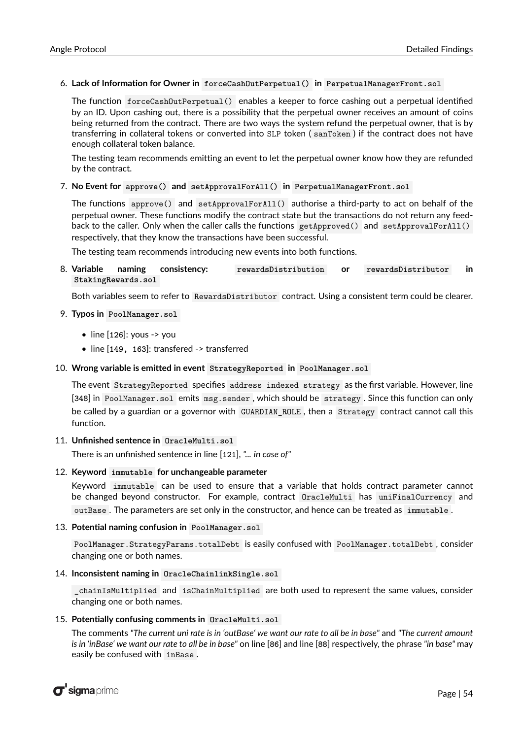6. **Lack of Information for Owner in `forceCashOutPerpetual()` in `PerpetualManagerFront.sol`**

   The function `forceCashOutPerpetual()` enables a keeper to force cashing out a perpetual identified by an ID. Upon cashing out, there is a possibility that the perpetual owner receives an amount of coins being returned from the contract. There are two ways the system refund the perpetual owner, that is by transferring in collateral tokens or converted into SLP token ( `sanToken` ) if the contract does not have enough collateral token balance.

   The testing team recommends emitting an event to let the perpetual owner know how they are refunded by the contract.

7. **No Event for `approve()` and `setApprovalForAll()` in `PerpetualManagerFront.sol`**

   The functions `approve()` and `setApprovalForAll()` authorise a third-party to act on behalf of the perpetual owner. These functions modify the contract state but the transactions do not return any feedback to the caller. Only when the caller calls the functions `getApproved()` and `setApprovalForAll()` respectively, that they know the transactions have been successful.

   The testing team recommends introducing new events into both functions.

8. **Variable naming consistency: `rewardsDistribution` or `rewardsDistributor` in `StakingRewards.sol`**

   Both variables seem to refer to `RewardsDistributor` contract. Using a consistent term could be clearer.

9. **Typos in `PoolManager.sol`**

   - line [126]: yous -> you
   - line [149, 163]: transfered -> transferred

10. **Wrong variable is emitted in event `StrategyReported` in `PoolManager.sol`**

    The event `StrategyReported` specifies `address indexed strategy` as the first variable. However, line [348] in `PoolManager.sol` emits `msg.sender`, which should be `strategy`. Since this function can only be called by a guardian or a governor with `GUARDIAN_ROLE`, then a `Strategy` contract cannot call this function.

11. **Unfinished sentence in `OracleMulti.sol`**

    There is an unfinished sentence in line [121], *"... in case of"*

12. **Keyword `immutable` for unchangeable parameter**

    Keyword `immutable` can be used to ensure that a variable that holds contract parameter cannot be changed beyond constructor. For example, contract `OracleMulti` has `uniFinalCurrency` and `outBase`. The parameters are set only in the constructor, and hence can be treated as `immutable`.

13. **Potential naming confusion in `PoolManager.sol`**

    `PoolManager.StrategyParams.totalDebt` is easily confused with `PoolManager.totalDebt`, consider changing one or both names.

14. **Inconsistent naming in `OracleChainlinkSingle.sol`**

    `_chainIsMultiplied` and `isChainMultiplied` are both used to represent the same values, consider changing one or both names.

15. **Potentially confusing comments in `OracleMulti.sol`**

    The comments *"The current uni rate is in 'outBase' we want our rate to all be in base"* and *"The current amount is in 'inBase' we want our rate to all be in base"* on line [86] and line [88] respectively, the phrase *"in base"* may easily be confused with `inBase`.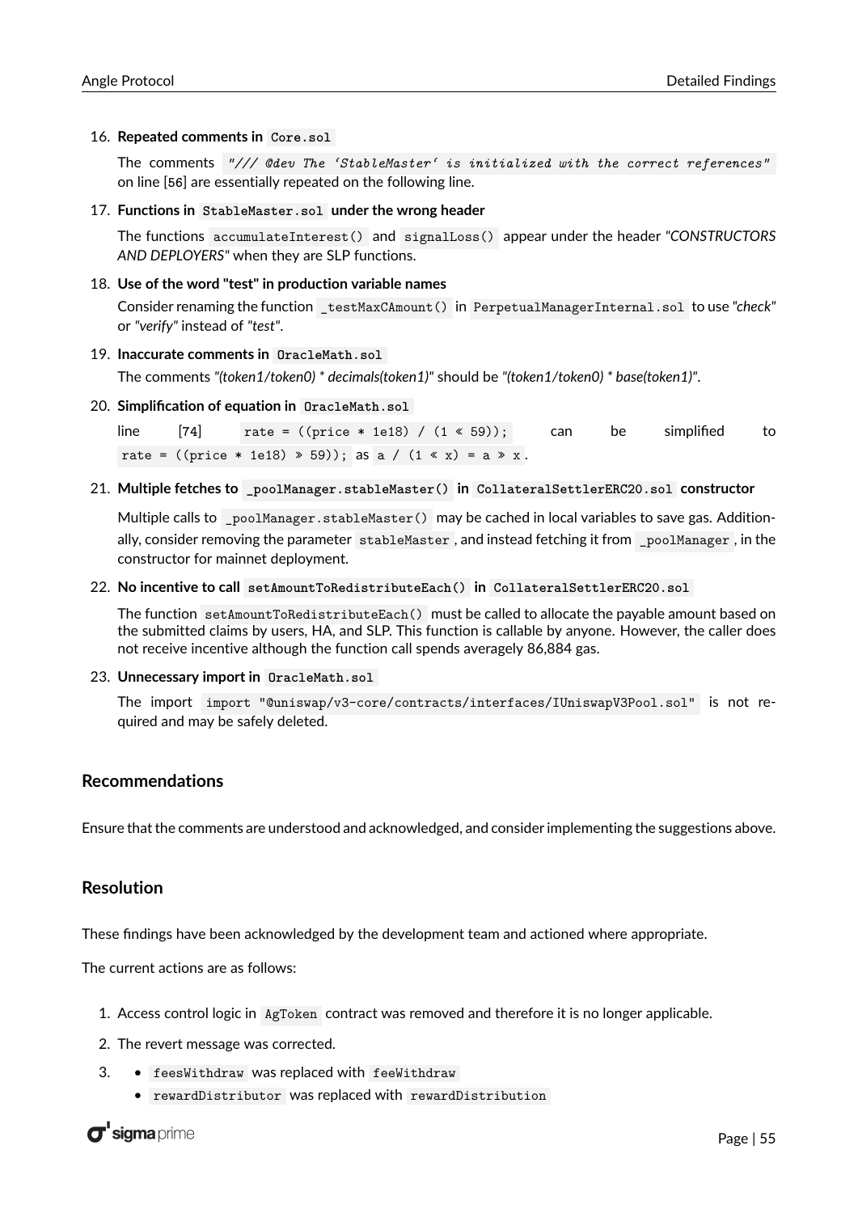16. **Repeated comments in `Core.sol`**

    The comments `"/// @dev The ‘StableMaster‘ is initialized with the correct references"` on line [56] are essentially repeated on the following line.

17. **Functions in `StableMaster.sol` under the wrong header**

    The functions `accumulateInterest()` and `signalLoss()` appear under the header *"CONSTRUCTORS AND DEPLOYERS"* when they are SLP functions.

18. **Use of the word "test" in production variable names**

    Consider renaming the function `_testMaxCAmount()` in `PerpetualManagerInternal.sol` to use *"check"* or *"verify"* instead of *"test"*.

19. **Inaccurate comments in `OracleMath.sol`**

    The comments *"(token1/token0) * decimals(token1)"* should be *"(token1/token0) * base(token1)"*.

20. **Simplification of equation in `OracleMath.sol`**

    line [74] `rate = ((price * 1e18) / (1 << 59));` can be simplified to `rate = ((price * 1e18) >> 59));` as `a / (1 << x) = a >> x`.

21. **Multiple fetches to `_poolManager.stableMaster()` in `CollateralSettlerERC20.sol` constructor**

    Multiple calls to `_poolManager.stableMaster()` may be cached in local variables to save gas. Additionally, consider removing the parameter `stableMaster`, and instead fetching it from `_poolManager`, in the constructor for mainnet deployment.

22. **No incentive to call `setAmountToRedistributeEach()` in `CollateralSettlerERC20.sol`**

    The function `setAmountToRedistributeEach()` must be called to allocate the payable amount based on the submitted claims by users, HA, and SLP. This function is callable by anyone. However, the caller does not receive incentive although the function call spends averagely 86,884 gas.

23. **Unnecessary import in `OracleMath.sol`**

    The import `import "@uniswap/v3-core/contracts/interfaces/IUniswapV3Pool.sol"` is not required and may be safely deleted.

## Recommendations

Ensure that the comments are understood and acknowledged, and consider implementing the suggestions above.

## Resolution

These findings have been acknowledged by the development team and actioned where appropriate.

The current actions are as follows:

1. Access control logic in `AgToken` contract was removed and therefore it is no longer applicable.
2. The revert message was corrected.
3. - `feesWithdraw` was replaced with `feeWithdraw`
   - `rewardDistributor` was replaced with `rewardDistribution`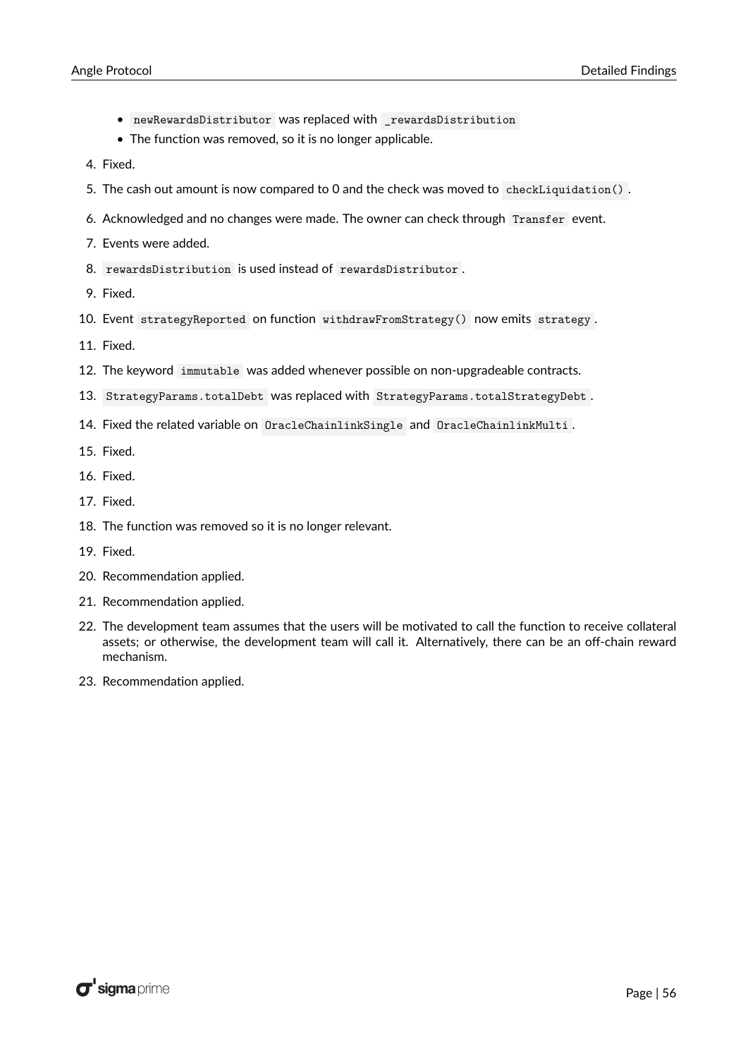- `newRewardsDistributor` was replaced with `_rewardsDistribution`
- The function was removed, so it is no longer applicable.

4. Fixed.
5. The cash out amount is now compared to 0 and the check was moved to `checkLiquidation()`.
6. Acknowledged and no changes were made. The owner can check through `Transfer` event.
7. Events were added.
8. `rewardsDistribution` is used instead of `rewardsDistributor`.
9. Fixed.
10. Event `strategyReported` on function `withdrawFromStrategy()` now emits `strategy`.
11. Fixed.
12. The keyword `immutable` was added whenever possible on non-upgradeable contracts.
13. `StrategyParams.totalDebt` was replaced with `StrategyParams.totalStrategyDebt`.
14. Fixed the related variable on `OracleChainlinkSingle` and `OracleChainlinkMulti`.
15. Fixed.
16. Fixed.
17. Fixed.
18. The function was removed so it is no longer relevant.
19. Fixed.
20. Recommendation applied.
21. Recommendation applied.
22. The development team assumes that the users will be motivated to call the function to receive collateral assets; or otherwise, the development team will call it. Alternatively, there can be an off-chain reward mechanism.
23. Recommendation applied.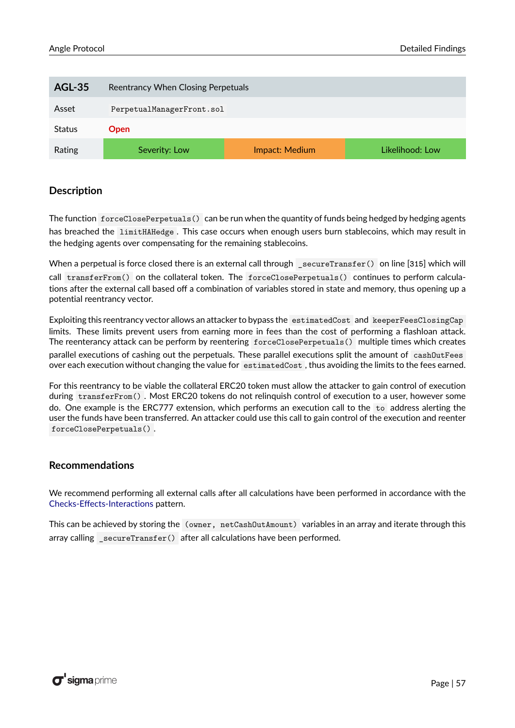| AGL-35 | Reentrancy When Closing Perpetuals | | |
|---|---|---|---|
| Asset | `PerpetualManagerFront.sol` | | |
| Status | Open | | |
| Rating | Severity: Low | Impact: Medium | Likelihood: Low |

## Description

The function `forceClosePerpetuals()` can be run when the quantity of funds being hedged by hedging agents has breached the `limitHAHedge`. This case occurs when enough users burn stablecoins, which may result in the hedging agents over compensating for the remaining stablecoins.

When a perpetual is force closed there is an external call through `_secureTransfer()` on line [315] which will call `transferFrom()` on the collateral token. The `forceClosePerpetuals()` continues to perform calculations after the external call based off a combination of variables stored in state and memory, thus opening up a potential reentrancy vector.

Exploiting this reentrancy vector allows an attacker to bypass the `estimatedCost` and `keeperFeesClosingCap` limits. These limits prevent users from earning more in fees than the cost of performing a flashloan attack. The reenterancy attack can be perform by reentering `forceClosePerpetuals()` multiple times which creates parallel executions of cashing out the perpetuals. These parallel executions split the amount of `cashOutFees` over each execution without changing the value for `estimatedCost`, thus avoiding the limits to the fees earned.

For this reentrancy to be viable the collateral ERC20 token must allow the attacker to gain control of execution during `transferFrom()`. Most ERC20 tokens do not relinquish control of execution to a user, however some do. One example is the ERC777 extension, which performs an execution call to the `to` address alerting the user the funds have been transferred. An attacker could use this call to gain control of the execution and reenter `forceClosePerpetuals()`.

## Recommendations

We recommend performing all external calls after all calculations have been performed in accordance with the Checks-Effects-Interactions pattern.

This can be achieved by storing the `(owner, netCashOutAmount)` variables in an array and iterate through this array calling `_secureTransfer()` after all calculations have been performed.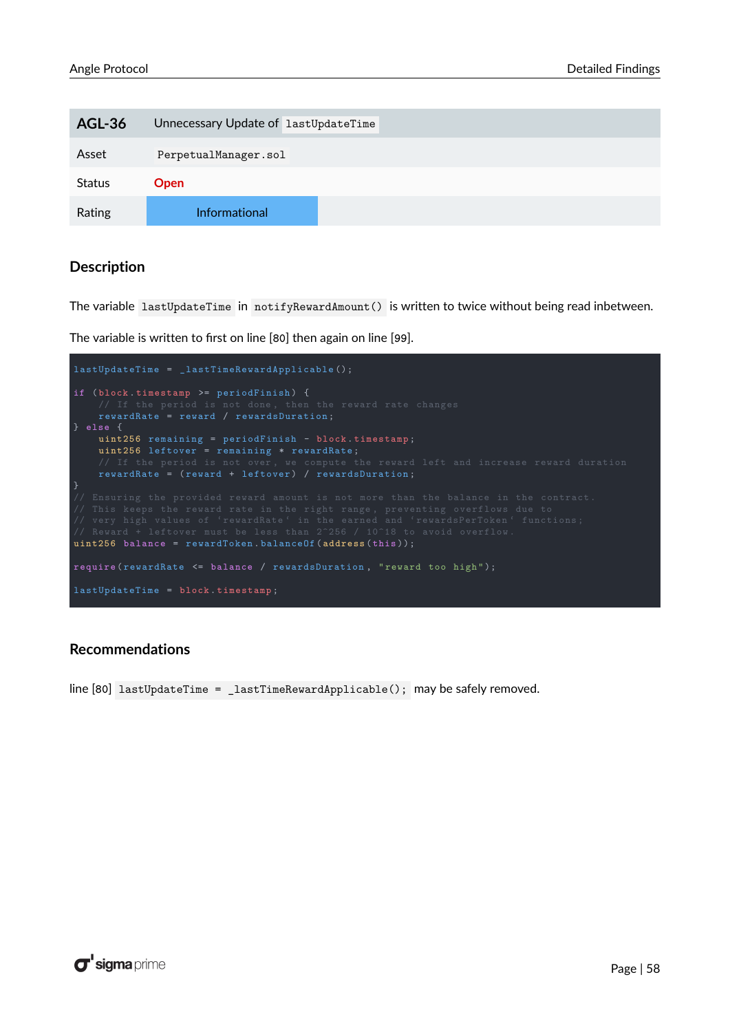| AGL-36 | Unnecessary Update of `lastUpdateTime` |
| --- | --- |
| Asset | `PerpetualManager.sol` |
| Status | Open |
| Rating | Informational |

## Description

The variable `lastUpdateTime` in `notifyRewardAmount()` is written to twice without being read inbetween.

The variable is written to first on line [80] then again on line [99].

```
lastUpdateTime = _lastTimeRewardApplicable();

if (block.timestamp >= periodFinish) {
    // If the period is not done, then the reward rate changes
    rewardRate = reward / rewardsDuration;
} else {
    uint256 remaining = periodFinish - block.timestamp;
    uint256 leftover = remaining * rewardRate;
    // If the period is not over, we compute the reward left and increase reward duration
    rewardRate = (reward + leftover) / rewardsDuration;
}
// Ensuring the provided reward amount is not more than the balance in the contract.
// This keeps the reward rate in the right range, preventing overflows due to
// very high values of 'rewardRate' in the earned and 'rewardsPerToken' functions;
// Reward + leftover must be less than 2^256 / 10^18 to avoid overflow.
uint256 balance = rewardToken.balanceOf(address(this));

require(rewardRate <= balance / rewardsDuration, "reward too high");

lastUpdateTime = block.timestamp;
```

## Recommendations

line [80] `lastUpdateTime = _lastTimeRewardApplicable();` may be safely removed.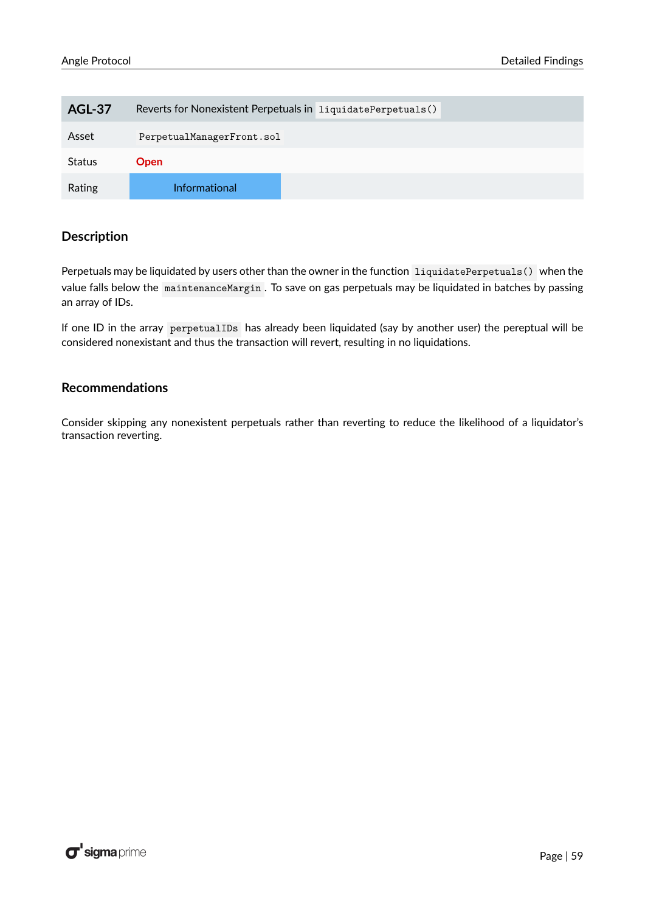| AGL-37 | Reverts for Nonexistent Perpetuals in `liquidatePerpetuals()` |
| --- | --- |
| Asset | `PerpetualManagerFront.sol` |
| Status | **Open** |
| Rating | Informational |

### Description

Perpetuals may be liquidated by users other than the owner in the function `liquidatePerpetuals()` when the value falls below the `maintenanceMargin`. To save on gas perpetuals may be liquidated in batches by passing an array of IDs.

If one ID in the array `perpetualIDs` has already been liquidated (say by another user) the pereptual will be considered nonexistant and thus the transaction will revert, resulting in no liquidations.

### Recommendations

Consider skipping any nonexistent perpetuals rather than reverting to reduce the likelihood of a liquidator's transaction reverting.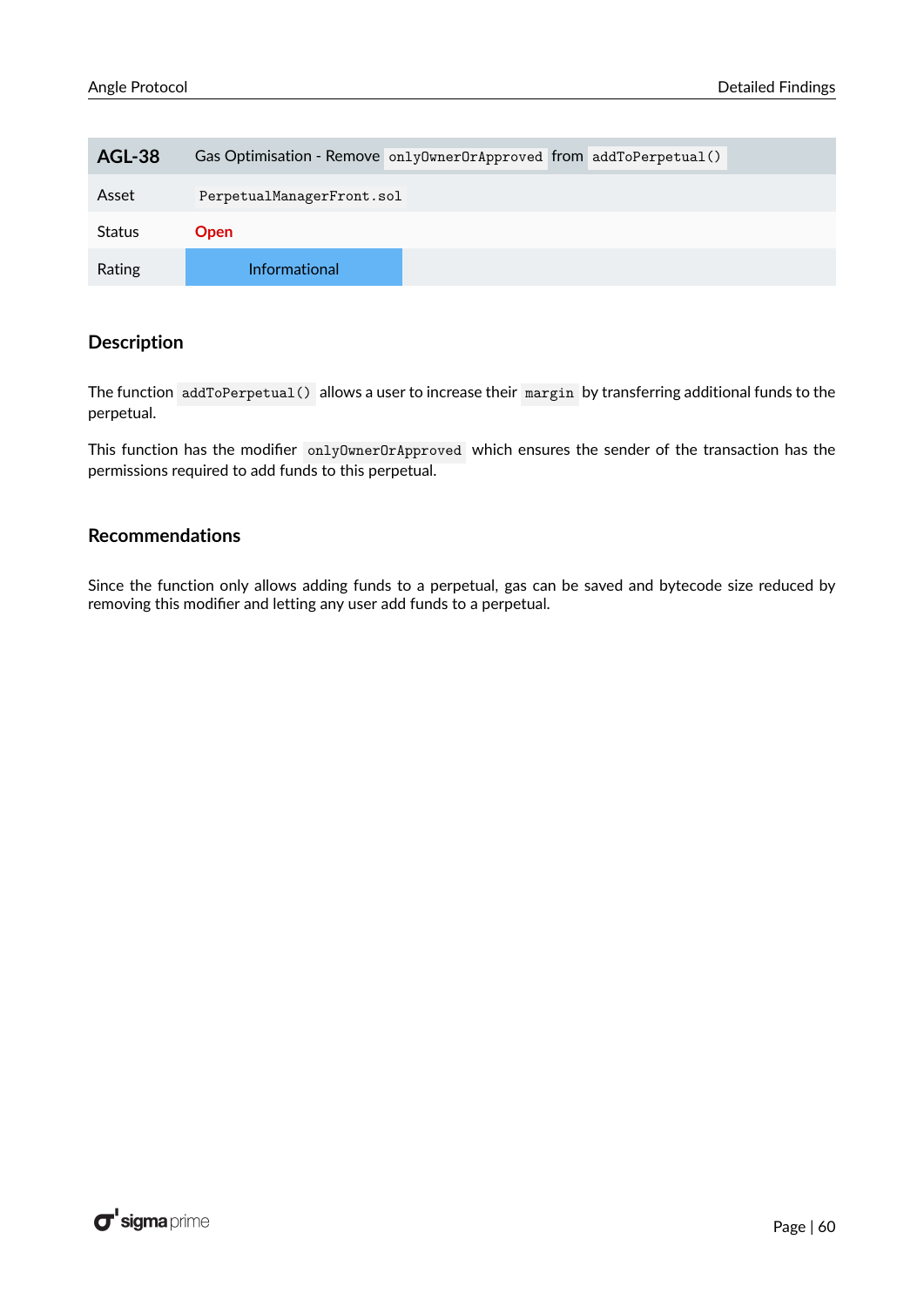| AGL-38 | Gas Optimisation - Remove `onlyOwnerOrApproved` from `addToPerpetual()` |
| --- | --- |
| Asset | `PerpetualManagerFront.sol` |
| Status | **Open** |
| Rating | Informational |

### Description

The function `addToPerpetual()` allows a user to increase their `margin` by transferring additional funds to the perpetual.

This function has the modifier `onlyOwnerOrApproved` which ensures the sender of the transaction has the permissions required to add funds to this perpetual.

### Recommendations

Since the function only allows adding funds to a perpetual, gas can be saved and bytecode size reduced by removing this modifier and letting any user add funds to a perpetual.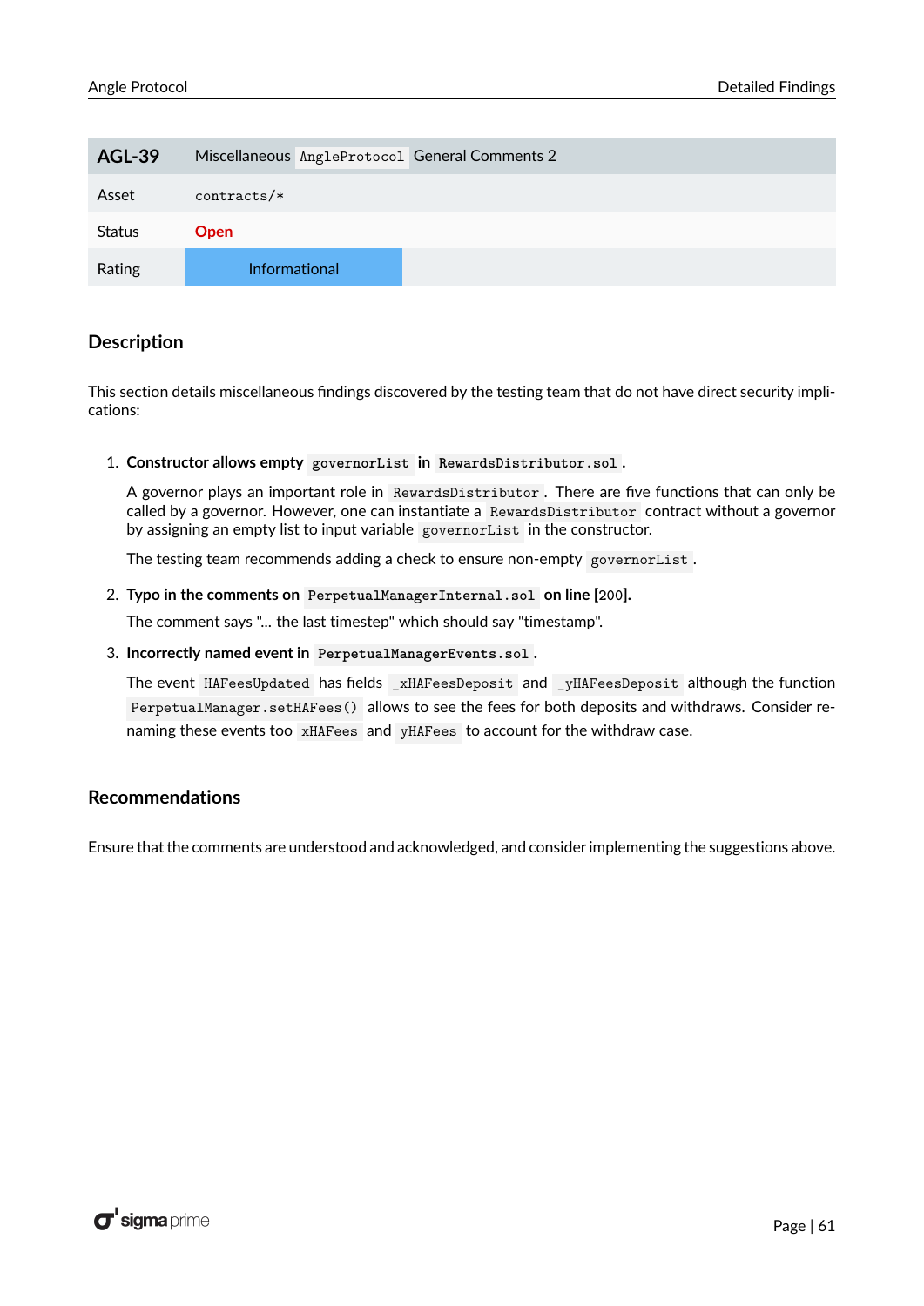| AGL-39 | Miscellaneous `AngleProtocol` General Comments 2 |
|---|---|
| Asset | `contracts/*` |
| Status | **Open** |
| Rating | Informational |

### Description

This section details miscellaneous findings discovered by the testing team that do not have direct security implications:

1. **Constructor allows empty `governorList` in `RewardsDistributor.sol`.**

   A governor plays an important role in `RewardsDistributor`. There are five functions that can only be called by a governor. However, one can instantiate a `RewardsDistributor` contract without a governor by assigning an empty list to input variable `governorList` in the constructor.

   The testing team recommends adding a check to ensure non-empty `governorList`.

2. **Typo in the comments on `PerpetualManagerInternal.sol` on line [200].**

   The comment says "... the last timestep" which should say "timestamp".

3. **Incorrectly named event in `PerpetualManagerEvents.sol`.**

   The event `HAFeesUpdated` has fields `_xHAFeesDeposit` and `_yHAFeesDeposit` although the function `PerpetualManager.setHAFees()` allows to see the fees for both deposits and withdraws. Consider renaming these events too `xHAFees` and `yHAFees` to account for the withdraw case.

### Recommendations

Ensure that the comments are understood and acknowledged, and consider implementing the suggestions above.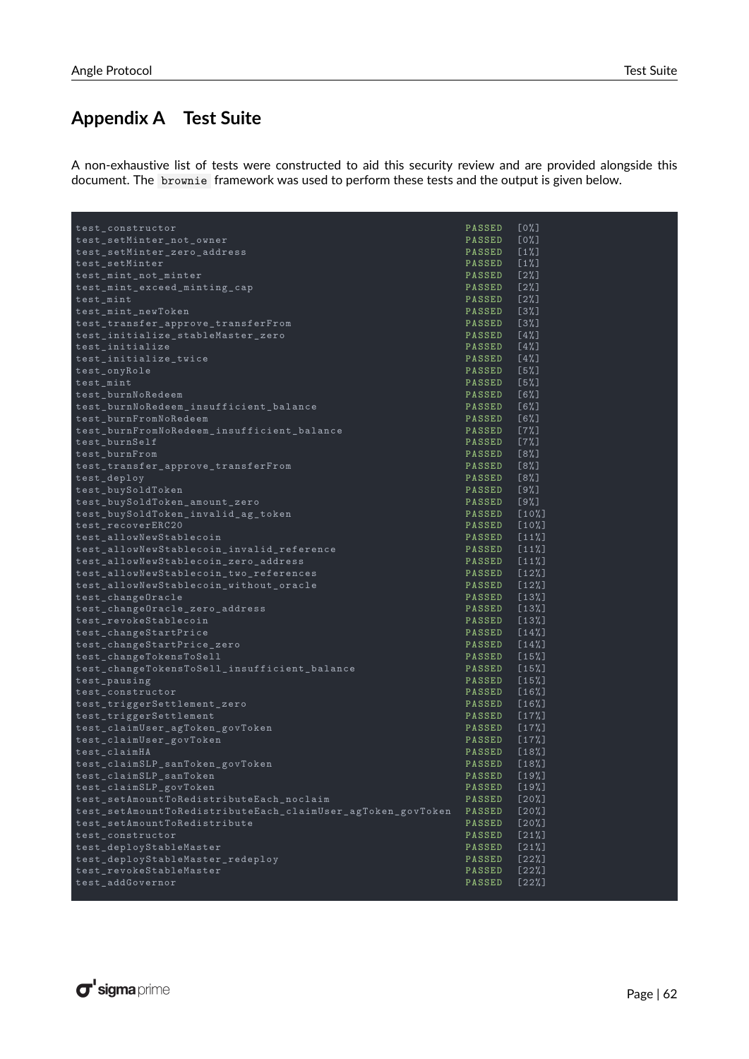# Appendix A Test Suite

A non-exhaustive list of tests were constructed to aid this security review and are provided alongside this document. The `brownie` framework was used to perform these tests and the output is given below.

```
test_constructor                                                PASSED   [0%]
test_setMinter_not_owner                                        PASSED   [0%]
test_setMinter_zero_address                                     PASSED   [1%]
test_setMinter                                                  PASSED   [1%]
test_mint_not_minter                                            PASSED   [2%]
test_mint_exceed_minting_cap                                    PASSED   [2%]
test_mint                                                       PASSED   [2%]
test_mint_newToken                                              PASSED   [3%]
test_transfer_approve_transferFrom                              PASSED   [3%]
test_initialize_stableMaster_zero                               PASSED   [4%]
test_initialize                                                 PASSED   [4%]
test_initialize_twice                                           PASSED   [4%]
test_onyRole                                                    PASSED   [5%]
test_mint                                                       PASSED   [5%]
test_burnNoRedeem                                               PASSED   [6%]
test_burnNoRedeem_insufficient_balance                          PASSED   [6%]
test_burnFromNoRedeem                                           PASSED   [6%]
test_burnFromNoRedeem_insufficient_balance                      PASSED   [7%]
test_burnSelf                                                   PASSED   [7%]
test_burnFrom                                                   PASSED   [8%]
test_transfer_approve_transferFrom                              PASSED   [8%]
test_deploy                                                     PASSED   [8%]
test_buySoldToken                                               PASSED   [9%]
test_buySoldToken_amount_zero                                   PASSED   [9%]
test_buySoldToken_invalid_ag_token                              PASSED   [10%]
test_recoverERC20                                               PASSED   [10%]
test_allowNewStablecoin                                         PASSED   [11%]
test_allowNewStablecoin_invalid_reference                       PASSED   [11%]
test_allowNewStablecoin_zero_address                            PASSED   [11%]
test_allowNewStablecoin_two_references                          PASSED   [12%]
test_allowNewStablecoin_without_oracle                          PASSED   [12%]
test_changeOracle                                               PASSED   [13%]
test_changeOracle_zero_address                                  PASSED   [13%]
test_revokeStablecoin                                           PASSED   [13%]
test_changeStartPrice                                           PASSED   [14%]
test_changeStartPrice_zero                                      PASSED   [14%]
test_changeTokensToSell                                         PASSED   [15%]
test_changeTokensToSell_insufficient_balance                    PASSED   [15%]
test_pausing                                                    PASSED   [15%]
test_constructor                                                PASSED   [16%]
test_triggerSettlement_zero                                     PASSED   [16%]
test_triggerSettlement                                          PASSED   [17%]
test_claimUser_agToken_govToken                                 PASSED   [17%]
test_claimUser_govToken                                         PASSED   [17%]
test_claimHA                                                    PASSED   [18%]
test_claimSLP_sanToken_govToken                                 PASSED   [18%]
test_claimSLP_sanToken                                          PASSED   [19%]
test_claimSLP_govToken                                          PASSED   [19%]
test_setAmountToRedistributeEach_noclaim                        PASSED   [20%]
test_setAmountToRedistributeEach_claimUser_agToken_govToken     PASSED   [20%]
test_setAmountToRedistribute                                    PASSED   [20%]
test_constructor                                                PASSED   [21%]
test_deployStableMaster                                         PASSED   [21%]
test_deployStableMaster_redeploy                                PASSED   [22%]
test_revokeStableMaster                                         PASSED   [22%]
test_addGovernor                                                PASSED   [22%]
```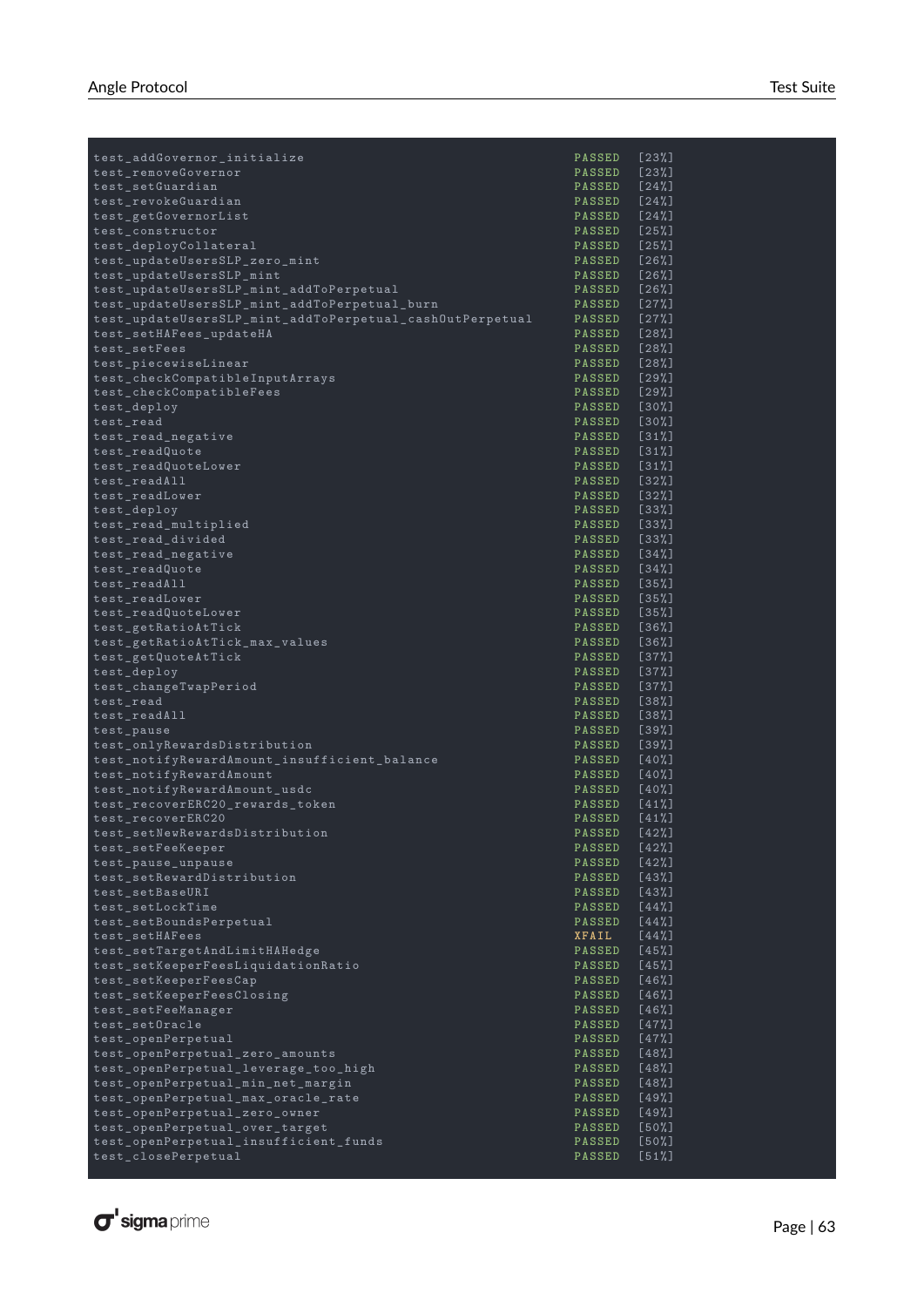```
test_addGovernor_initialize                                        PASSED   [23%]
test_removeGovernor                                                PASSED   [23%]
test_setGuardian                                                   PASSED   [24%]
test_revokeGuardian                                                PASSED   [24%]
test_getGovernorList                                               PASSED   [24%]
test_constructor                                                   PASSED   [25%]
test_deployCollateral                                              PASSED   [25%]
test_updateUsersSLP_zero_mint                                      PASSED   [26%]
test_updateUsersSLP_mint                                           PASSED   [26%]
test_updateUsersSLP_mint_addToPerpetual                            PASSED   [26%]
test_updateUsersSLP_mint_addToPerpetual_burn                       PASSED   [27%]
test_updateUsersSLP_mint_addToPerpetual_cashOutPerpetual           PASSED   [27%]
test_setHAFees_updateHA                                            PASSED   [28%]
test_setFees                                                       PASSED   [28%]
test_piecewiseLinear                                               PASSED   [28%]
test_checkCompatibleInputArrays                                    PASSED   [29%]
test_checkCompatibleFees                                           PASSED   [29%]
test_deploy                                                        PASSED   [30%]
test_read                                                          PASSED   [30%]
test_read_negative                                                 PASSED   [31%]
test_readQuote                                                     PASSED   [31%]
test_readQuoteLower                                                PASSED   [31%]
test_readAll                                                       PASSED   [32%]
test_readLower                                                     PASSED   [32%]
test_deploy                                                        PASSED   [33%]
test_read_multiplied                                               PASSED   [33%]
test_read_divided                                                  PASSED   [33%]
test_read_negative                                                 PASSED   [34%]
test_readQuote                                                     PASSED   [34%]
test_readAll                                                       PASSED   [35%]
test_readLower                                                     PASSED   [35%]
test_readQuoteLower                                                PASSED   [35%]
test_getRatioAtTick                                                PASSED   [36%]
test_getRatioAtTick_max_values                                     PASSED   [36%]
test_getQuoteAtTick                                                PASSED   [37%]
test_deploy                                                        PASSED   [37%]
test_changeTwapPeriod                                              PASSED   [37%]
test_read                                                          PASSED   [38%]
test_readAll                                                       PASSED   [38%]
test_pause                                                         PASSED   [39%]
test_onlyRewardsDistribution                                       PASSED   [39%]
test_notifyRewardAmount_insufficient_balance                       PASSED   [40%]
test_notifyRewardAmount                                            PASSED   [40%]
test_notifyRewardAmount_usdc                                       PASSED   [40%]
test_recoverERC20_rewards_token                                    PASSED   [41%]
test_recoverERC20                                                  PASSED   [41%]
test_setNewRewardsDistribution                                     PASSED   [42%]
test_setFeeKeeper                                                  PASSED   [42%]
test_pause_unpause                                                 PASSED   [42%]
test_setRewardDistribution                                         PASSED   [43%]
test_setBaseURI                                                    PASSED   [43%]
test_setLockTime                                                   PASSED   [44%]
test_setBoundsPerpetual                                            PASSED   [44%]
test_setHAFees                                                     XFAIL    [44%]
test_setTargetAndLimitHAHedge                                      PASSED   [45%]
test_setKeeperFeesLiquidationRatio                                 PASSED   [45%]
test_setKeeperFeesCap                                              PASSED   [46%]
test_setKeeperFeesClosing                                          PASSED   [46%]
test_setFeeManager                                                 PASSED   [46%]
test_setOracle                                                     PASSED   [47%]
test_openPerpetual                                                 PASSED   [47%]
test_openPerpetual_zero_amounts                                    PASSED   [48%]
test_openPerpetual_leverage_too_high                               PASSED   [48%]
test_openPerpetual_min_net_margin                                  PASSED   [48%]
test_openPerpetual_max_oracle_rate                                 PASSED   [49%]
test_openPerpetual_zero_owner                                      PASSED   [49%]
test_openPerpetual_over_target                                     PASSED   [50%]
test_openPerpetual_insufficient_funds                              PASSED   [50%]
test_closePerpetual                                                PASSED   [51%]
```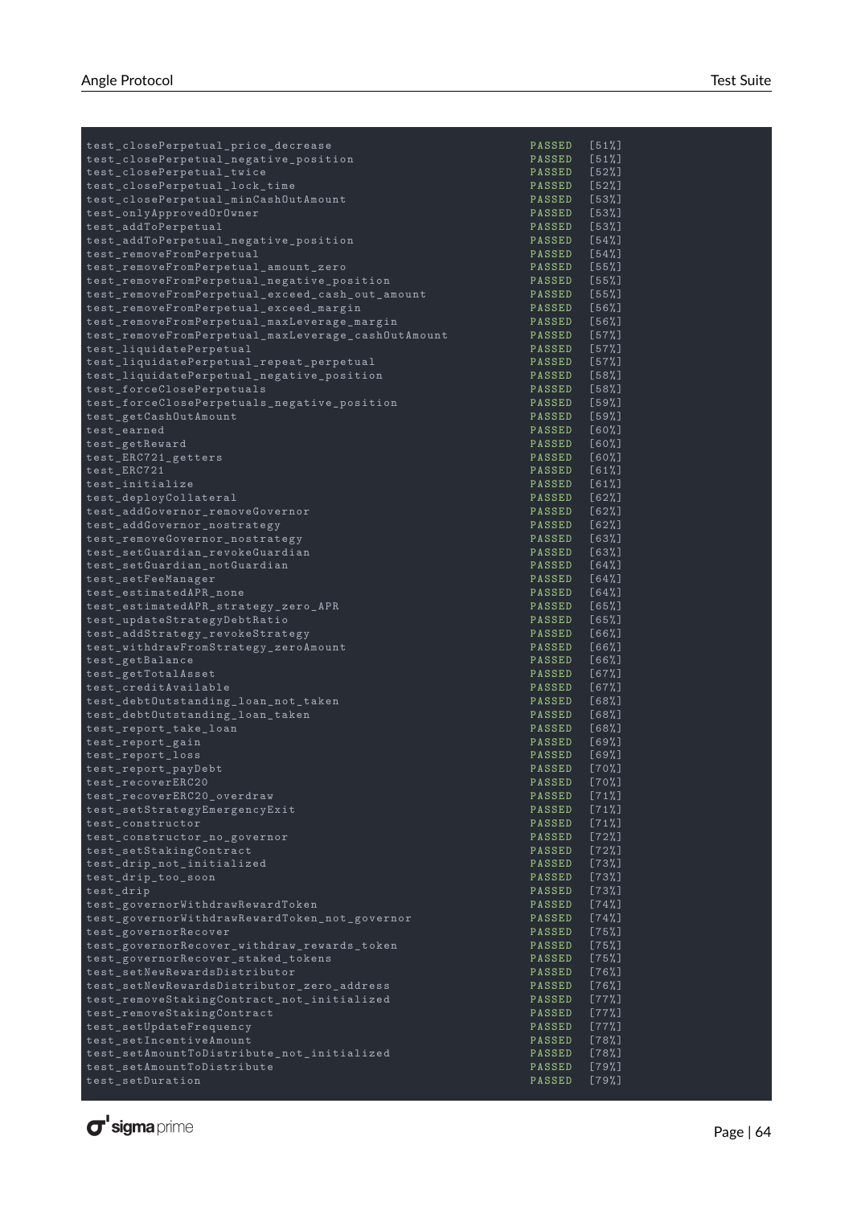```
test_closePerpetual_price_decrease                          PASSED   [51%]
test_closePerpetual_negative_position                       PASSED   [51%]
test_closePerpetual_twice                                   PASSED   [52%]
test_closePerpetual_lock_time                               PASSED   [52%]
test_closePerpetual_minCashOutAmount                        PASSED   [53%]
test_onlyApprovedOrOwner                                    PASSED   [53%]
test_addToPerpetual                                         PASSED   [53%]
test_addToPerpetual_negative_position                       PASSED   [54%]
test_removeFromPerpetual                                    PASSED   [54%]
test_removeFromPerpetual_amount_zero                        PASSED   [55%]
test_removeFromPerpetual_negative_position                  PASSED   [55%]
test_removeFromPerpetual_exceed_cash_out_amount             PASSED   [55%]
test_removeFromPerpetual_exceed_margin                      PASSED   [56%]
test_removeFromPerpetual_maxLeverage_margin                 PASSED   [56%]
test_removeFromPerpetual_maxLeverage_cashOutAmount          PASSED   [57%]
test_liquidatePerpetual                                     PASSED   [57%]
test_liquidatePerpetual_repeat_perpetual                    PASSED   [57%]
test_liquidatePerpetual_negative_position                   PASSED   [58%]
test_forceClosePerpetuals                                   PASSED   [58%]
test_forceClosePerpetuals_negative_position                 PASSED   [59%]
test_getCashOutAmount                                       PASSED   [59%]
test_earned                                                 PASSED   [60%]
test_getReward                                              PASSED   [60%]
test_ERC721_getters                                         PASSED   [60%]
test_ERC721                                                 PASSED   [61%]
test_initialize                                             PASSED   [61%]
test_deployCollateral                                       PASSED   [62%]
test_addGovernor_removeGovernor                             PASSED   [62%]
test_addGovernor_nostrategy                                 PASSED   [62%]
test_removeGovernor_nostrategy                              PASSED   [63%]
test_setGuardian_revokeGuardian                             PASSED   [63%]
test_setGuardian_notGuardian                                PASSED   [64%]
test_setFeeManager                                          PASSED   [64%]
test_estimatedAPR_none                                      PASSED   [64%]
test_estimatedAPR_strategy_zero_APR                         PASSED   [65%]
test_updateStrategyDebtRatio                                PASSED   [65%]
test_addStrategy_revokeStrategy                             PASSED   [66%]
test_withdrawFromStrategy_zeroAmount                        PASSED   [66%]
test_getBalance                                             PASSED   [66%]
test_getTotalAsset                                          PASSED   [67%]
test_creditAvailable                                        PASSED   [67%]
test_debtOutstanding_loan_not_taken                         PASSED   [68%]
test_debtOutstanding_loan_taken                             PASSED   [68%]
test_report_take_loan                                       PASSED   [68%]
test_report_gain                                            PASSED   [69%]
test_report_loss                                            PASSED   [69%]
test_report_payDebt                                         PASSED   [70%]
test_recoverERC20                                           PASSED   [70%]
test_recoverERC20_overdraw                                  PASSED   [71%]
test_setStrategyEmergencyExit                               PASSED   [71%]
test_constructor                                            PASSED   [71%]
test_constructor_no_governor                                PASSED   [72%]
test_setStakingContract                                     PASSED   [72%]
test_drip_not_initialized                                   PASSED   [73%]
test_drip_too_soon                                          PASSED   [73%]
test_drip                                                   PASSED   [73%]
test_governorWithdrawRewardToken                            PASSED   [74%]
test_governorWithdrawRewardToken_not_governor               PASSED   [74%]
test_governorRecover                                        PASSED   [75%]
test_governorRecover_withdraw_rewards_token                 PASSED   [75%]
test_governorRecover_staked_tokens                          PASSED   [75%]
test_setNewRewardsDistributor                               PASSED   [76%]
test_setNewRewardsDistributor_zero_address                  PASSED   [76%]
test_removeStakingContract_not_initialized                  PASSED   [77%]
test_removeStakingContract                                  PASSED   [77%]
test_setUpdateFrequency                                     PASSED   [77%]
test_setIncentiveAmount                                     PASSED   [78%]
test_setAmountToDistribute_not_initialized                  PASSED   [78%]
test_setAmountToDistribute                                  PASSED   [79%]
test_setDuration                                            PASSED   [79%]
```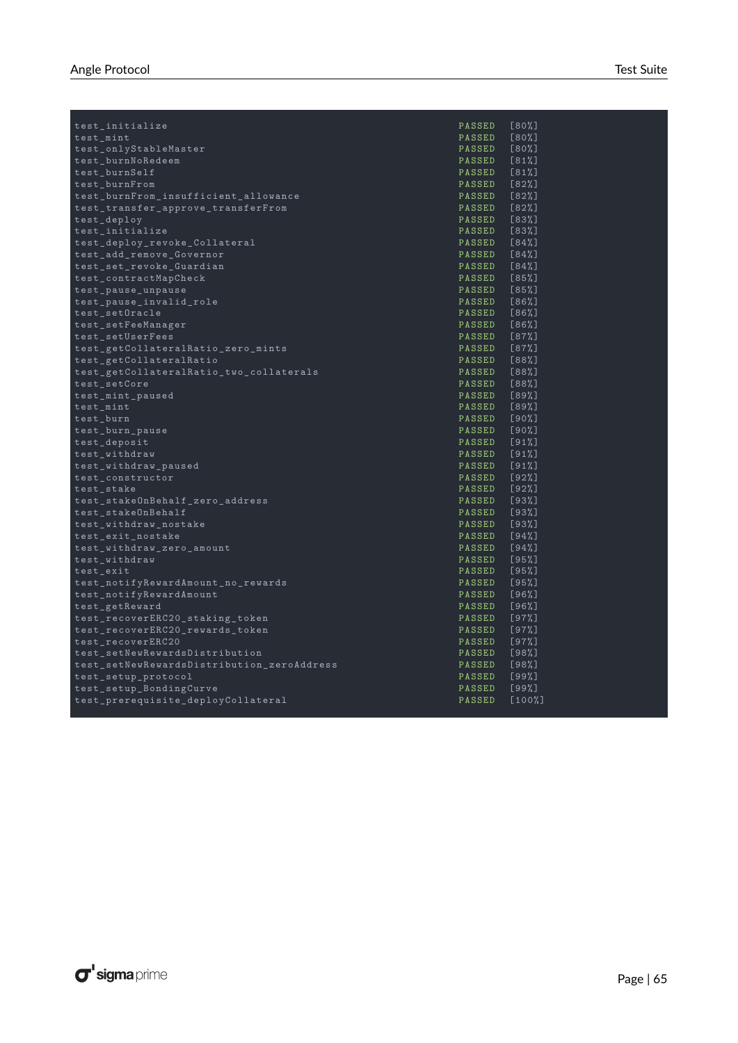```
test_initialize                                      PASSED  [80%]
test_mint                                            PASSED  [80%]
test_onlyStableMaster                                PASSED  [80%]
test_burnNoRedeem                                    PASSED  [81%]
test_burnSelf                                        PASSED  [81%]
test_burnFrom                                        PASSED  [82%]
test_burnFrom_insufficient_allowance                 PASSED  [82%]
test_transfer_approve_transferFrom                   PASSED  [82%]
test_deploy                                          PASSED  [83%]
test_initialize                                      PASSED  [83%]
test_deploy_revoke_Collateral                        PASSED  [84%]
test_add_remove_Governor                             PASSED  [84%]
test_set_revoke_Guardian                             PASSED  [84%]
test_contractMapCheck                                PASSED  [85%]
test_pause_unpause                                   PASSED  [85%]
test_pause_invalid_role                              PASSED  [86%]
test_setOracle                                       PASSED  [86%]
test_setFeeManager                                   PASSED  [86%]
test_setUserFees                                     PASSED  [87%]
test_getCollateralRatio_zero_mints                   PASSED  [87%]
test_getCollateralRatio                              PASSED  [88%]
test_getCollateralRatio_two_collaterals              PASSED  [88%]
test_setCore                                         PASSED  [88%]
test_mint_paused                                     PASSED  [89%]
test_mint                                            PASSED  [89%]
test_burn                                            PASSED  [90%]
test_burn_pause                                      PASSED  [90%]
test_deposit                                         PASSED  [91%]
test_withdraw                                        PASSED  [91%]
test_withdraw_paused                                 PASSED  [91%]
test_constructor                                     PASSED  [92%]
test_stake                                           PASSED  [92%]
test_stakeOnBehalf_zero_address                      PASSED  [93%]
test_stakeOnBehalf                                   PASSED  [93%]
test_withdraw_nostake                                PASSED  [93%]
test_exit_nostake                                    PASSED  [94%]
test_withdraw_zero_amount                            PASSED  [94%]
test_withdraw                                        PASSED  [95%]
test_exit                                            PASSED  [95%]
test_notifyRewardAmount_no_rewards                   PASSED  [95%]
test_notifyRewardAmount                              PASSED  [96%]
test_getReward                                       PASSED  [96%]
test_recoverERC20_staking_token                      PASSED  [97%]
test_recoverERC20_rewards_token                      PASSED  [97%]
test_recoverERC20                                    PASSED  [97%]
test_setNewRewardsDistribution                       PASSED  [98%]
test_setNewRewardsDistribution_zeroAddress           PASSED  [98%]
test_setup_protocol                                  PASSED  [99%]
test_setup_BondingCurve                              PASSED  [99%]
test_prerequisite_deployCollateral                   PASSED  [100%]
```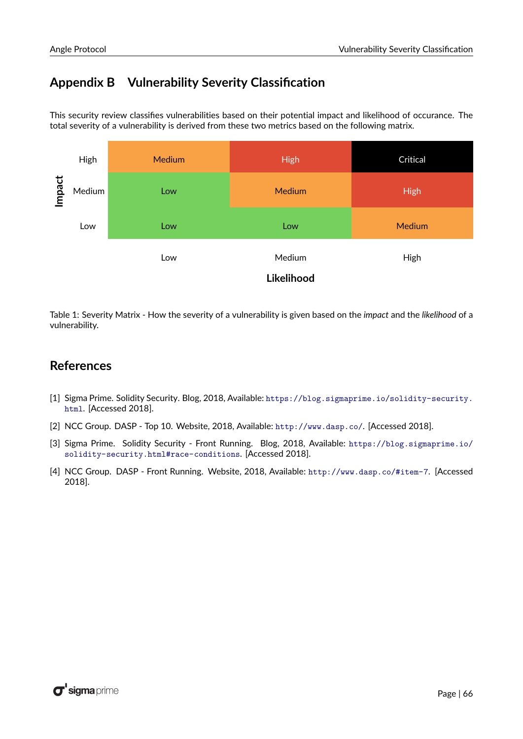# Appendix B Vulnerability Severity Classification

This security review classifies vulnerabilities based on their potential impact and likelihood of occurance. The total severity of a vulnerability is derived from these two metrics based on the following matrix.

| Impact \ Likelihood | Low | Medium | High |
|---|---|---|---|
| High | Medium | High | Critical |
| Medium | Low | Medium | High |
| Low | Low | Low | Medium |

Table 1: Severity Matrix - How the severity of a vulnerability is given based on the *impact* and the *likelihood* of a vulnerability.

## References

[1] Sigma Prime. Solidity Security. Blog, 2018, Available: `https://blog.sigmaprime.io/solidity-security.html`. [Accessed 2018].

[2] NCC Group. DASP - Top 10. Website, 2018, Available: `http://www.dasp.co/`. [Accessed 2018].

[3] Sigma Prime. Solidity Security - Front Running. Blog, 2018, Available: `https://blog.sigmaprime.io/solidity-security.html#race-conditions`. [Accessed 2018].

[4] NCC Group. DASP - Front Running. Website, 2018, Available: `http://www.dasp.co/#item-7`. [Accessed 2018].